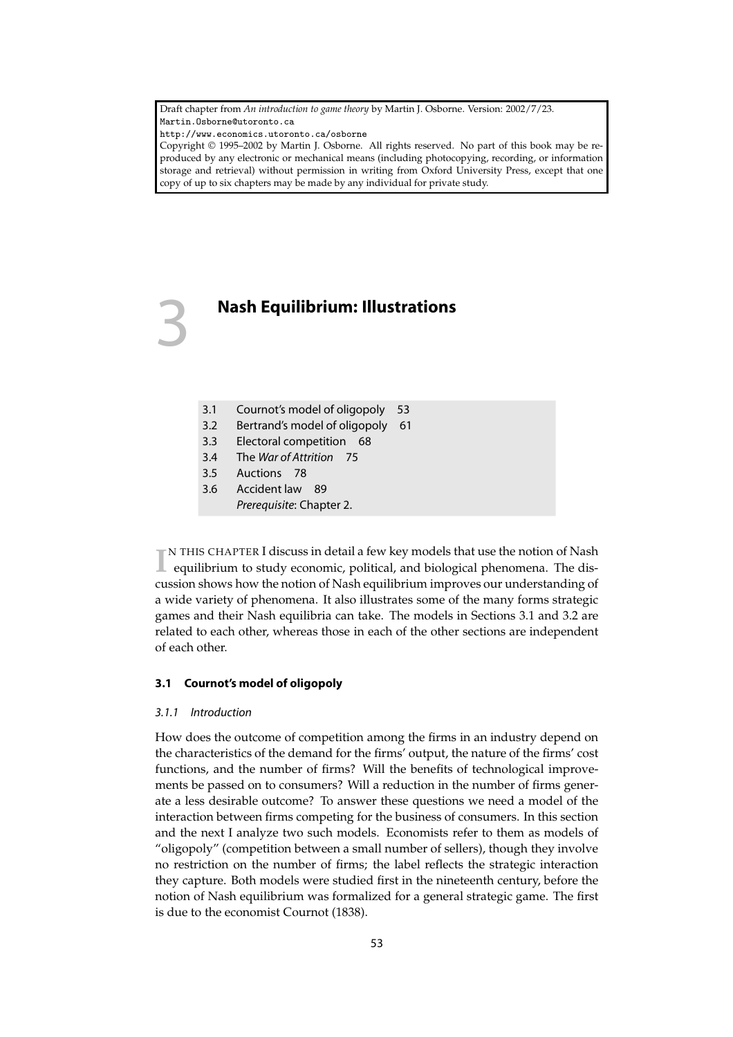Draft chapter from *An introduction to game theory* by Martin J. Osborne. Version: 2002/7/23.
Martin.Osborne@utoronto.ca
http://www.economics.utoronto.ca/osborne
Copyright © 1995–2002 by Martin J. Osborne. All rights reserved. No part of this book may be reproduced by any electronic or mechanical means (including photocopying, recording, or information storage and retrieval) without permission in writing from Oxford University Press, except that one copy of up to six chapters may be made by any individual for private study.

# 3 Nash Equilibrium: Illustrations

- 3.1 Cournot's model of oligopoly 53
- 3.2 Bertrand's model of oligopoly 61
- 3.3 Electoral competition 68
- 3.4 The *War of Attrition* 75
- 3.5 Auctions 78
- 3.6 Accident law 89

*Prerequisite*: Chapter 2.

IN THIS CHAPTER I discuss in detail a few key models that use the notion of Nash equilibrium to study economic, political, and biological phenomena. The discussion shows how the notion of Nash equilibrium improves our understanding of a wide variety of phenomena. It also illustrates some of the many forms strategic games and their Nash equilibria can take. The models in Sections 3.1 and 3.2 are related to each other, whereas those in each of the other sections are independent of each other.

## 3.1 Cournot's model of oligopoly

### 3.1.1 Introduction

How does the outcome of competition among the firms in an industry depend on the characteristics of the demand for the firms' output, the nature of the firms' cost functions, and the number of firms? Will the benefits of technological improvements be passed on to consumers? Will a reduction in the number of firms generate a less desirable outcome? To answer these questions we need a model of the interaction between firms competing for the business of consumers. In this section and the next I analyze two such models. Economists refer to them as models of "oligopoly" (competition between a small number of sellers), though they involve no restriction on the number of firms; the label reflects the strategic interaction they capture. Both models were studied first in the nineteenth century, before the notion of Nash equilibrium was formalized for a general strategic game. The first is due to the economist Cournot (1838).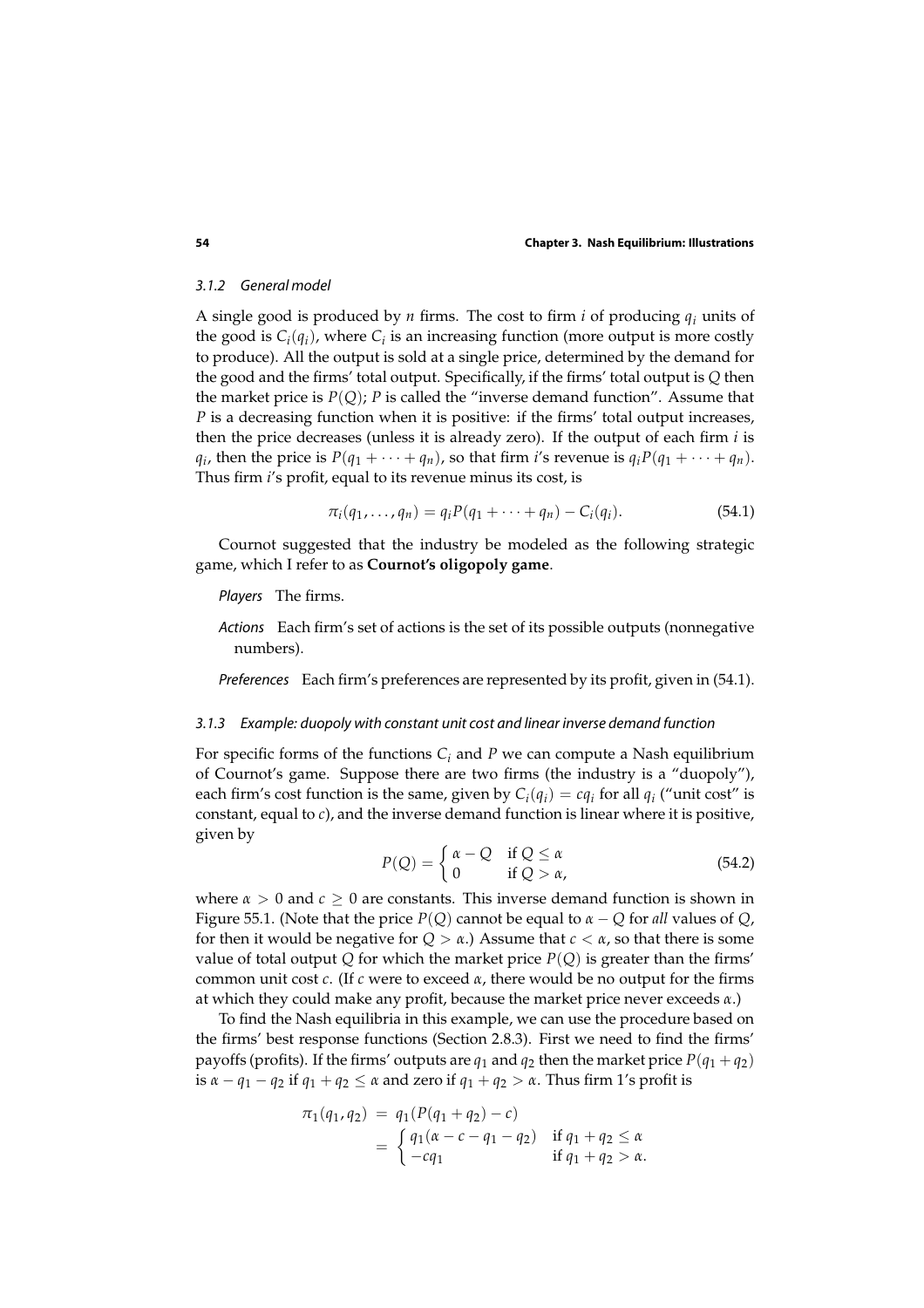### *3.1.2 General model*

A single good is produced by $n$ firms. The cost to firm $i$ of producing $q_i$ units of the good is $C_i(q_i)$, where $C_i$ is an increasing function (more output is more costly to produce). All the output is sold at a single price, determined by the demand for the good and the firms' total output. Specifically, if the firms' total output is $Q$ then the market price is $P(Q)$; $P$ is called the "inverse demand function". Assume that $P$ is a decreasing function when it is positive: if the firms' total output increases, then the price decreases (unless it is already zero). If the output of each firm $i$ is $q_i$, then the price is $P(q_1 + \cdots + q_n)$, so that firm $i$'s revenue is $q_i P(q_1 + \cdots + q_n)$. Thus firm $i$'s profit, equal to its revenue minus its cost, is

$$\pi_i(q_1, \ldots, q_n) = q_i P(q_1 + \cdots + q_n) - C_i(q_i). \tag{54.1}$$

Cournot suggested that the industry be modeled as the following strategic game, which I refer to as **Cournot's oligopoly game**.

*Players* The firms.

*Actions* Each firm's set of actions is the set of its possible outputs (nonnegative numbers).

*Preferences* Each firm's preferences are represented by its profit, given in (54.1).

### *3.1.3 Example: duopoly with constant unit cost and linear inverse demand function*

For specific forms of the functions $C_i$ and $P$ we can compute a Nash equilibrium of Cournot's game. Suppose there are two firms (the industry is a "duopoly"), each firm's cost function is the same, given by $C_i(q_i) = cq_i$ for all $q_i$ ("unit cost" is constant, equal to $c$), and the inverse demand function is linear where it is positive, given by

$$P(Q) = \begin{cases} \alpha - Q & \text{if } Q \leq \alpha \\ 0 & \text{if } Q > \alpha, \end{cases} \tag{54.2}$$

where $\alpha > 0$ and $c \geq 0$ are constants. This inverse demand function is shown in Figure 55.1. (Note that the price $P(Q)$ cannot be equal to $\alpha - Q$ for *all* values of $Q$, for then it would be negative for $Q > \alpha$.) Assume that $c < \alpha$, so that there is some value of total output $Q$ for which the market price $P(Q)$ is greater than the firms' common unit cost $c$. (If $c$ were to exceed $\alpha$, there would be no output for the firms at which they could make any profit, because the market price never exceeds $\alpha$.)

To find the Nash equilibria in this example, we can use the procedure based on the firms' best response functions (Section 2.8.3). First we need to find the firms' payoffs (profits). If the firms' outputs are $q_1$ and $q_2$ then the market price $P(q_1 + q_2)$ is $\alpha - q_1 - q_2$ if $q_1 + q_2 \leq \alpha$ and zero if $q_1 + q_2 > \alpha$. Thus firm 1's profit is

$$\begin{aligned} \pi_1(q_1, q_2) &= q_1(P(q_1 + q_2) - c) \\ &= \begin{cases} q_1(\alpha - c - q_1 - q_2) & \text{if } q_1 + q_2 \leq \alpha \\ -cq_1 & \text{if } q_1 + q_2 > \alpha. \end{cases} \end{aligned}$$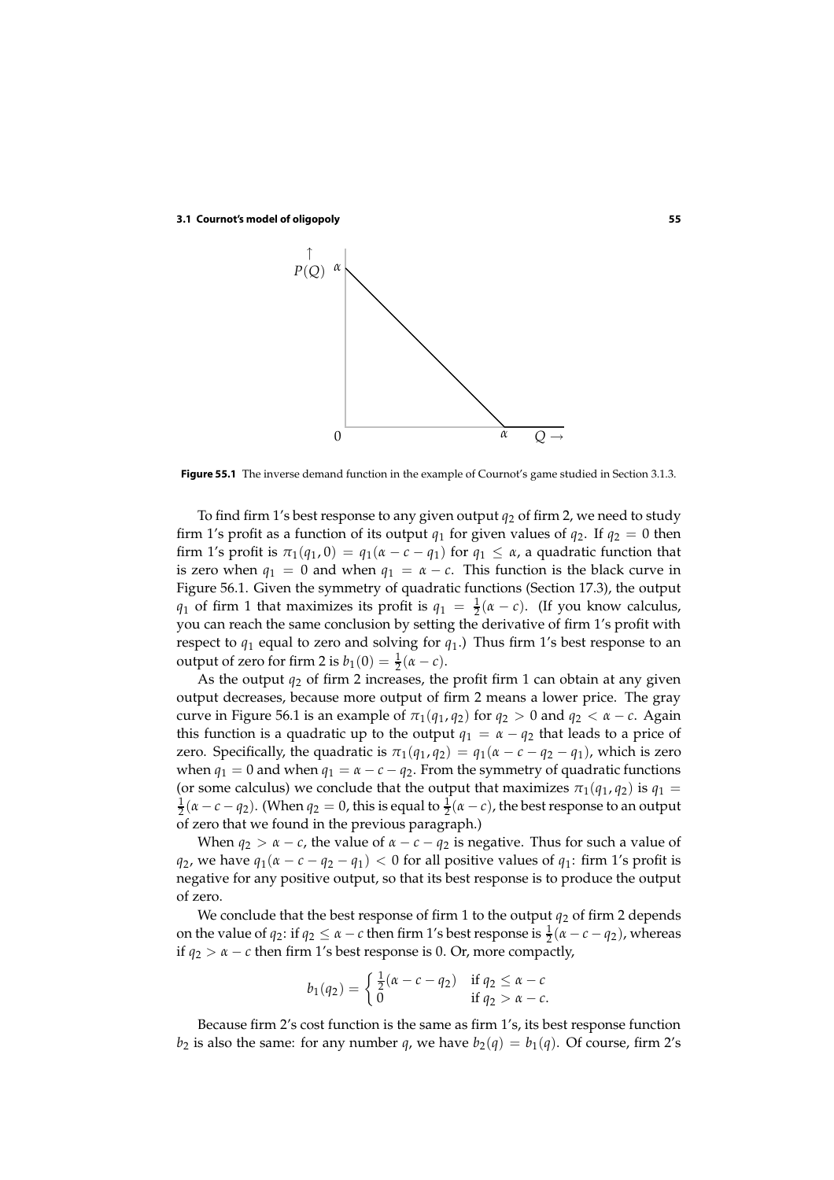**Figure 55.1** The inverse demand function in the example of Cournot's game studied in Section 3.1.3.

To find firm 1's best response to any given output $q_2$ of firm 2, we need to study firm 1's profit as a function of its output $q_1$ for given values of $q_2$. If $q_2 = 0$ then firm 1's profit is $\pi_1(q_1, 0) = q_1(\alpha - c - q_1)$ for $q_1 \leq \alpha$, a quadratic function that is zero when $q_1 = 0$ and when $q_1 = \alpha - c$. This function is the black curve in Figure 56.1. Given the symmetry of quadratic functions (Section 17.3), the output $q_1$ of firm 1 that maximizes its profit is $q_1 = \frac{1}{2}(\alpha - c)$. (If you know calculus, you can reach the same conclusion by setting the derivative of firm 1's profit with respect to $q_1$ equal to zero and solving for $q_1$.) Thus firm 1's best response to an output of zero for firm 2 is $b_1(0) = \frac{1}{2}(\alpha - c)$.

As the output $q_2$ of firm 2 increases, the profit firm 1 can obtain at any given output decreases, because more output of firm 2 means a lower price. The gray curve in Figure 56.1 is an example of $\pi_1(q_1, q_2)$ for $q_2 > 0$ and $q_2 < \alpha - c$. Again this function is a quadratic up to the output $q_1 = \alpha - q_2$ that leads to a price of zero. Specifically, the quadratic is $\pi_1(q_1, q_2) = q_1(\alpha - c - q_2 - q_1)$, which is zero when $q_1 = 0$ and when $q_1 = \alpha - c - q_2$. From the symmetry of quadratic functions (or some calculus) we conclude that the output that maximizes $\pi_1(q_1, q_2)$ is $q_1 = \frac{1}{2}(\alpha - c - q_2)$. (When $q_2 = 0$, this is equal to $\frac{1}{2}(\alpha - c)$, the best response to an output of zero that we found in the previous paragraph.)

When $q_2 > \alpha - c$, the value of $\alpha - c - q_2$ is negative. Thus for such a value of $q_2$, we have $q_1(\alpha - c - q_2 - q_1) < 0$ for all positive values of $q_1$: firm 1's profit is negative for any positive output, so that its best response is to produce the output of zero.

We conclude that the best response of firm 1 to the output $q_2$ of firm 2 depends on the value of $q_2$: if $q_2 \leq \alpha - c$ then firm 1's best response is $\frac{1}{2}(\alpha - c - q_2)$, whereas if $q_2 > \alpha - c$ then firm 1's best response is 0. Or, more compactly,

$$b_1(q_2) = \begin{cases} \frac{1}{2}(\alpha - c - q_2) & \text{if } q_2 \leq \alpha - c \\ 0 & \text{if } q_2 > \alpha - c. \end{cases}$$

Because firm 2's cost function is the same as firm 1's, its best response function $b_2$ is also the same: for any number $q$, we have $b_2(q) = b_1(q)$. Of course, firm 2's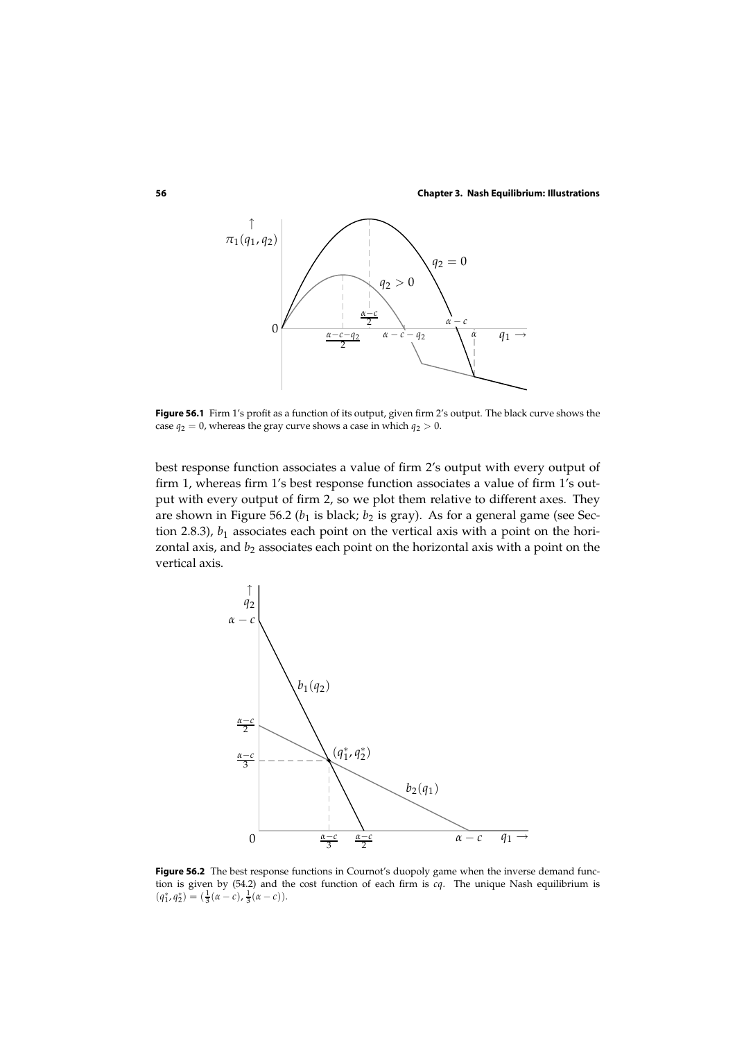**Figure 56.1** Firm 1's profit as a function of its output, given firm 2's output. The black curve shows the case $q_2 = 0$, whereas the gray curve shows a case in which $q_2 > 0$.

best response function associates a value of firm 2's output with every output of firm 1, whereas firm 1's best response function associates a value of firm 1's output with every output of firm 2, so we plot them relative to different axes. They are shown in Figure 56.2 ($b_1$ is black; $b_2$ is gray). As for a general game (see Section 2.8.3), $b_1$ associates each point on the vertical axis with a point on the horizontal axis, and $b_2$ associates each point on the horizontal axis with a point on the vertical axis.

**Figure 56.2** The best response functions in Cournot's duopoly game when the inverse demand function is given by (54.2) and the cost function of each firm is $cq$. The unique Nash equilibrium is $(q_1^*, q_2^*) = (\frac{1}{3}(\alpha - c), \frac{1}{3}(\alpha - c))$.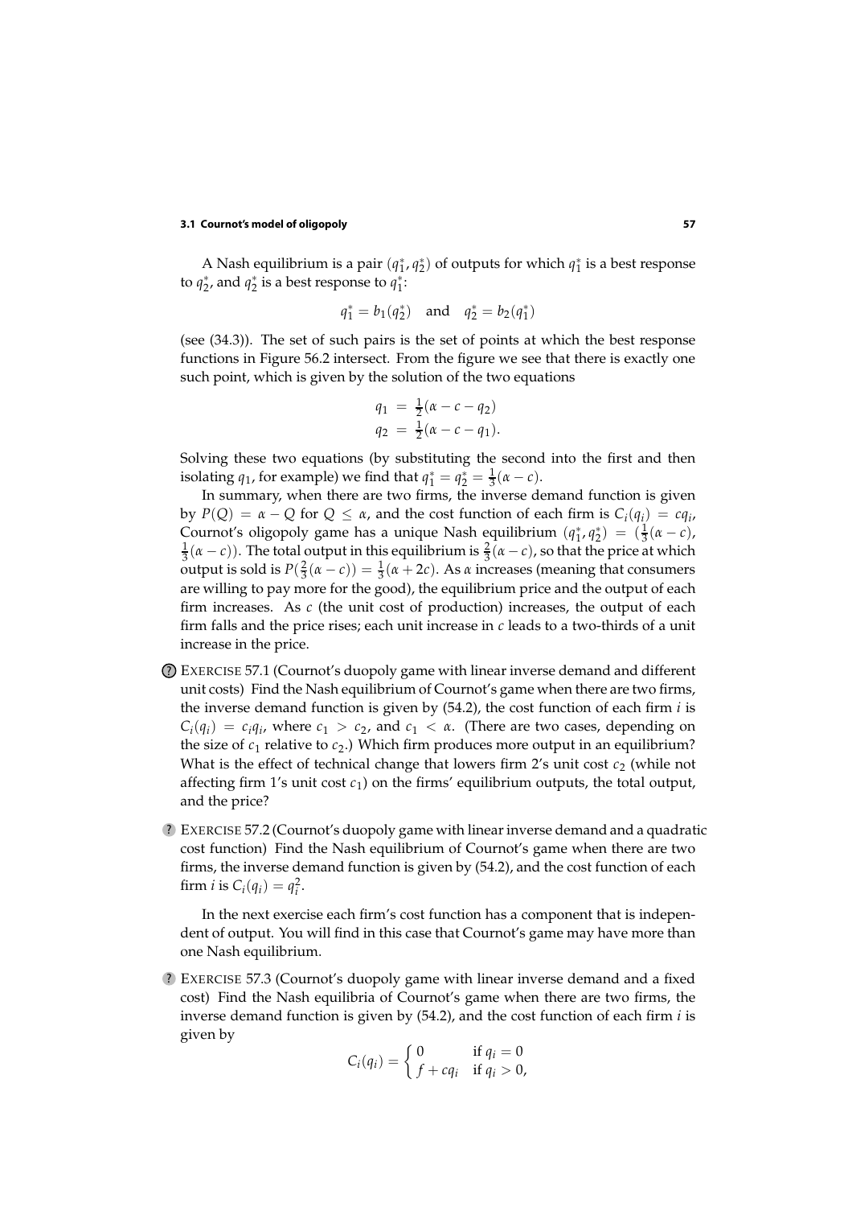A Nash equilibrium is a pair $(q_1^*, q_2^*)$ of outputs for which $q_1^*$ is a best response to $q_2^*$, and $q_2^*$ is a best response to $q_1^*$:

$$q_1^* = b_1(q_2^*) \quad \text{and} \quad q_2^* = b_2(q_1^*)$$

(see (34.3)). The set of such pairs is the set of points at which the best response functions in Figure 56.2 intersect. From the figure we see that there is exactly one such point, which is given by the solution of the two equations

$$\begin{aligned} q_1 &= \tfrac{1}{2}(\alpha - c - q_2) \\ q_2 &= \tfrac{1}{2}(\alpha - c - q_1). \end{aligned}$$

Solving these two equations (by substituting the second into the first and then isolating $q_1$, for example) we find that $q_1^* = q_2^* = \frac{1}{3}(\alpha - c)$.

In summary, when there are two firms, the inverse demand function is given by $P(Q) = \alpha - Q$ for $Q \leq \alpha$, and the cost function of each firm is $C_i(q_i) = cq_i$, Cournot's oligopoly game has a unique Nash equilibrium $(q_1^*, q_2^*) = (\frac{1}{3}(\alpha - c), \frac{1}{3}(\alpha - c))$. The total output in this equilibrium is $\frac{2}{3}(\alpha - c)$, so that the price at which output is sold is $P(\frac{2}{3}(\alpha - c)) = \frac{1}{3}(\alpha + 2c)$. As $\alpha$ increases (meaning that consumers are willing to pay more for the good), the equilibrium price and the output of each firm increases. As $c$ (the unit cost of production) increases, the output of each firm falls and the price rises; each unit increase in $c$ leads to a two-thirds of a unit increase in the price.

? EXERCISE 57.1 (Cournot's duopoly game with linear inverse demand and different unit costs) Find the Nash equilibrium of Cournot's game when there are two firms, the inverse demand function is given by (54.2), the cost function of each firm $i$ is $C_i(q_i) = c_i q_i$, where $c_1 > c_2$, and $c_1 < \alpha$. (There are two cases, depending on the size of $c_1$ relative to $c_2$.) Which firm produces more output in an equilibrium? What is the effect of technical change that lowers firm 2's unit cost $c_2$ (while not affecting firm 1's unit cost $c_1$) on the firms' equilibrium outputs, the total output, and the price?

? EXERCISE 57.2 (Cournot's duopoly game with linear inverse demand and a quadratic cost function) Find the Nash equilibrium of Cournot's game when there are two firms, the inverse demand function is given by (54.2), and the cost function of each firm $i$ is $C_i(q_i) = q_i^2$.

In the next exercise each firm's cost function has a component that is independent of output. You will find in this case that Cournot's game may have more than one Nash equilibrium.

? EXERCISE 57.3 (Cournot's duopoly game with linear inverse demand and a fixed cost) Find the Nash equilibria of Cournot's game when there are two firms, the inverse demand function is given by (54.2), and the cost function of each firm $i$ is given by

$$C_i(q_i) = \begin{cases} 0 & \text{if } q_i = 0 \\ f + cq_i & \text{if } q_i > 0, \end{cases}$$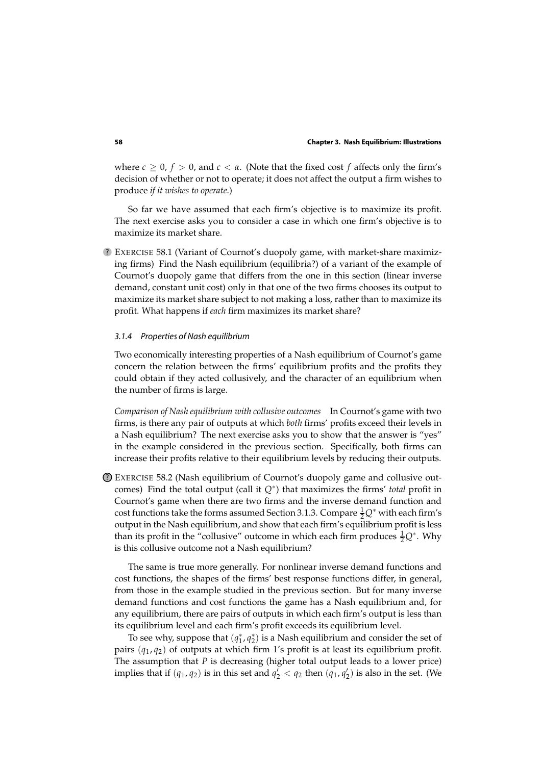where $c \geq 0$, $f > 0$, and $c < \alpha$. (Note that the fixed cost $f$ affects only the firm's decision of whether or not to operate; it does not affect the output a firm wishes to produce *if it wishes to operate*.)

So far we have assumed that each firm's objective is to maximize its profit. The next exercise asks you to consider a case in which one firm's objective is to maximize its market share.

? EXERCISE 58.1 (Variant of Cournot's duopoly game, with market-share maximizing firms) Find the Nash equilibrium (equilibria?) of a variant of the example of Cournot's duopoly game that differs from the one in this section (linear inverse demand, constant unit cost) only in that one of the two firms chooses its output to maximize its market share subject to not making a loss, rather than to maximize its profit. What happens if *each* firm maximizes its market share?

### 3.1.4 Properties of Nash equilibrium

Two economically interesting properties of a Nash equilibrium of Cournot's game concern the relation between the firms' equilibrium profits and the profits they could obtain if they acted collusively, and the character of an equilibrium when the number of firms is large.

*Comparison of Nash equilibrium with collusive outcomes* In Cournot's game with two firms, is there any pair of outputs at which *both* firms' profits exceed their levels in a Nash equilibrium? The next exercise asks you to show that the answer is "yes" in the example considered in the previous section. Specifically, both firms can increase their profits relative to their equilibrium levels by reducing their outputs.

? EXERCISE 58.2 (Nash equilibrium of Cournot's duopoly game and collusive outcomes) Find the total output (call it $Q^*$) that maximizes the firms' *total* profit in Cournot's game when there are two firms and the inverse demand function and cost functions take the forms assumed Section 3.1.3. Compare $\frac{1}{2}Q^*$ with each firm's output in the Nash equilibrium, and show that each firm's equilibrium profit is less than its profit in the "collusive" outcome in which each firm produces $\frac{1}{2}Q^*$. Why is this collusive outcome not a Nash equilibrium?

The same is true more generally. For nonlinear inverse demand functions and cost functions, the shapes of the firms' best response functions differ, in general, from those in the example studied in the previous section. But for many inverse demand functions and cost functions the game has a Nash equilibrium and, for any equilibrium, there are pairs of outputs in which each firm's output is less than its equilibrium level and each firm's profit exceeds its equilibrium level.

To see why, suppose that $(q_1^*, q_2^*)$ is a Nash equilibrium and consider the set of pairs $(q_1, q_2)$ of outputs at which firm 1's profit is at least its equilibrium profit. The assumption that $P$ is decreasing (higher total output leads to a lower price) implies that if $(q_1, q_2)$ is in this set and $q_2' < q_2$ then $(q_1, q_2')$ is also in the set. (We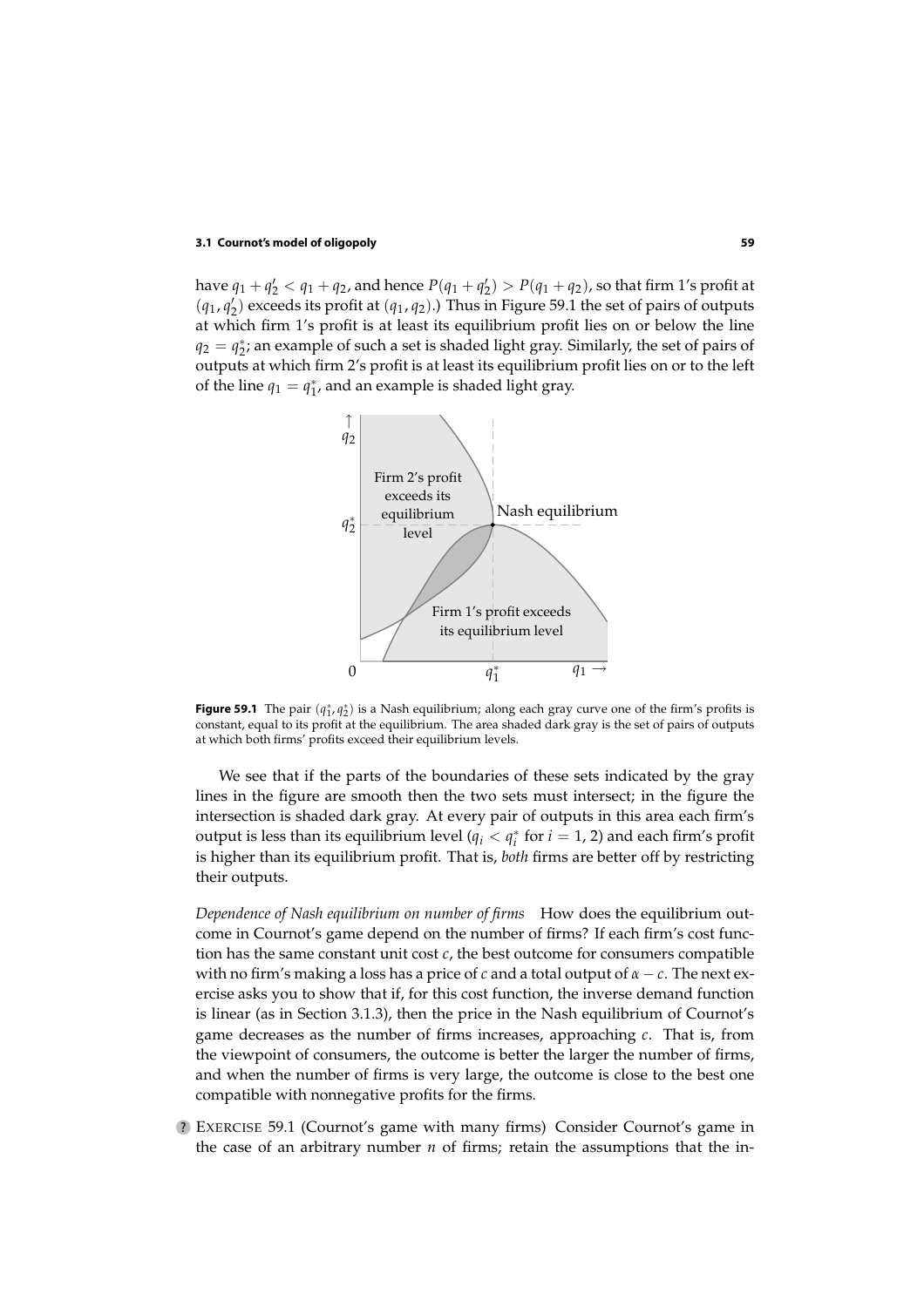have $q_1 + q_2' < q_1 + q_2$, and hence $P(q_1 + q_2') > P(q_1 + q_2)$, so that firm 1's profit at $(q_1, q_2')$ exceeds its profit at $(q_1, q_2)$.) Thus in Figure 59.1 the set of pairs of outputs at which firm 1's profit is at least its equilibrium profit lies on or below the line $q_2 = q_2^*$; an example of such a set is shaded light gray. Similarly, the set of pairs of outputs at which firm 2's profit is at least its equilibrium profit lies on or to the left of the line $q_1 = q_1^*$, and an example is shaded light gray.

**Figure 59.1** The pair $(q_1^*, q_2^*)$ is a Nash equilibrium; along each gray curve one of the firm's profits is constant, equal to its profit at the equilibrium. The area shaded dark gray is the set of pairs of outputs at which both firms' profits exceed their equilibrium levels.

We see that if the parts of the boundaries of these sets indicated by the gray lines in the figure are smooth then the two sets must intersect; in the figure the intersection is shaded dark gray. At every pair of outputs in this area each firm's output is less than its equilibrium level ($q_i < q_i^*$ for $i = 1, 2$) and each firm's profit is higher than its equilibrium profit. That is, *both* firms are better off by restricting their outputs.

*Dependence of Nash equilibrium on number of firms* How does the equilibrium outcome in Cournot's game depend on the number of firms? If each firm's cost function has the same constant unit cost $c$, the best outcome for consumers compatible with no firm's making a loss has a price of $c$ and a total output of $\alpha - c$. The next exercise asks you to show that if, for this cost function, the inverse demand function is linear (as in Section 3.1.3), then the price in the Nash equilibrium of Cournot's game decreases as the number of firms increases, approaching $c$. That is, from the viewpoint of consumers, the outcome is better the larger the number of firms, and when the number of firms is very large, the outcome is close to the best one compatible with nonnegative profits for the firms.

? EXERCISE 59.1 (Cournot's game with many firms) Consider Cournot's game in the case of an arbitrary number $n$ of firms; retain the assumptions that the in-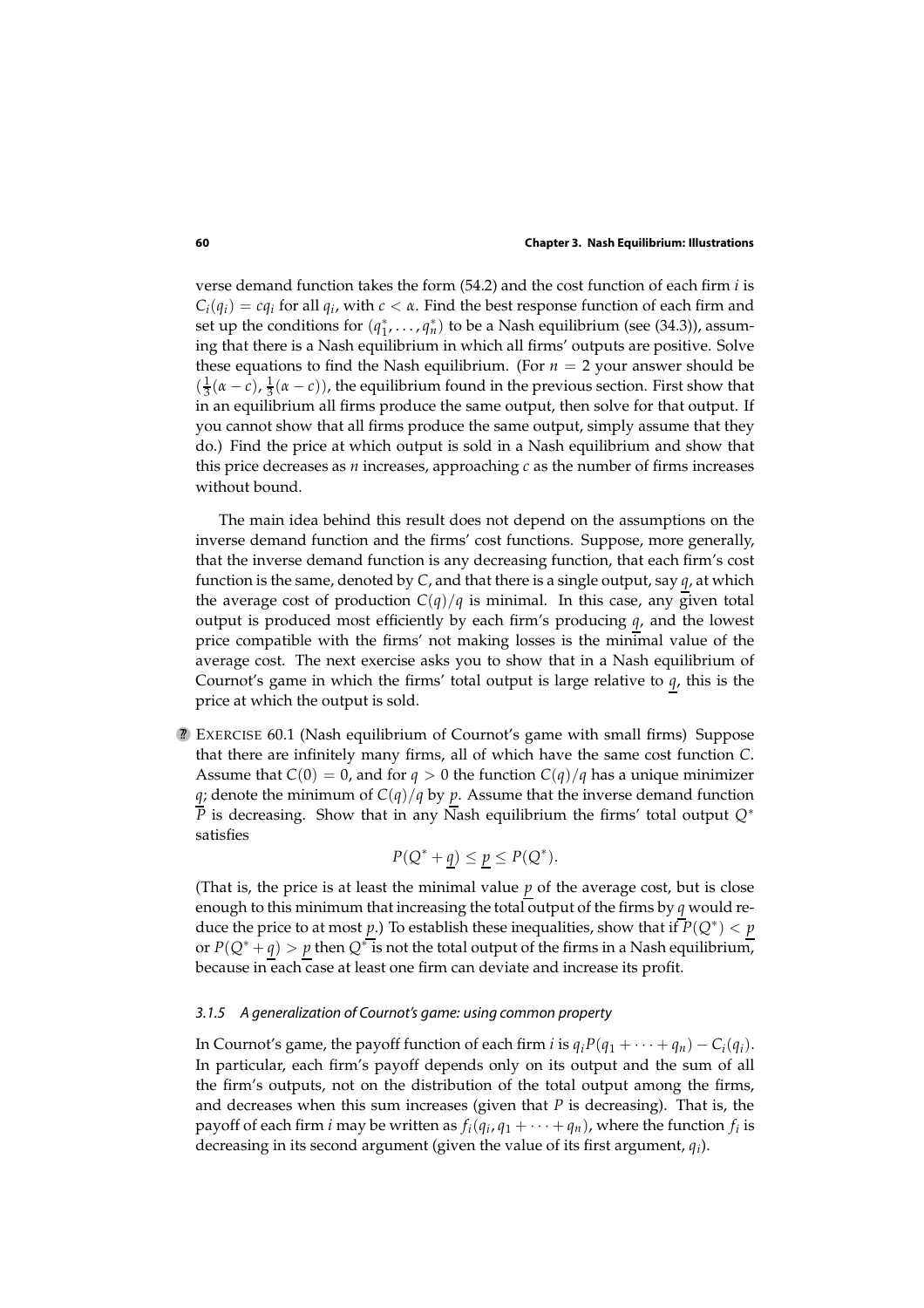verse demand function takes the form (54.2) and the cost function of each firm $i$ is $C_i(q_i) = cq_i$ for all $q_i$, with $c < \alpha$. Find the best response function of each firm and set up the conditions for $(q_1^*, \ldots, q_n^*)$ to be a Nash equilibrium (see (34.3)), assuming that there is a Nash equilibrium in which all firms' outputs are positive. Solve these equations to find the Nash equilibrium. (For $n = 2$ your answer should be $(\frac{1}{3}(\alpha - c), \frac{1}{3}(\alpha - c))$, the equilibrium found in the previous section. First show that in an equilibrium all firms produce the same output, then solve for that output. If you cannot show that all firms produce the same output, simply assume that they do.) Find the price at which output is sold in a Nash equilibrium and show that this price decreases as $n$ increases, approaching $c$ as the number of firms increases without bound.

The main idea behind this result does not depend on the assumptions on the inverse demand function and the firms' cost functions. Suppose, more generally, that the inverse demand function is any decreasing function, that each firm's cost function is the same, denoted by $C$, and that there is a single output, say $\underline{q}$, at which the average cost of production $C(q)/q$ is minimal. In this case, any given total output is produced most efficiently by each firm's producing $\underline{q}$, and the lowest price compatible with the firms' not making losses is the minimal value of the average cost. The next exercise asks you to show that in a Nash equilibrium of Cournot's game in which the firms' total output is large relative to $\underline{q}$, this is the price at which the output is sold.

?? EXERCISE 60.1 (Nash equilibrium of Cournot's game with small firms) Suppose that there are infinitely many firms, all of which have the same cost function $C$. Assume that $C(0) = 0$, and for $q > 0$ the function $C(q)/q$ has a unique minimizer $\underline{q}$; denote the minimum of $C(q)/q$ by $\underline{p}$. Assume that the inverse demand function $P$ is decreasing. Show that in any Nash equilibrium the firms' total output $Q^*$ satisfies

$$P(Q^* + \underline{q}) \leq \underline{p} \leq P(Q^*).$$

(That is, the price is at least the minimal value $\underline{p}$ of the average cost, but is close enough to this minimum that increasing the total output of the firms by $\underline{q}$ would reduce the price to at most $\underline{p}$.) To establish these inequalities, show that if $P(Q^*) < \underline{p}$ or $P(Q^* + \underline{q}) > \underline{p}$ then $Q^*$ is not the total output of the firms in a Nash equilibrium, because in each case at least one firm can deviate and increase its profit.

### *3.1.5 A generalization of Cournot's game: using common property*

In Cournot's game, the payoff function of each firm $i$ is $q_i P(q_1 + \cdots + q_n) - C_i(q_i)$. In particular, each firm's payoff depends only on its output and the sum of all the firm's outputs, not on the distribution of the total output among the firms, and decreases when this sum increases (given that $P$ is decreasing). That is, the payoff of each firm $i$ may be written as $f_i(q_i, q_1 + \cdots + q_n)$, where the function $f_i$ is decreasing in its second argument (given the value of its first argument, $q_i$).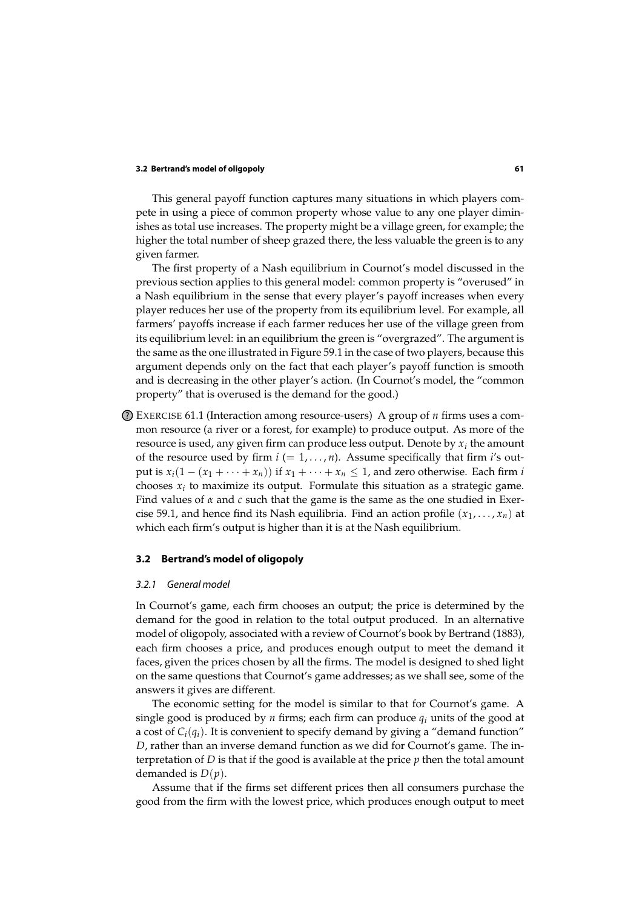This general payoff function captures many situations in which players compete in using a piece of common property whose value to any one player diminishes as total use increases. The property might be a village green, for example; the higher the total number of sheep grazed there, the less valuable the green is to any given farmer.

The first property of a Nash equilibrium in Cournot's model discussed in the previous section applies to this general model: common property is "overused" in a Nash equilibrium in the sense that every player's payoff increases when every player reduces her use of the property from its equilibrium level. For example, all farmers' payoffs increase if each farmer reduces her use of the village green from its equilibrium level: in an equilibrium the green is "overgrazed". The argument is the same as the one illustrated in Figure 59.1 in the case of two players, because this argument depends only on the fact that each player's payoff function is smooth and is decreasing in the other player's action. (In Cournot's model, the "common property" that is overused is the demand for the good.)

? EXERCISE 61.1 (Interaction among resource-users) A group of $n$ firms uses a common resource (a river or a forest, for example) to produce output. As more of the resource is used, any given firm can produce less output. Denote by $x_i$ the amount of the resource used by firm $i$ $(= 1, \ldots, n)$. Assume specifically that firm $i$'s output is $x_i(1 - (x_1 + \cdots + x_n))$ if $x_1 + \cdots + x_n \leq 1$, and zero otherwise. Each firm $i$ chooses $x_i$ to maximize its output. Formulate this situation as a strategic game. Find values of $\alpha$ and $c$ such that the game is the same as the one studied in Exercise 59.1, and hence find its Nash equilibria. Find an action profile $(x_1, \ldots, x_n)$ at which each firm's output is higher than it is at the Nash equilibrium.

## 3.2 Bertrand's model of oligopoly

### 3.2.1 *General model*

In Cournot's game, each firm chooses an output; the price is determined by the demand for the good in relation to the total output produced. In an alternative model of oligopoly, associated with a review of Cournot's book by Bertrand (1883), each firm chooses a price, and produces enough output to meet the demand it faces, given the prices chosen by all the firms. The model is designed to shed light on the same questions that Cournot's game addresses; as we shall see, some of the answers it gives are different.

The economic setting for the model is similar to that for Cournot's game. A single good is produced by $n$ firms; each firm can produce $q_i$ units of the good at a cost of $C_i(q_i)$. It is convenient to specify demand by giving a "demand function" $D$, rather than an inverse demand function as we did for Cournot's game. The interpretation of $D$ is that if the good is available at the price $p$ then the total amount demanded is $D(p)$.

Assume that if the firms set different prices then all consumers purchase the good from the firm with the lowest price, which produces enough output to meet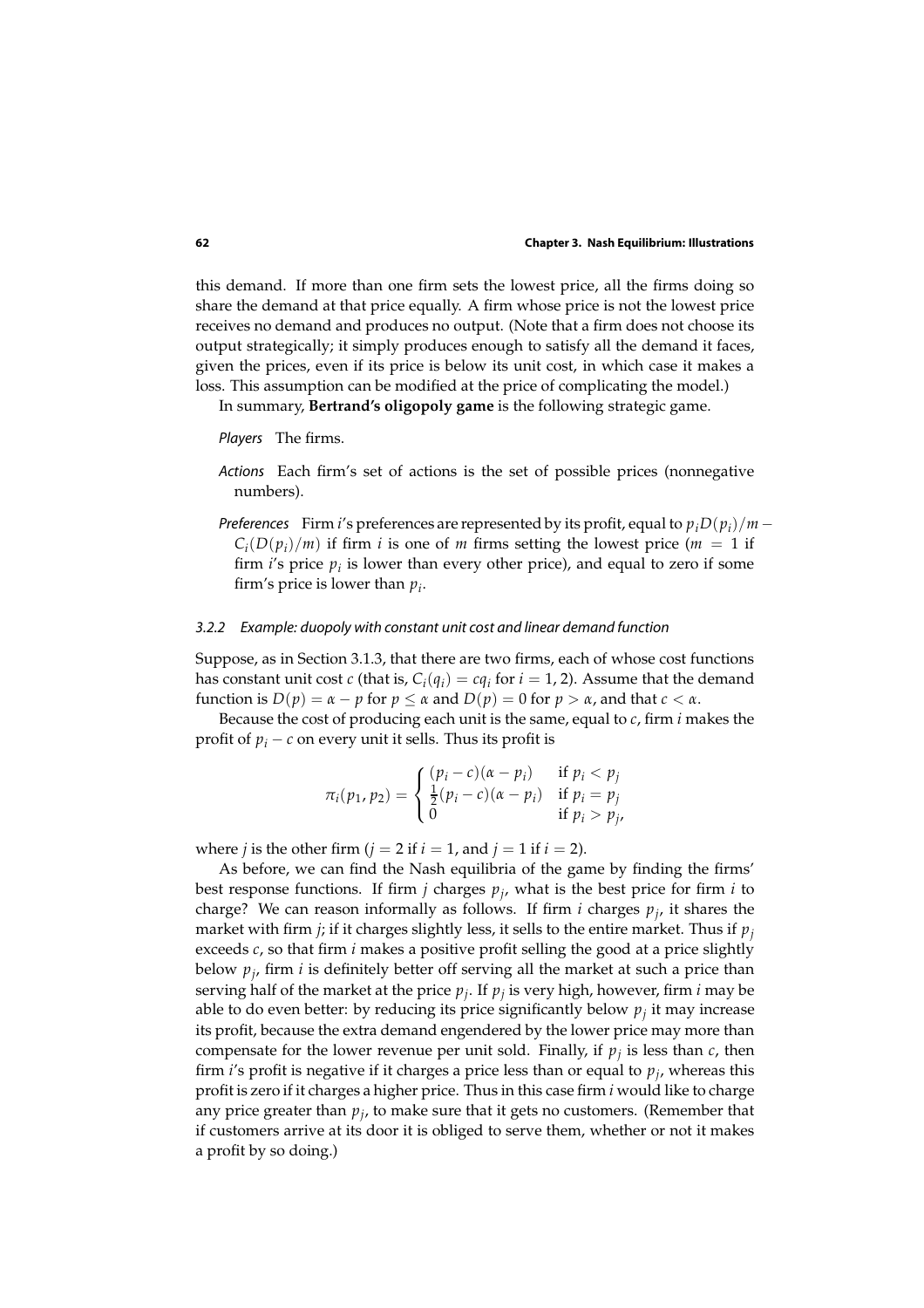this demand. If more than one firm sets the lowest price, all the firms doing so share the demand at that price equally. A firm whose price is not the lowest price receives no demand and produces no output. (Note that a firm does not choose its output strategically; it simply produces enough to satisfy all the demand it faces, given the prices, even if its price is below its unit cost, in which case it makes a loss. This assumption can be modified at the price of complicating the model.)

In summary, **Bertrand's oligopoly game** is the following strategic game.

*Players* The firms.

*Actions* Each firm's set of actions is the set of possible prices (nonnegative numbers).

*Preferences* Firm $i$'s preferences are represented by its profit, equal to $p_i D(p_i)/m - C_i(D(p_i)/m)$ if firm $i$ is one of $m$ firms setting the lowest price ($m = 1$ if firm $i$'s price $p_i$ is lower than every other price), and equal to zero if some firm's price is lower than $p_i$.

### 3.2.2 Example: duopoly with constant unit cost and linear demand function

Suppose, as in Section 3.1.3, that there are two firms, each of whose cost functions has constant unit cost $c$ (that is, $C_i(q_i) = cq_i$ for $i = 1, 2$). Assume that the demand function is $D(p) = \alpha - p$ for $p \leq \alpha$ and $D(p) = 0$ for $p > \alpha$, and that $c < \alpha$.

Because the cost of producing each unit is the same, equal to $c$, firm $i$ makes the profit of $p_i - c$ on every unit it sells. Thus its profit is

$$\pi_i(p_1, p_2) = \begin{cases} (p_i - c)(\alpha - p_i) & \text{if } p_i < p_j \\ \frac{1}{2}(p_i - c)(\alpha - p_i) & \text{if } p_i = p_j \\ 0 & \text{if } p_i > p_j, \end{cases}$$

where $j$ is the other firm ($j = 2$ if $i = 1$, and $j = 1$ if $i = 2$).

As before, we can find the Nash equilibria of the game by finding the firms' best response functions. If firm $j$ charges $p_j$, what is the best price for firm $i$ to charge? We can reason informally as follows. If firm $i$ charges $p_j$, it shares the market with firm $j$; if it charges slightly less, it sells to the entire market. Thus if $p_j$ exceeds $c$, so that firm $i$ makes a positive profit selling the good at a price slightly below $p_j$, firm $i$ is definitely better off serving all the market at such a price than serving half of the market at the price $p_j$. If $p_j$ is very high, however, firm $i$ may be able to do even better: by reducing its price significantly below $p_j$ it may increase its profit, because the extra demand engendered by the lower price may more than compensate for the lower revenue per unit sold. Finally, if $p_j$ is less than $c$, then firm $i$'s profit is negative if it charges a price less than or equal to $p_j$, whereas this profit is zero if it charges a higher price. Thus in this case firm $i$ would like to charge any price greater than $p_j$, to make sure that it gets no customers. (Remember that if customers arrive at its door it is obliged to serve them, whether or not it makes a profit by so doing.)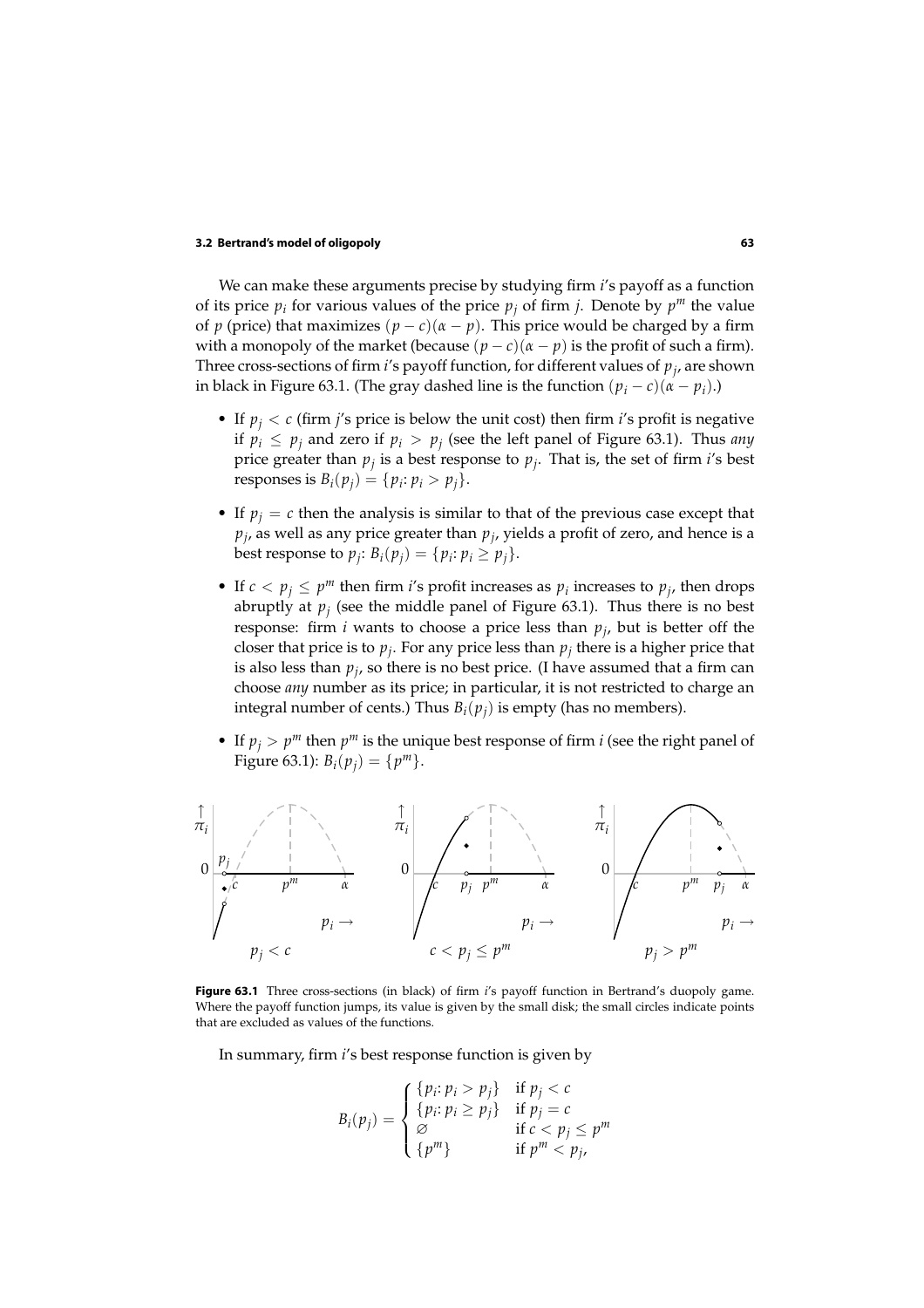We can make these arguments precise by studying firm $i$'s payoff as a function of its price $p_i$ for various values of the price $p_j$ of firm $j$. Denote by $p^m$ the value of $p$ (price) that maximizes $(p - c)(\alpha - p)$. This price would be charged by a firm with a monopoly of the market (because $(p - c)(\alpha - p)$ is the profit of such a firm). Three cross-sections of firm $i$'s payoff function, for different values of $p_j$, are shown in black in Figure 63.1. (The gray dashed line is the function $(p_i - c)(\alpha - p_i)$.)

- If $p_j < c$ (firm $j$'s price is below the unit cost) then firm $i$'s profit is negative if $p_i \leq p_j$ and zero if $p_i > p_j$ (see the left panel of Figure 63.1). Thus *any* price greater than $p_j$ is a best response to $p_j$. That is, the set of firm $i$'s best responses is $B_i(p_j) = \{p_i\colon p_i > p_j\}$.

- If $p_j = c$ then the analysis is similar to that of the previous case except that $p_j$, as well as any price greater than $p_j$, yields a profit of zero, and hence is a best response to $p_j$: $B_i(p_j) = \{p_i\colon p_i \geq p_j\}$.

- If $c < p_j \leq p^m$ then firm $i$'s profit increases as $p_i$ increases to $p_j$, then drops abruptly at $p_j$ (see the middle panel of Figure 63.1). Thus there is no best response: firm $i$ wants to choose a price less than $p_j$, but is better off the closer that price is to $p_j$. For any price less than $p_j$ there is a higher price that is also less than $p_j$, so there is no best price. (I have assumed that a firm can choose *any* number as its price; in particular, it is not restricted to charge an integral number of cents.) Thus $B_i(p_j)$ is empty (has no members).

- If $p_j > p^m$ then $p^m$ is the unique best response of firm $i$ (see the right panel of Figure 63.1): $B_i(p_j) = \{p^m\}$.

**Figure 63.1** Three cross-sections (in black) of firm $i$'s payoff function in Bertrand's duopoly game. Where the payoff function jumps, its value is given by the small disk; the small circles indicate points that are excluded as values of the functions.

In summary, firm $i$'s best response function is given by

$$B_i(p_j) = \begin{cases} \{p_i\colon p_i > p_j\} & \text{if } p_j < c \\ \{p_i\colon p_i \geq p_j\} & \text{if } p_j = c \\ \varnothing & \text{if } c < p_j \leq p^m \\ \{p^m\} & \text{if } p^m < p_j, \end{cases}$$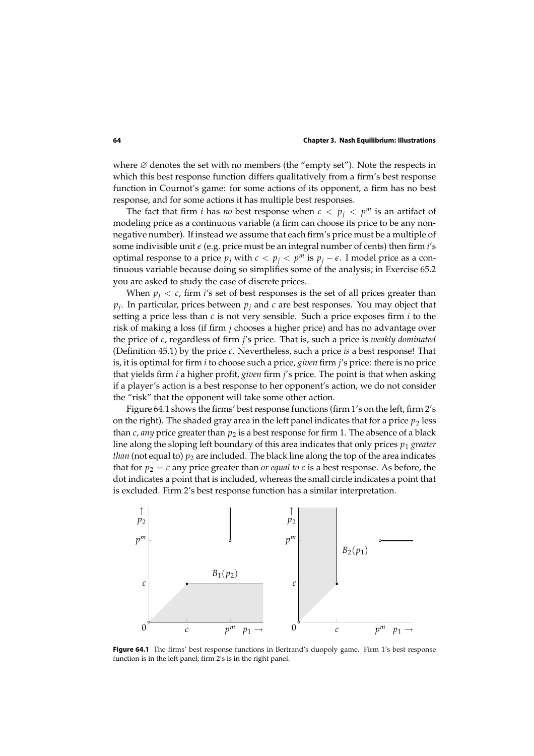where ∅ denotes the set with no members (the "empty set"). Note the respects in which this best response function differs qualitatively from a firm's best response function in Cournot's game: for some actions of its opponent, a firm has no best response, and for some actions it has multiple best responses.

The fact that firm $i$ has *no* best response when $c < p_j < p^m$ is an artifact of modeling price as a continuous variable (a firm can choose its price to be any nonnegative number). If instead we assume that each firm's price must be a multiple of some indivisible unit $\epsilon$ (e.g. price must be an integral number of cents) then firm $i$'s optimal response to a price $p_j$ with $c < p_j < p^m$ is $p_j - \epsilon$. I model price as a continuous variable because doing so simplifies some of the analysis; in Exercise 65.2 you are asked to study the case of discrete prices.

When $p_j < c$, firm $i$'s set of best responses is the set of all prices greater than $p_j$. In particular, prices between $p_j$ and $c$ are best responses. You may object that setting a price less than $c$ is not very sensible. Such a price exposes firm $i$ to the risk of making a loss (if firm $j$ chooses a higher price) and has no advantage over the price of $c$, regardless of firm $j$'s price. That is, such a price is *weakly dominated* (Definition 45.1) by the price $c$. Nevertheless, such a price *is* a best response! That is, it is optimal for firm $i$ to choose such a price, *given* firm $j$'s price: there is no price that yields firm $i$ a higher profit, *given* firm $j$'s price. The point is that when asking if a player's action is a best response to her opponent's action, we do not consider the "risk" that the opponent will take some other action.

Figure 64.1 shows the firms' best response functions (firm 1's on the left, firm 2's on the right). The shaded gray area in the left panel indicates that for a price $p_2$ less than $c$, *any* price greater than $p_2$ is a best response for firm 1. The absence of a black line along the sloping left boundary of this area indicates that only prices $p_1$ *greater than* (not equal to) $p_2$ are included. The black line along the top of the area indicates that for $p_2 = c$ any price greater than *or equal to* $c$ is a best response. As before, the dot indicates a point that is included, whereas the small circle indicates a point that is excluded. Firm 2's best response function has a similar interpretation.

**Figure 64.1** The firms' best response functions in Bertrand's duopoly game. Firm 1's best response function is in the left panel; firm 2's is in the right panel.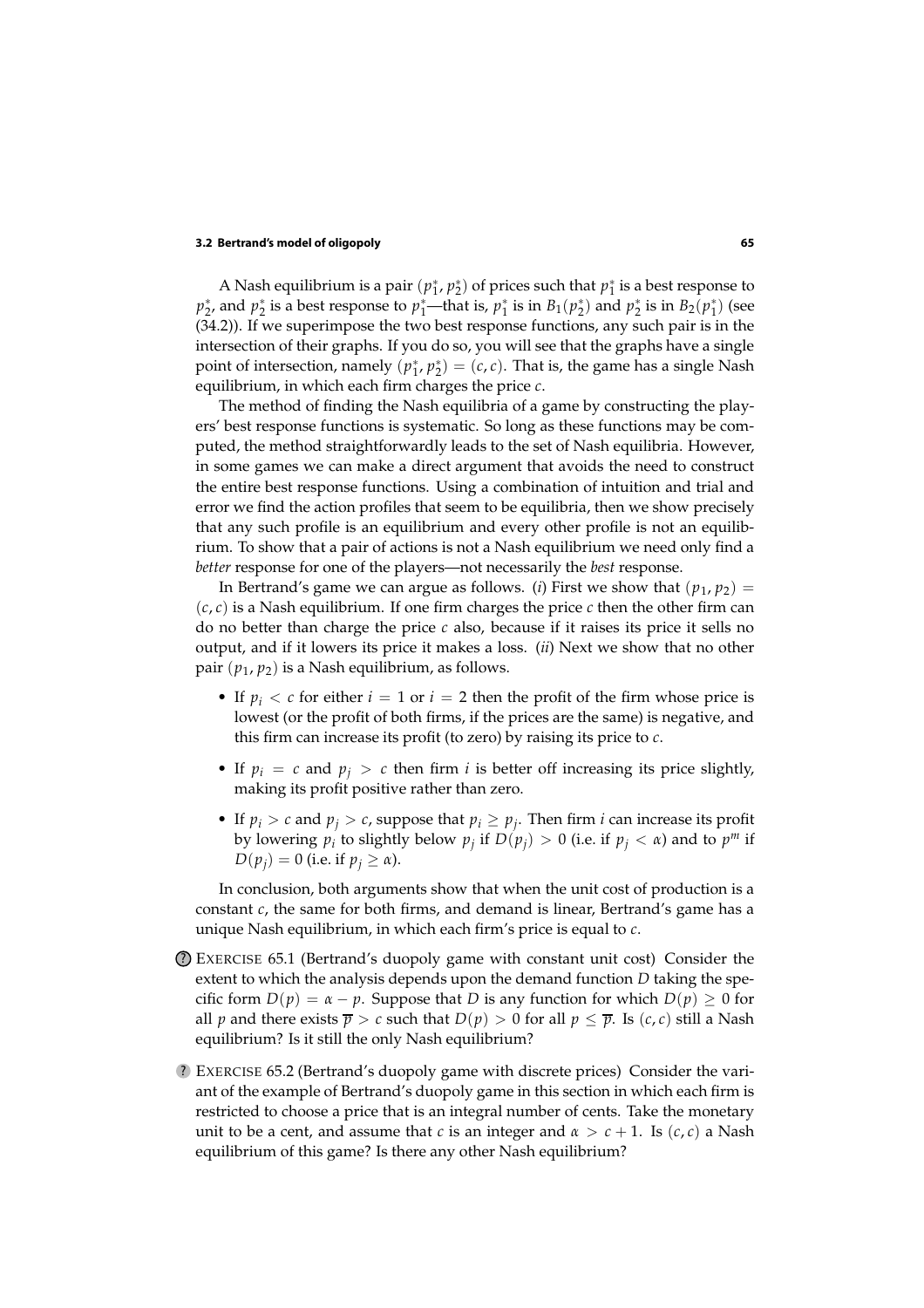A Nash equilibrium is a pair $(p_1^*, p_2^*)$ of prices such that $p_1^*$ is a best response to $p_2^*$, and $p_2^*$ is a best response to $p_1^*$—that is, $p_1^*$ is in $B_1(p_2^*)$ and $p_2^*$ is in $B_2(p_1^*)$ (see (34.2)). If we superimpose the two best response functions, any such pair is in the intersection of their graphs. If you do so, you will see that the graphs have a single point of intersection, namely $(p_1^*, p_2^*) = (c, c)$. That is, the game has a single Nash equilibrium, in which each firm charges the price $c$.

The method of finding the Nash equilibria of a game by constructing the players' best response functions is systematic. So long as these functions may be computed, the method straightforwardly leads to the set of Nash equilibria. However, in some games we can make a direct argument that avoids the need to construct the entire best response functions. Using a combination of intuition and trial and error we find the action profiles that seem to be equilibria, then we show precisely that any such profile is an equilibrium and every other profile is not an equilibrium. To show that a pair of actions is not a Nash equilibrium we need only find a *better* response for one of the players—not necessarily the *best* response.

In Bertrand's game we can argue as follows. (*i*) First we show that $(p_1, p_2) = (c, c)$ is a Nash equilibrium. If one firm charges the price $c$ then the other firm can do no better than charge the price $c$ also, because if it raises its price it sells no output, and if it lowers its price it makes a loss. (*ii*) Next we show that no other pair $(p_1, p_2)$ is a Nash equilibrium, as follows.

- If $p_i < c$ for either $i = 1$ or $i = 2$ then the profit of the firm whose price is lowest (or the profit of both firms, if the prices are the same) is negative, and this firm can increase its profit (to zero) by raising its price to $c$.
- If $p_i = c$ and $p_j > c$ then firm $i$ is better off increasing its price slightly, making its profit positive rather than zero.
- If $p_i > c$ and $p_j > c$, suppose that $p_i \geq p_j$. Then firm $i$ can increase its profit by lowering $p_i$ to slightly below $p_j$ if $D(p_j) > 0$ (i.e. if $p_j < \alpha$) and to $p^m$ if $D(p_j) = 0$ (i.e. if $p_j \geq \alpha$).

In conclusion, both arguments show that when the unit cost of production is a constant $c$, the same for both firms, and demand is linear, Bertrand's game has a unique Nash equilibrium, in which each firm's price is equal to $c$.

? EXERCISE 65.1 (Bertrand's duopoly game with constant unit cost) Consider the extent to which the analysis depends upon the demand function $D$ taking the specific form $D(p) = \alpha - p$. Suppose that $D$ is any function for which $D(p) \geq 0$ for all $p$ and there exists $\overline{p} > c$ such that $D(p) > 0$ for all $p \leq \overline{p}$. Is $(c, c)$ still a Nash equilibrium? Is it still the only Nash equilibrium?

? EXERCISE 65.2 (Bertrand's duopoly game with discrete prices) Consider the variant of the example of Bertrand's duopoly game in this section in which each firm is restricted to choose a price that is an integral number of cents. Take the monetary unit to be a cent, and assume that $c$ is an integer and $\alpha > c + 1$. Is $(c, c)$ a Nash equilibrium of this game? Is there any other Nash equilibrium?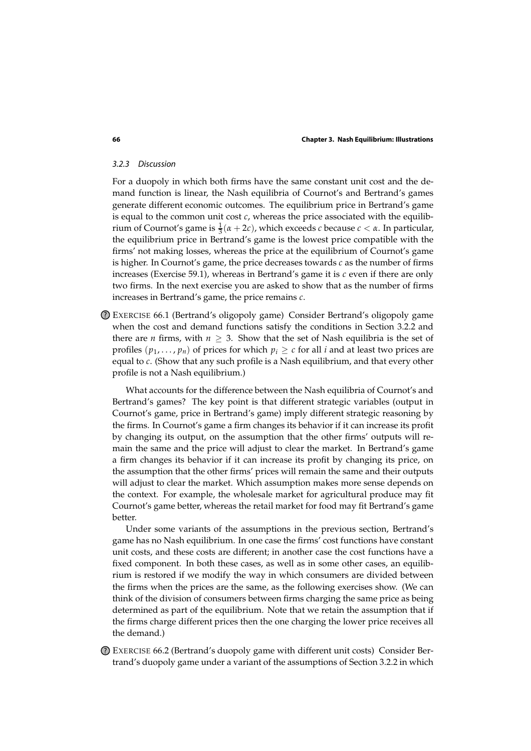### 3.2.3 Discussion

For a duopoly in which both firms have the same constant unit cost and the demand function is linear, the Nash equilibria of Cournot's and Bertrand's games generate different economic outcomes. The equilibrium price in Bertrand's game is equal to the common unit cost $c$, whereas the price associated with the equilibrium of Cournot's game is $\frac{1}{3}(\alpha + 2c)$, which exceeds $c$ because $c < \alpha$. In particular, the equilibrium price in Bertrand's game is the lowest price compatible with the firms' not making losses, whereas the price at the equilibrium of Cournot's game is higher. In Cournot's game, the price decreases towards $c$ as the number of firms increases (Exercise 59.1), whereas in Bertrand's game it is $c$ even if there are only two firms. In the next exercise you are asked to show that as the number of firms increases in Bertrand's game, the price remains $c$.

? EXERCISE 66.1 (Bertrand's oligopoly game) Consider Bertrand's oligopoly game when the cost and demand functions satisfy the conditions in Section 3.2.2 and there are $n$ firms, with $n \geq 3$. Show that the set of Nash equilibria is the set of profiles $(p_1, \ldots, p_n)$ of prices for which $p_i \geq c$ for all $i$ and at least two prices are equal to $c$. (Show that any such profile is a Nash equilibrium, and that every other profile is not a Nash equilibrium.)

What accounts for the difference between the Nash equilibria of Cournot's and Bertrand's games? The key point is that different strategic variables (output in Cournot's game, price in Bertrand's game) imply different strategic reasoning by the firms. In Cournot's game a firm changes its behavior if it can increase its profit by changing its output, on the assumption that the other firms' outputs will remain the same and the price will adjust to clear the market. In Bertrand's game a firm changes its behavior if it can increase its profit by changing its price, on the assumption that the other firms' prices will remain the same and their outputs will adjust to clear the market. Which assumption makes more sense depends on the context. For example, the wholesale market for agricultural produce may fit Cournot's game better, whereas the retail market for food may fit Bertrand's game better.

Under some variants of the assumptions in the previous section, Bertrand's game has no Nash equilibrium. In one case the firms' cost functions have constant unit costs, and these costs are different; in another case the cost functions have a fixed component. In both these cases, as well as in some other cases, an equilibrium is restored if we modify the way in which consumers are divided between the firms when the prices are the same, as the following exercises show. (We can think of the division of consumers between firms charging the same price as being determined as part of the equilibrium. Note that we retain the assumption that if the firms charge different prices then the one charging the lower price receives all the demand.)

? EXERCISE 66.2 (Bertrand's duopoly game with different unit costs) Consider Bertrand's duopoly game under a variant of the assumptions of Section 3.2.2 in which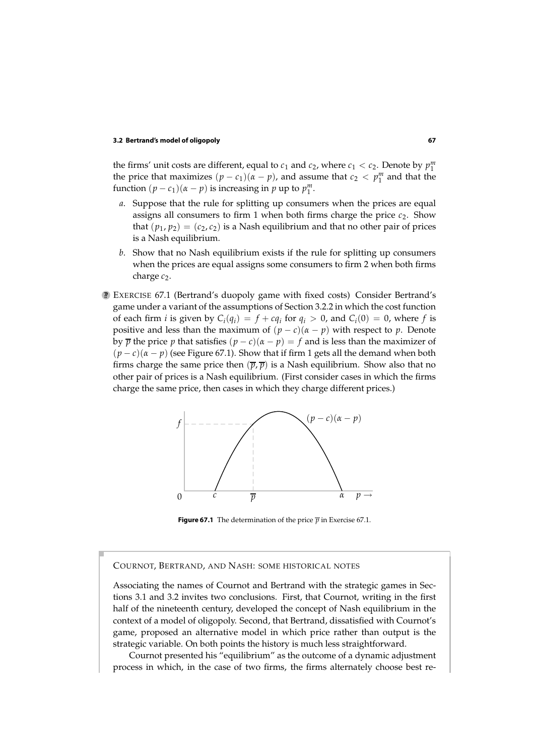the firms' unit costs are different, equal to $c_1$ and $c_2$, where $c_1 < c_2$. Denote by $p_1^m$ the price that maximizes $(p - c_1)(\alpha - p)$, and assume that $c_2 < p_1^m$ and that the function $(p - c_1)(\alpha - p)$ is increasing in $p$ up to $p_1^m$.

*a.* Suppose that the rule for splitting up consumers when the prices are equal assigns all consumers to firm 1 when both firms charge the price $c_2$. Show that $(p_1, p_2) = (c_2, c_2)$ is a Nash equilibrium and that no other pair of prices is a Nash equilibrium.

*b.* Show that no Nash equilibrium exists if the rule for splitting up consumers when the prices are equal assigns some consumers to firm 2 when both firms charge $c_2$.

?? EXERCISE 67.1 (Bertrand's duopoly game with fixed costs) Consider Bertrand's game under a variant of the assumptions of Section 3.2.2 in which the cost function of each firm $i$ is given by $C_i(q_i) = f + cq_i$ for $q_i > 0$, and $C_i(0) = 0$, where $f$ is positive and less than the maximum of $(p - c)(\alpha - p)$ with respect to $p$. Denote by $\overline{p}$ the price $p$ that satisfies $(p - c)(\alpha - p) = f$ and is less than the maximizer of $(p - c)(\alpha - p)$ (see Figure 67.1). Show that if firm 1 gets all the demand when both firms charge the same price then $(\overline{p}, \overline{p})$ is a Nash equilibrium. Show also that no other pair of prices is a Nash equilibrium. (First consider cases in which the firms charge the same price, then cases in which they charge different prices.)

**Figure 67.1** The determination of the price $\overline{p}$ in Exercise 67.1.

COURNOT, BERTRAND, AND NASH: SOME HISTORICAL NOTES

Associating the names of Cournot and Bertrand with the strategic games in Sections 3.1 and 3.2 invites two conclusions. First, that Cournot, writing in the first half of the nineteenth century, developed the concept of Nash equilibrium in the context of a model of oligopoly. Second, that Bertrand, dissatisfied with Cournot's game, proposed an alternative model in which price rather than output is the strategic variable. On both points the history is much less straightforward.

Cournot presented his "equilibrium" as the outcome of a dynamic adjustment process in which, in the case of two firms, the firms alternately choose best re-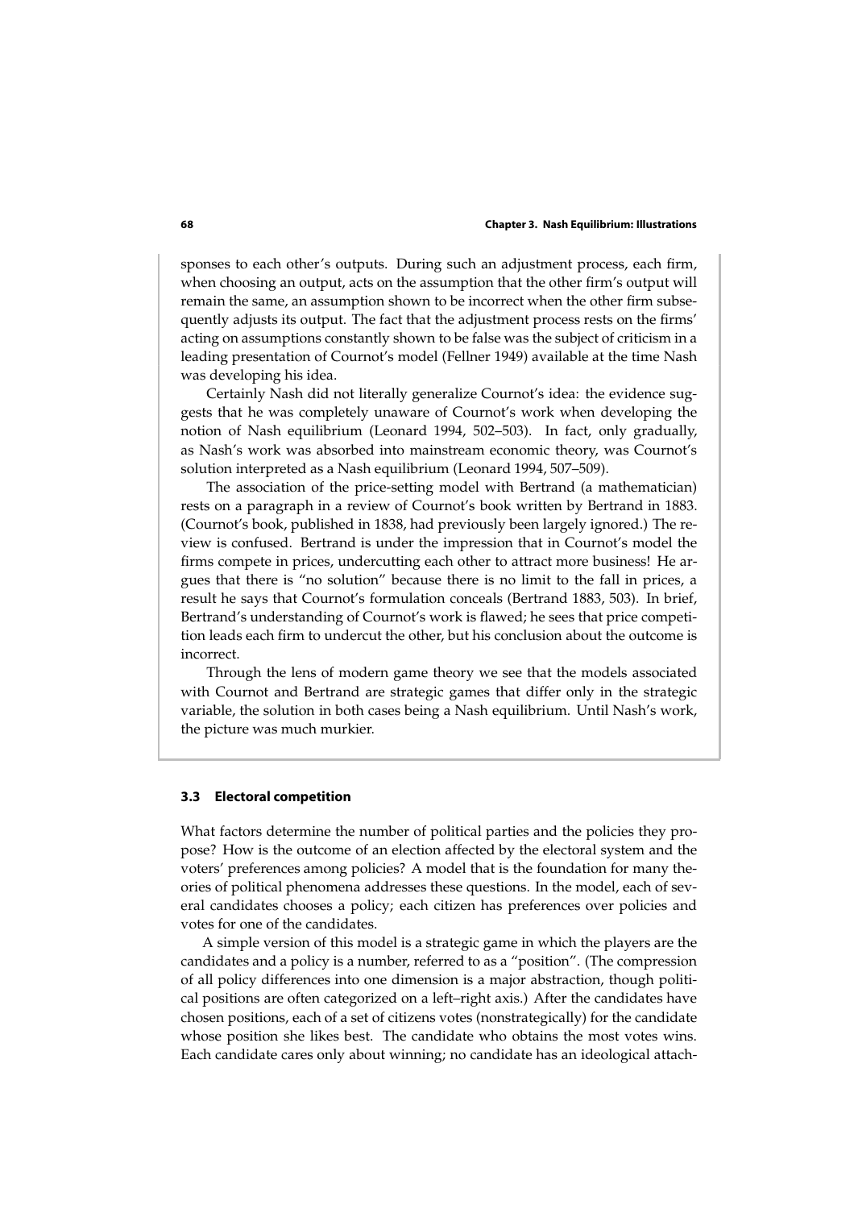sponses to each other's outputs. During such an adjustment process, each firm, when choosing an output, acts on the assumption that the other firm's output will remain the same, an assumption shown to be incorrect when the other firm subsequently adjusts its output. The fact that the adjustment process rests on the firms' acting on assumptions constantly shown to be false was the subject of criticism in a leading presentation of Cournot's model (Fellner 1949) available at the time Nash was developing his idea.

Certainly Nash did not literally generalize Cournot's idea: the evidence suggests that he was completely unaware of Cournot's work when developing the notion of Nash equilibrium (Leonard 1994, 502–503). In fact, only gradually, as Nash's work was absorbed into mainstream economic theory, was Cournot's solution interpreted as a Nash equilibrium (Leonard 1994, 507–509).

The association of the price-setting model with Bertrand (a mathematician) rests on a paragraph in a review of Cournot's book written by Bertrand in 1883. (Cournot's book, published in 1838, had previously been largely ignored.) The review is confused. Bertrand is under the impression that in Cournot's model the firms compete in prices, undercutting each other to attract more business! He argues that there is "no solution" because there is no limit to the fall in prices, a result he says that Cournot's formulation conceals (Bertrand 1883, 503). In brief, Bertrand's understanding of Cournot's work is flawed; he sees that price competition leads each firm to undercut the other, but his conclusion about the outcome is incorrect.

Through the lens of modern game theory we see that the models associated with Cournot and Bertrand are strategic games that differ only in the strategic variable, the solution in both cases being a Nash equilibrium. Until Nash's work, the picture was much murkier.

### 3.3 Electoral competition

What factors determine the number of political parties and the policies they propose? How is the outcome of an election affected by the electoral system and the voters' preferences among policies? A model that is the foundation for many theories of political phenomena addresses these questions. In the model, each of several candidates chooses a policy; each citizen has preferences over policies and votes for one of the candidates.

A simple version of this model is a strategic game in which the players are the candidates and a policy is a number, referred to as a "position". (The compression of all policy differences into one dimension is a major abstraction, though political positions are often categorized on a left–right axis.) After the candidates have chosen positions, each of a set of citizens votes (nonstrategically) for the candidate whose position she likes best. The candidate who obtains the most votes wins. Each candidate cares only about winning; no candidate has an ideological attach-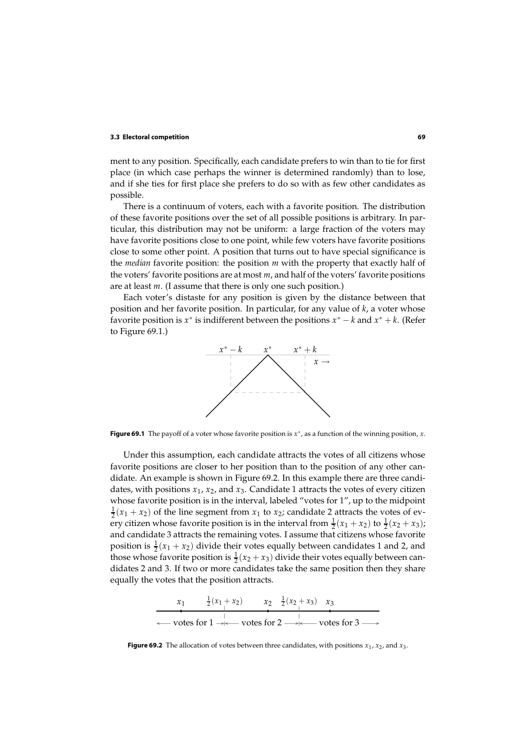ment to any position. Specifically, each candidate prefers to win than to tie for first place (in which case perhaps the winner is determined randomly) than to lose, and if she ties for first place she prefers to do so with as few other candidates as possible.

There is a continuum of voters, each with a favorite position. The distribution of these favorite positions over the set of all possible positions is arbitrary. In particular, this distribution may not be uniform: a large fraction of the voters may have favorite positions close to one point, while few voters have favorite positions close to some other point. A position that turns out to have special significance is the *median* favorite position: the position $m$ with the property that exactly half of the voters' favorite positions are at most $m$, and half of the voters' favorite positions are at least $m$. (I assume that there is only one such position.)

Each voter's distaste for any position is given by the distance between that position and her favorite position. In particular, for any value of $k$, a voter whose favorite position is $x^*$ is indifferent between the positions $x^* - k$ and $x^* + k$. (Refer to Figure 69.1.)

**Figure 69.1** The payoff of a voter whose favorite position is $x^*$, as a function of the winning position, $x$.

Under this assumption, each candidate attracts the votes of all citizens whose favorite positions are closer to her position than to the position of any other candidate. An example is shown in Figure 69.2. In this example there are three candidates, with positions $x_1$, $x_2$, and $x_3$. Candidate 1 attracts the votes of every citizen whose favorite position is in the interval, labeled "votes for 1", up to the midpoint $\frac{1}{2}(x_1 + x_2)$ of the line segment from $x_1$ to $x_2$; candidate 2 attracts the votes of every citizen whose favorite position is in the interval from $\frac{1}{2}(x_1 + x_2)$ to $\frac{1}{2}(x_2 + x_3)$; and candidate 3 attracts the remaining votes. I assume that citizens whose favorite position is $\frac{1}{2}(x_1 + x_2)$ divide their votes equally between candidates 1 and 2, and those whose favorite position is $\frac{1}{2}(x_2 + x_3)$ divide their votes equally between candidates 2 and 3. If two or more candidates take the same position then they share equally the votes that the position attracts.

**Figure 69.2** The allocation of votes between three candidates, with positions $x_1$, $x_2$, and $x_3$.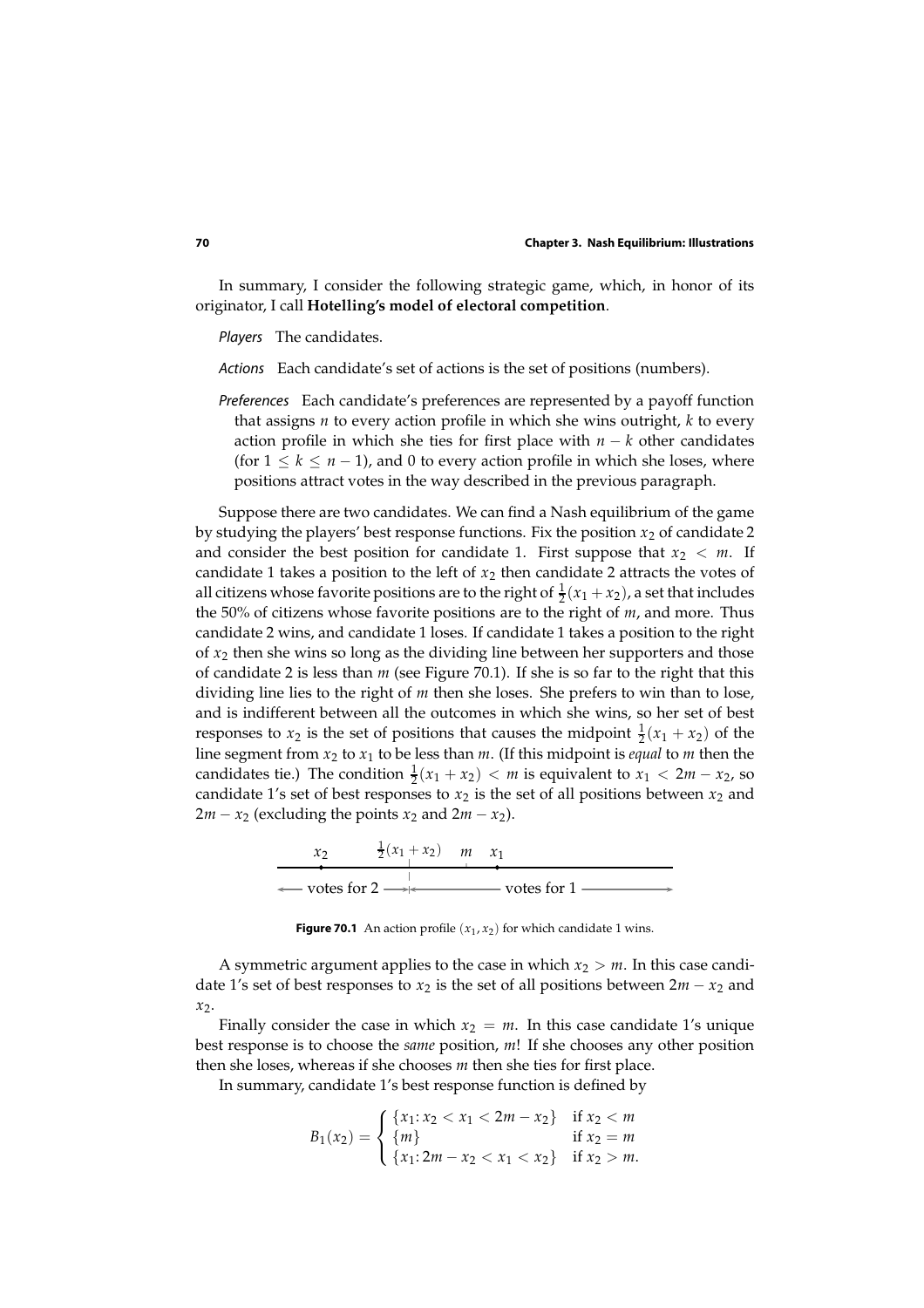In summary, I consider the following strategic game, which, in honor of its originator, I call **Hotelling's model of electoral competition**.

*Players* The candidates.

*Actions* Each candidate's set of actions is the set of positions (numbers).

*Preferences* Each candidate's preferences are represented by a payoff function that assigns $n$ to every action profile in which she wins outright, $k$ to every action profile in which she ties for first place with $n - k$ other candidates (for $1 \leq k \leq n - 1$), and 0 to every action profile in which she loses, where positions attract votes in the way described in the previous paragraph.

Suppose there are two candidates. We can find a Nash equilibrium of the game by studying the players' best response functions. Fix the position $x_2$ of candidate 2 and consider the best position for candidate 1. First suppose that $x_2 < m$. If candidate 1 takes a position to the left of $x_2$ then candidate 2 attracts the votes of all citizens whose favorite positions are to the right of $\frac{1}{2}(x_1 + x_2)$, a set that includes the 50% of citizens whose favorite positions are to the right of $m$, and more. Thus candidate 2 wins, and candidate 1 loses. If candidate 1 takes a position to the right of $x_2$ then she wins so long as the dividing line between her supporters and those of candidate 2 is less than $m$ (see Figure 70.1). If she is so far to the right that this dividing line lies to the right of $m$ then she loses. She prefers to win than to lose, and is indifferent between all the outcomes in which she wins, so her set of best responses to $x_2$ is the set of positions that causes the midpoint $\frac{1}{2}(x_1 + x_2)$ of the line segment from $x_2$ to $x_1$ to be less than $m$. (If this midpoint is *equal* to $m$ then the candidates tie.) The condition $\frac{1}{2}(x_1 + x_2) < m$ is equivalent to $x_1 < 2m - x_2$, so candidate 1's set of best responses to $x_2$ is the set of all positions between $x_2$ and $2m - x_2$ (excluding the points $x_2$ and $2m - x_2$).

$x_2$ $\quad \frac{1}{2}(x_1 + x_2) \quad m \quad x_1$

← votes for 2 →|← votes for 1 →

**Figure 70.1** An action profile $(x_1, x_2)$ for which candidate 1 wins.

A symmetric argument applies to the case in which $x_2 > m$. In this case candidate 1's set of best responses to $x_2$ is the set of all positions between $2m - x_2$ and $x_2$.

Finally consider the case in which $x_2 = m$. In this case candidate 1's unique best response is to choose the *same* position, $m$! If she chooses any other position then she loses, whereas if she chooses $m$ then she ties for first place.

In summary, candidate 1's best response function is defined by

$$B_1(x_2) = \begin{cases} \{x_1 \colon x_2 < x_1 < 2m - x_2\} & \text{if } x_2 < m \\ \{m\} & \text{if } x_2 = m \\ \{x_1 \colon 2m - x_2 < x_1 < x_2\} & \text{if } x_2 > m. \end{cases}$$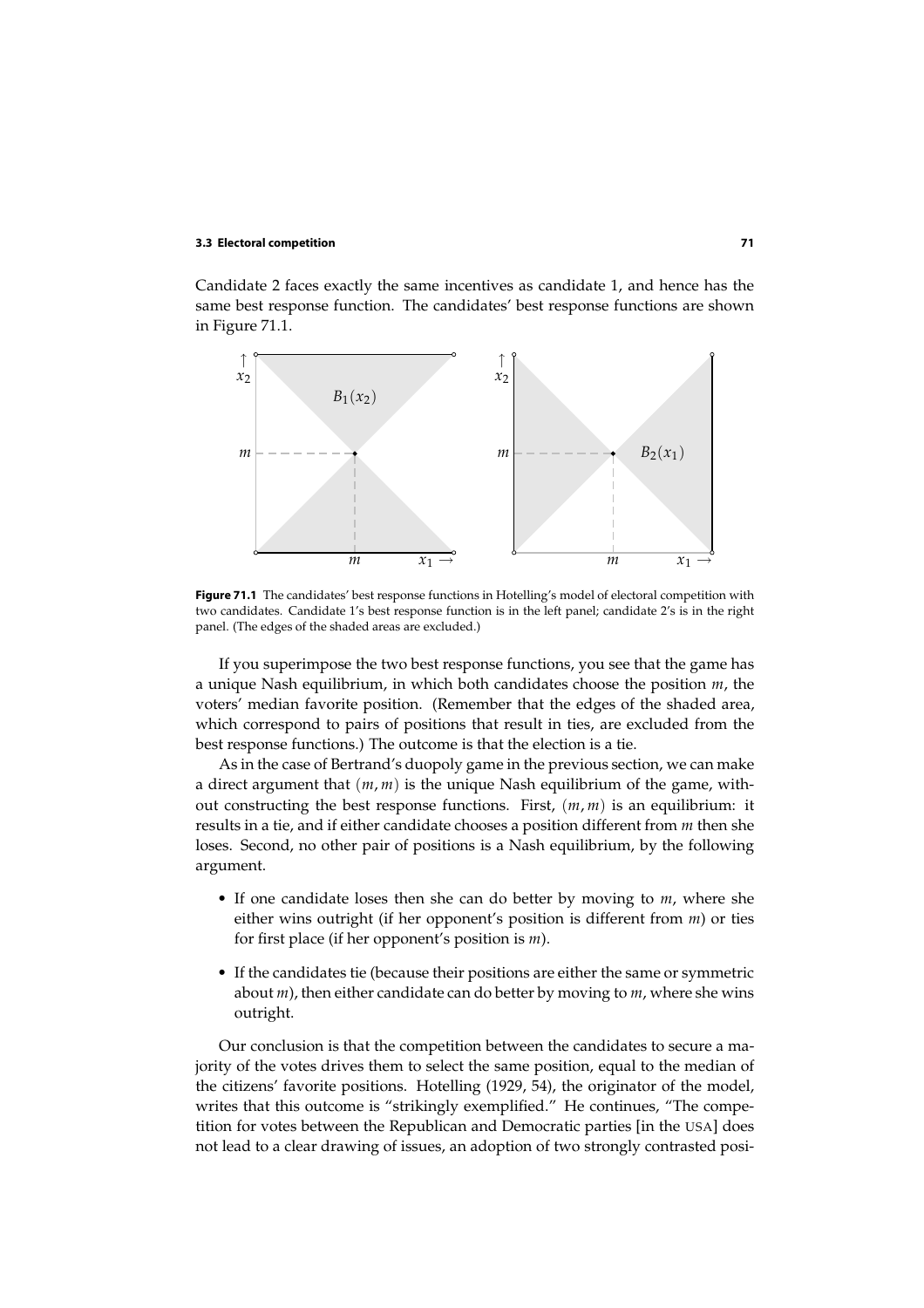Candidate 2 faces exactly the same incentives as candidate 1, and hence has the same best response function. The candidates' best response functions are shown in Figure 71.1.

$x_2$

$B_1(x_2)$

$m$

$m$

$x_1$

$x_2$

$m$

$B_2(x_1)$

$m$

$x_1$

**Figure 71.1** The candidates' best response functions in Hotelling's model of electoral competition with two candidates. Candidate 1's best response function is in the left panel; candidate 2's is in the right panel. (The edges of the shaded areas are excluded.)

If you superimpose the two best response functions, you see that the game has a unique Nash equilibrium, in which both candidates choose the position $m$, the voters' median favorite position. (Remember that the edges of the shaded area, which correspond to pairs of positions that result in ties, are excluded from the best response functions.) The outcome is that the election is a tie.

As in the case of Bertrand's duopoly game in the previous section, we can make a direct argument that $(m, m)$ is the unique Nash equilibrium of the game, without constructing the best response functions. First, $(m, m)$ is an equilibrium: it results in a tie, and if either candidate chooses a position different from $m$ then she loses. Second, no other pair of positions is a Nash equilibrium, by the following argument.

- If one candidate loses then she can do better by moving to $m$, where she either wins outright (if her opponent's position is different from $m$) or ties for first place (if her opponent's position is $m$).
- If the candidates tie (because their positions are either the same or symmetric about $m$), then either candidate can do better by moving to $m$, where she wins outright.

Our conclusion is that the competition between the candidates to secure a majority of the votes drives them to select the same position, equal to the median of the citizens' favorite positions. Hotelling (1929, 54), the originator of the model, writes that this outcome is "strikingly exemplified." He continues, "The competition for votes between the Republican and Democratic parties [in the USA] does not lead to a clear drawing of issues, an adoption of two strongly contrasted posi-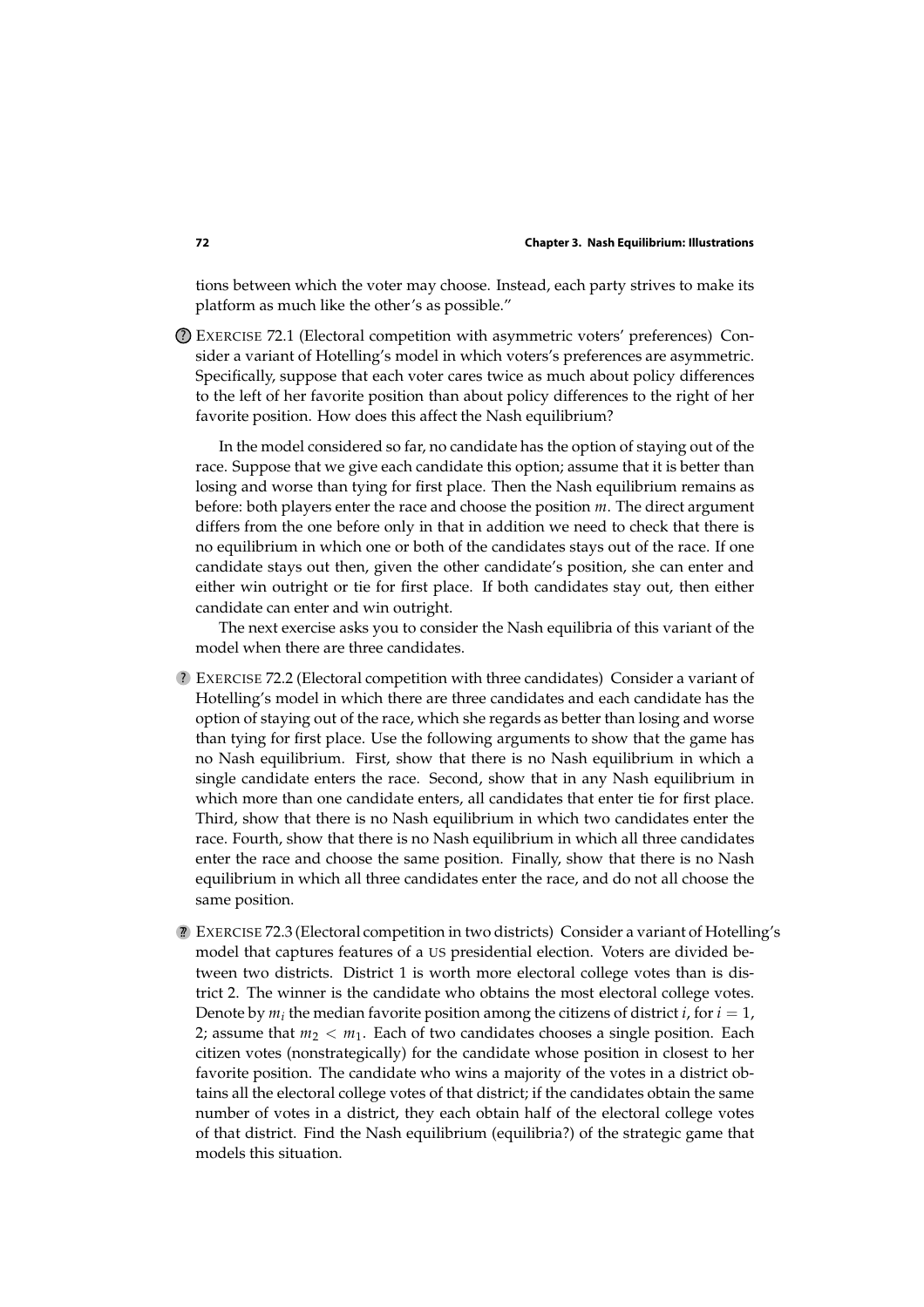tions between which the voter may choose. Instead, each party strives to make its platform as much like the other's as possible."

? EXERCISE 72.1 (Electoral competition with asymmetric voters' preferences) Consider a variant of Hotelling's model in which voters's preferences are asymmetric. Specifically, suppose that each voter cares twice as much about policy differences to the left of her favorite position than about policy differences to the right of her favorite position. How does this affect the Nash equilibrium?

In the model considered so far, no candidate has the option of staying out of the race. Suppose that we give each candidate this option; assume that it is better than losing and worse than tying for first place. Then the Nash equilibrium remains as before: both players enter the race and choose the position $m$. The direct argument differs from the one before only in that in addition we need to check that there is no equilibrium in which one or both of the candidates stays out of the race. If one candidate stays out then, given the other candidate's position, she can enter and either win outright or tie for first place. If both candidates stay out, then either candidate can enter and win outright.

The next exercise asks you to consider the Nash equilibria of this variant of the model when there are three candidates.

? EXERCISE 72.2 (Electoral competition with three candidates) Consider a variant of Hotelling's model in which there are three candidates and each candidate has the option of staying out of the race, which she regards as better than losing and worse than tying for first place. Use the following arguments to show that the game has no Nash equilibrium. First, show that there is no Nash equilibrium in which a single candidate enters the race. Second, show that in any Nash equilibrium in which more than one candidate enters, all candidates that enter tie for first place. Third, show that there is no Nash equilibrium in which two candidates enter the race. Fourth, show that there is no Nash equilibrium in which all three candidates enter the race and choose the same position. Finally, show that there is no Nash equilibrium in which all three candidates enter the race, and do not all choose the same position.

?? EXERCISE 72.3 (Electoral competition in two districts) Consider a variant of Hotelling's model that captures features of a US presidential election. Voters are divided between two districts. District 1 is worth more electoral college votes than is district 2. The winner is the candidate who obtains the most electoral college votes. Denote by $m_i$ the median favorite position among the citizens of district $i$, for $i = 1$, 2; assume that $m_2 < m_1$. Each of two candidates chooses a single position. Each citizen votes (nonstrategically) for the candidate whose position in closest to her favorite position. The candidate who wins a majority of the votes in a district obtains all the electoral college votes of that district; if the candidates obtain the same number of votes in a district, they each obtain half of the electoral college votes of that district. Find the Nash equilibrium (equilibria?) of the strategic game that models this situation.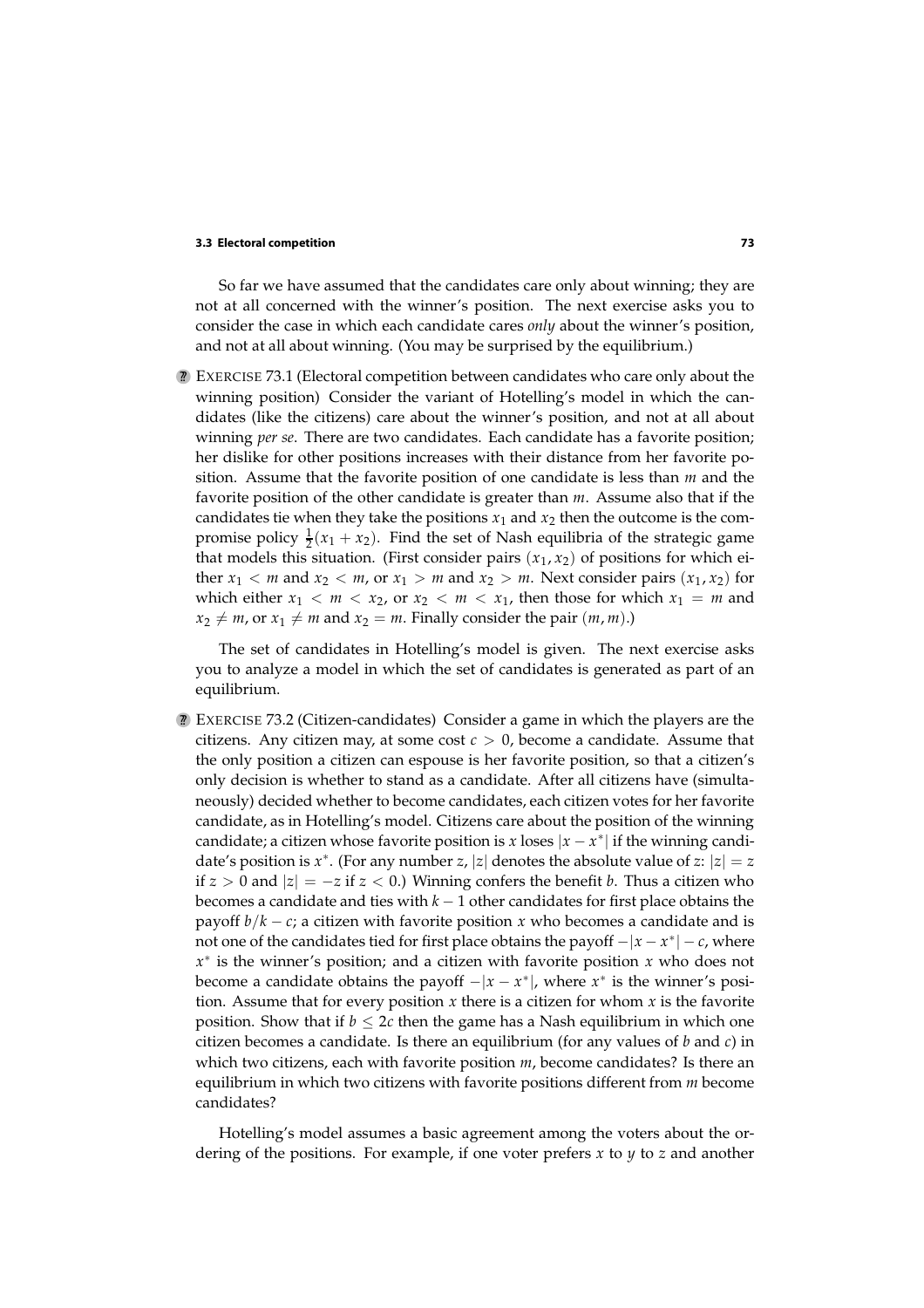So far we have assumed that the candidates care only about winning; they are not at all concerned with the winner's position. The next exercise asks you to consider the case in which each candidate cares *only* about the winner's position, and not at all about winning. (You may be surprised by the equilibrium.)

?? EXERCISE 73.1 (Electoral competition between candidates who care only about the winning position) Consider the variant of Hotelling's model in which the candidates (like the citizens) care about the winner's position, and not at all about winning *per se*. There are two candidates. Each candidate has a favorite position; her dislike for other positions increases with their distance from her favorite position. Assume that the favorite position of one candidate is less than $m$ and the favorite position of the other candidate is greater than $m$. Assume also that if the candidates tie when they take the positions $x_1$ and $x_2$ then the outcome is the compromise policy $\frac{1}{2}(x_1 + x_2)$. Find the set of Nash equilibria of the strategic game that models this situation. (First consider pairs $(x_1, x_2)$ of positions for which either $x_1 < m$ and $x_2 < m$, or $x_1 > m$ and $x_2 > m$. Next consider pairs $(x_1, x_2)$ for which either $x_1 < m < x_2$, or $x_2 < m < x_1$, then those for which $x_1 = m$ and $x_2 \neq m$, or $x_1 \neq m$ and $x_2 = m$. Finally consider the pair $(m, m)$.)

The set of candidates in Hotelling's model is given. The next exercise asks you to analyze a model in which the set of candidates is generated as part of an equilibrium.

?? EXERCISE 73.2 (Citizen-candidates) Consider a game in which the players are the citizens. Any citizen may, at some cost $c > 0$, become a candidate. Assume that the only position a citizen can espouse is her favorite position, so that a citizen's only decision is whether to stand as a candidate. After all citizens have (simultaneously) decided whether to become candidates, each citizen votes for her favorite candidate, as in Hotelling's model. Citizens care about the position of the winning candidate; a citizen whose favorite position is $x$ loses $|x - x^*|$ if the winning candidate's position is $x^*$. (For any number $z$, $|z|$ denotes the absolute value of $z$: $|z| = z$ if $z > 0$ and $|z| = -z$ if $z < 0$.) Winning confers the benefit $b$. Thus a citizen who becomes a candidate and ties with $k - 1$ other candidates for first place obtains the payoff $b/k - c$; a citizen with favorite position $x$ who becomes a candidate and is not one of the candidates tied for first place obtains the payoff $-|x - x^*| - c$, where $x^*$ is the winner's position; and a citizen with favorite position $x$ who does not become a candidate obtains the payoff $-|x - x^*|$, where $x^*$ is the winner's position. Assume that for every position $x$ there is a citizen for whom $x$ is the favorite position. Show that if $b \leq 2c$ then the game has a Nash equilibrium in which one citizen becomes a candidate. Is there an equilibrium (for any values of $b$ and $c$) in which two citizens, each with favorite position $m$, become candidates? Is there an equilibrium in which two citizens with favorite positions different from $m$ become candidates?

Hotelling's model assumes a basic agreement among the voters about the ordering of the positions. For example, if one voter prefers $x$ to $y$ to $z$ and another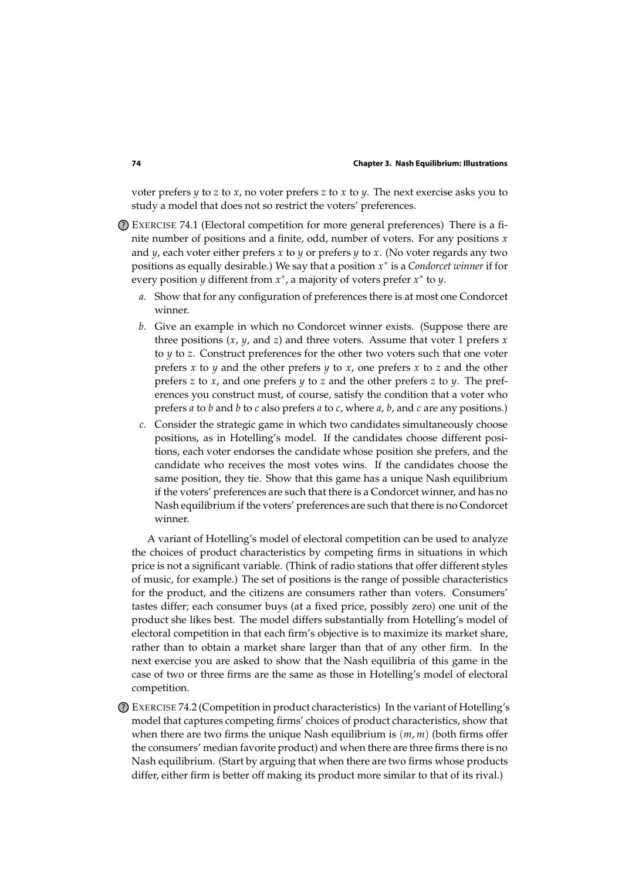voter prefers $y$ to $z$ to $x$, no voter prefers $z$ to $x$ to $y$. The next exercise asks you to study a model that does not so restrict the voters' preferences.

? EXERCISE 74.1 (Electoral competition for more general preferences) There is a finite number of positions and a finite, odd, number of voters. For any positions $x$ and $y$, each voter either prefers $x$ to $y$ or prefers $y$ to $x$. (No voter regards any two positions as equally desirable.) We say that a position $x^*$ is a *Condorcet winner* if for every position $y$ different from $x^*$, a majority of voters prefer $x^*$ to $y$.

*a*. Show that for any configuration of preferences there is at most one Condorcet winner.

*b*. Give an example in which no Condorcet winner exists. (Suppose there are three positions ($x$, $y$, and $z$) and three voters. Assume that voter 1 prefers $x$ to $y$ to $z$. Construct preferences for the other two voters such that one voter prefers $x$ to $y$ and the other prefers $y$ to $x$, one prefers $x$ to $z$ and the other prefers $z$ to $x$, and one prefers $y$ to $z$ and the other prefers $z$ to $y$. The preferences you construct must, of course, satisfy the condition that a voter who prefers $a$ to $b$ and $b$ to $c$ also prefers $a$ to $c$, where $a$, $b$, and $c$ are any positions.)

*c*. Consider the strategic game in which two candidates simultaneously choose positions, as in Hotelling's model. If the candidates choose different positions, each voter endorses the candidate whose position she prefers, and the candidate who receives the most votes wins. If the candidates choose the same position, they tie. Show that this game has a unique Nash equilibrium if the voters' preferences are such that there is a Condorcet winner, and has no Nash equilibrium if the voters' preferences are such that there is no Condorcet winner.

A variant of Hotelling's model of electoral competition can be used to analyze the choices of product characteristics by competing firms in situations in which price is not a significant variable. (Think of radio stations that offer different styles of music, for example.) The set of positions is the range of possible characteristics for the product, and the citizens are consumers rather than voters. Consumers' tastes differ; each consumer buys (at a fixed price, possibly zero) one unit of the product she likes best. The model differs substantially from Hotelling's model of electoral competition in that each firm's objective is to maximize its market share, rather than to obtain a market share larger than that of any other firm. In the next exercise you are asked to show that the Nash equilibria of this game in the case of two or three firms are the same as those in Hotelling's model of electoral competition.

? EXERCISE 74.2 (Competition in product characteristics) In the variant of Hotelling's model that captures competing firms' choices of product characteristics, show that when there are two firms the unique Nash equilibrium is $(m, m)$ (both firms offer the consumers' median favorite product) and when there are three firms there is no Nash equilibrium. (Start by arguing that when there are two firms whose products differ, either firm is better off making its product more similar to that of its rival.)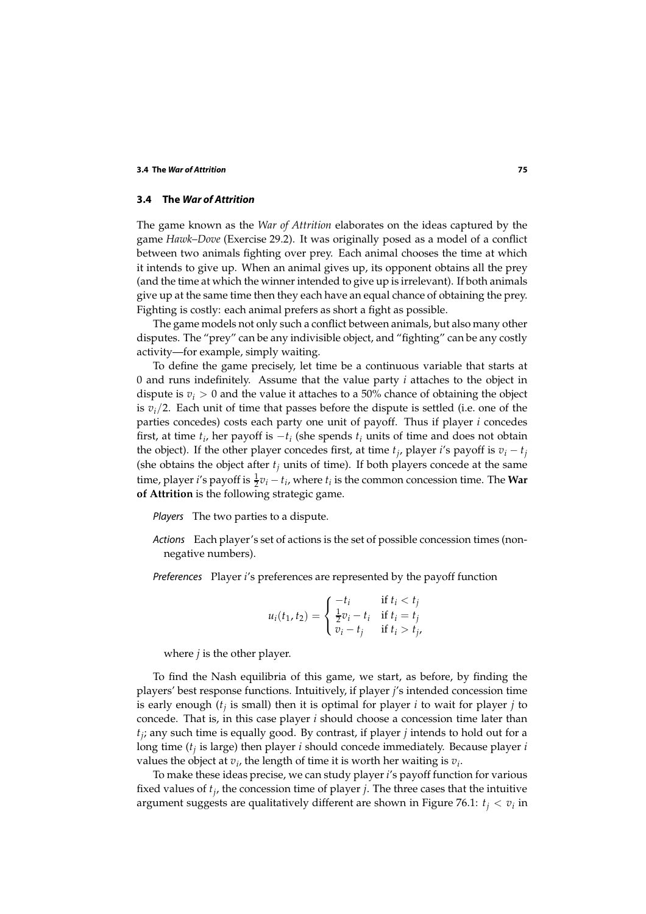## 3.4 The *War of Attrition*

The game known as the *War of Attrition* elaborates on the ideas captured by the game *Hawk–Dove* (Exercise 29.2). It was originally posed as a model of a conflict between two animals fighting over prey. Each animal chooses the time at which it intends to give up. When an animal gives up, its opponent obtains all the prey (and the time at which the winner intended to give up is irrelevant). If both animals give up at the same time then they each have an equal chance of obtaining the prey. Fighting is costly: each animal prefers as short a fight as possible.

The game models not only such a conflict between animals, but also many other disputes. The "prey" can be any indivisible object, and "fighting" can be any costly activity—for example, simply waiting.

To define the game precisely, let time be a continuous variable that starts at 0 and runs indefinitely. Assume that the value party $i$ attaches to the object in dispute is $v_i > 0$ and the value it attaches to a 50% chance of obtaining the object is $v_i/2$. Each unit of time that passes before the dispute is settled (i.e. one of the parties concedes) costs each party one unit of payoff. Thus if player $i$ concedes first, at time $t_i$, her payoff is $-t_i$ (she spends $t_i$ units of time and does not obtain the object). If the other player concedes first, at time $t_j$, player $i$'s payoff is $v_i - t_j$ (she obtains the object after $t_j$ units of time). If both players concede at the same time, player $i$'s payoff is $\frac{1}{2}v_i - t_i$, where $t_i$ is the common concession time. The **War of Attrition** is the following strategic game.

*Players* The two parties to a dispute.

*Actions* Each player's set of actions is the set of possible concession times (nonnegative numbers).

*Preferences* Player $i$'s preferences are represented by the payoff function

$$u_i(t_1, t_2) = \begin{cases} -t_i & \text{if } t_i < t_j \\ \frac{1}{2}v_i - t_i & \text{if } t_i = t_j \\ v_i - t_j & \text{if } t_i > t_j, \end{cases}$$

where $j$ is the other player.

To find the Nash equilibria of this game, we start, as before, by finding the players' best response functions. Intuitively, if player $j$'s intended concession time is early enough ($t_j$ is small) then it is optimal for player $i$ to wait for player $j$ to concede. That is, in this case player $i$ should choose a concession time later than $t_j$; any such time is equally good. By contrast, if player $j$ intends to hold out for a long time ($t_j$ is large) then player $i$ should concede immediately. Because player $i$ values the object at $v_i$, the length of time it is worth her waiting is $v_i$.

To make these ideas precise, we can study player $i$'s payoff function for various fixed values of $t_j$, the concession time of player $j$. The three cases that the intuitive argument suggests are qualitatively different are shown in Figure 76.1: $t_j < v_i$ in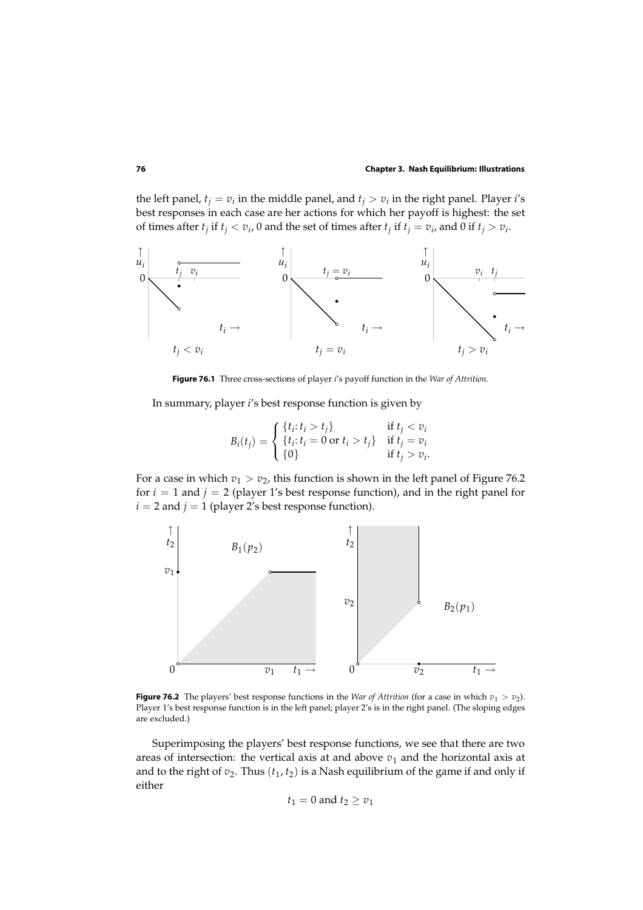the left panel, $t_j = v_i$ in the middle panel, and $t_j > v_i$ in the right panel. Player $i$'s best responses in each case are her actions for which her payoff is highest: the set of times after $t_j$ if $t_j < v_i$, 0 and the set of times after $t_j$ if $t_j = v_i$, and 0 if $t_j > v_i$.

**Figure 76.1** Three cross-sections of player $i$'s payoff function in the *War of Attrition*.

In summary, player $i$'s best response function is given by

$$B_i(t_j) = \begin{cases} \{t_i : t_i > t_j\} & \text{if } t_j < v_i \\ \{t_i : t_i = 0 \text{ or } t_i > t_j\} & \text{if } t_j = v_i \\ \{0\} & \text{if } t_j > v_i. \end{cases}$$

For a case in which $v_1 > v_2$, this function is shown in the left panel of Figure 76.2 for $i = 1$ and $j = 2$ (player 1's best response function), and in the right panel for $i = 2$ and $j = 1$ (player 2's best response function).

**Figure 76.2** The players' best response functions in the *War of Attrition* (for a case in which $v_1 > v_2$). Player 1's best response function is in the left panel; player 2's is in the right panel. (The sloping edges are excluded.)

Superimposing the players' best response functions, we see that there are two areas of intersection: the vertical axis at and above $v_1$ and the horizontal axis at and to the right of $v_2$. Thus $(t_1, t_2)$ is a Nash equilibrium of the game if and only if either

$$t_1 = 0 \text{ and } t_2 \geq v_1$$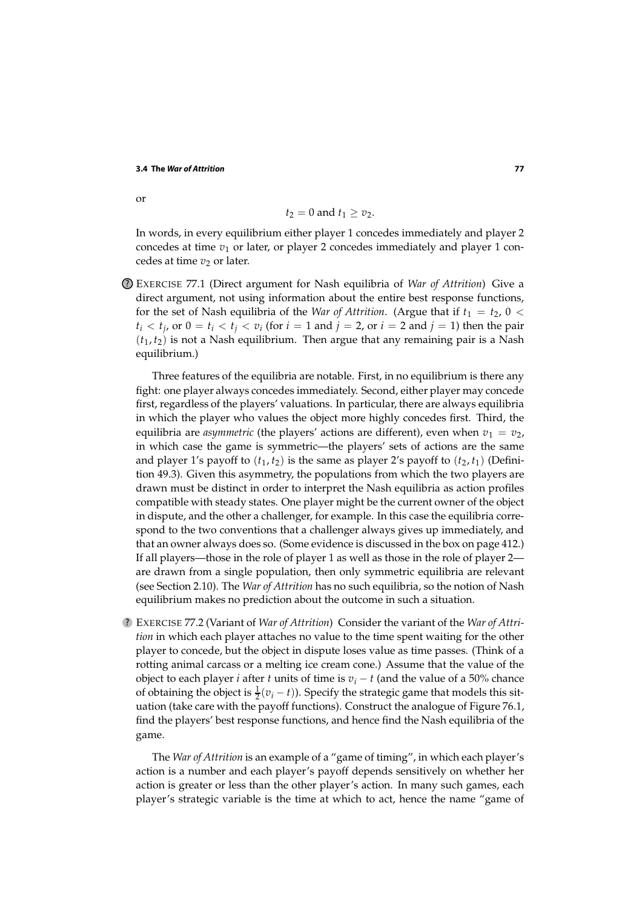or

$$t_2 = 0 \text{ and } t_1 \geq v_2.$$

In words, in every equilibrium either player 1 concedes immediately and player 2 concedes at time $v_1$ or later, or player 2 concedes immediately and player 1 concedes at time $v_2$ or later.

? EXERCISE 77.1 (Direct argument for Nash equilibria of *War of Attrition*) Give a direct argument, not using information about the entire best response functions, for the set of Nash equilibria of the *War of Attrition*. (Argue that if $t_1 = t_2$, $0 < t_i < t_j$, or $0 = t_i < t_j < v_i$ (for $i = 1$ and $j = 2$, or $i = 2$ and $j = 1$) then the pair $(t_1, t_2)$ is not a Nash equilibrium. Then argue that any remaining pair is a Nash equilibrium.)

Three features of the equilibria are notable. First, in no equilibrium is there any fight: one player always concedes immediately. Second, either player may concede first, regardless of the players' valuations. In particular, there are always equilibria in which the player who values the object more highly concedes first. Third, the equilibria are *asymmetric* (the players' actions are different), even when $v_1 = v_2$, in which case the game is symmetric—the players' sets of actions are the same and player 1's payoff to $(t_1, t_2)$ is the same as player 2's payoff to $(t_2, t_1)$ (Definition 49.3). Given this asymmetry, the populations from which the two players are drawn must be distinct in order to interpret the Nash equilibria as action profiles compatible with steady states. One player might be the current owner of the object in dispute, and the other a challenger, for example. In this case the equilibria correspond to the two conventions that a challenger always gives up immediately, and that an owner always does so. (Some evidence is discussed in the box on page 412.) If all players—those in the role of player 1 as well as those in the role of player 2—are drawn from a single population, then only symmetric equilibria are relevant (see Section 2.10). The *War of Attrition* has no such equilibria, so the notion of Nash equilibrium makes no prediction about the outcome in such a situation.

? EXERCISE 77.2 (Variant of *War of Attrition*) Consider the variant of the *War of Attrition* in which each player attaches no value to the time spent waiting for the other player to concede, but the object in dispute loses value as time passes. (Think of a rotting animal carcass or a melting ice cream cone.) Assume that the value of the object to each player $i$ after $t$ units of time is $v_i - t$ (and the value of a 50% chance of obtaining the object is $\frac{1}{2}(v_i - t)$). Specify the strategic game that models this situation (take care with the payoff functions). Construct the analogue of Figure 76.1, find the players' best response functions, and hence find the Nash equilibria of the game.

The *War of Attrition* is an example of a "game of timing", in which each player's action is a number and each player's payoff depends sensitively on whether her action is greater or less than the other player's action. In many such games, each player's strategic variable is the time at which to act, hence the name "game of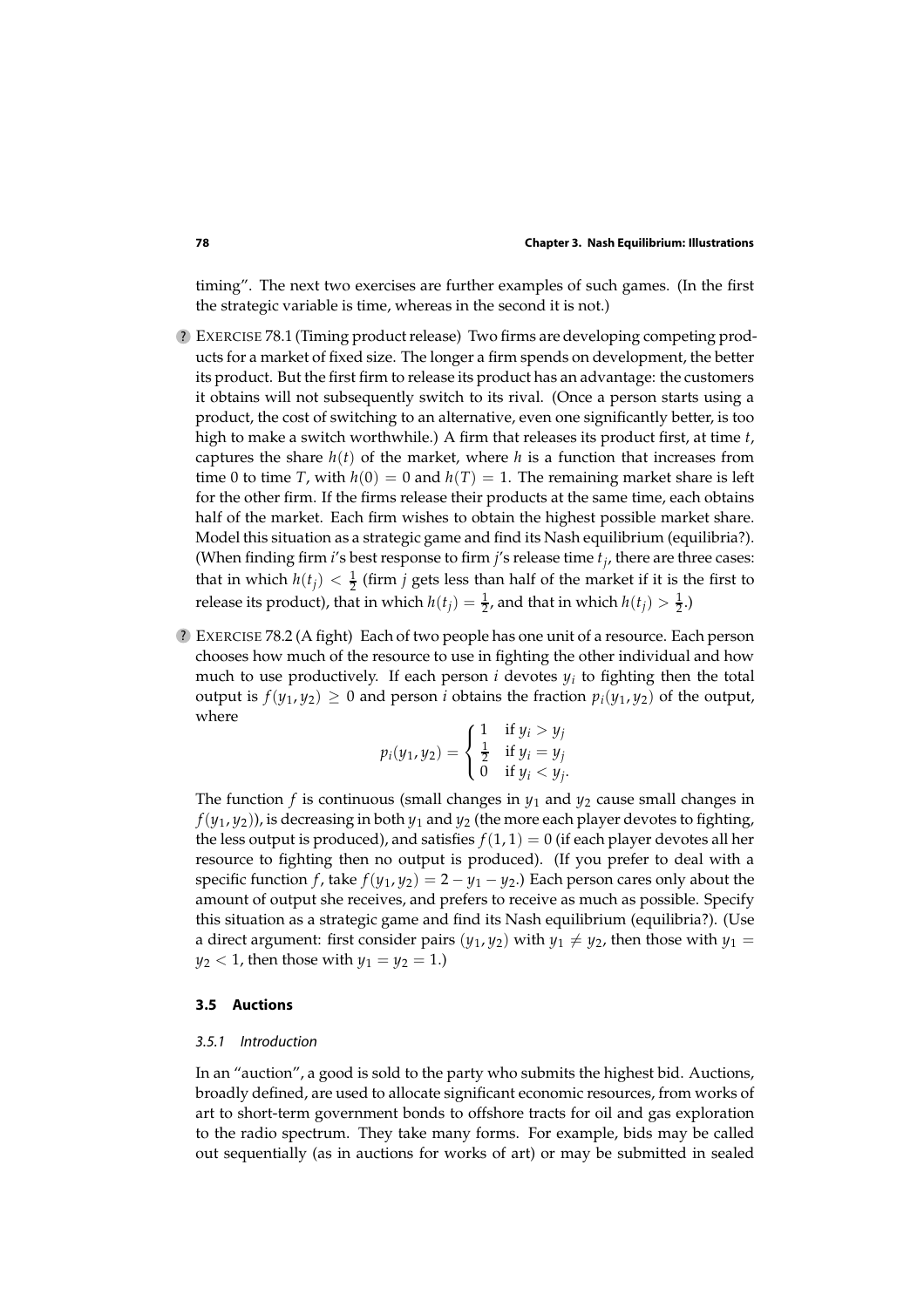timing". The next two exercises are further examples of such games. (In the first the strategic variable is time, whereas in the second it is not.)

? EXERCISE 78.1 (Timing product release) Two firms are developing competing products for a market of fixed size. The longer a firm spends on development, the better its product. But the first firm to release its product has an advantage: the customers it obtains will not subsequently switch to its rival. (Once a person starts using a product, the cost of switching to an alternative, even one significantly better, is too high to make a switch worthwhile.) A firm that releases its product first, at time $t$, captures the share $h(t)$ of the market, where $h$ is a function that increases from time 0 to time $T$, with $h(0) = 0$ and $h(T) = 1$. The remaining market share is left for the other firm. If the firms release their products at the same time, each obtains half of the market. Each firm wishes to obtain the highest possible market share. Model this situation as a strategic game and find its Nash equilibrium (equilibria?). (When finding firm $i$'s best response to firm $j$'s release time $t_j$, there are three cases: that in which $h(t_j) < \frac{1}{2}$ (firm $j$ gets less than half of the market if it is the first to release its product), that in which $h(t_j) = \frac{1}{2}$, and that in which $h(t_j) > \frac{1}{2}$.)

? EXERCISE 78.2 (A fight) Each of two people has one unit of a resource. Each person chooses how much of the resource to use in fighting the other individual and how much to use productively. If each person $i$ devotes $y_i$ to fighting then the total output is $f(y_1, y_2) \geq 0$ and person $i$ obtains the fraction $p_i(y_1, y_2)$ of the output, where

$$p_i(y_1, y_2) = \begin{cases} 1 & \text{if } y_i > y_j \\ \frac{1}{2} & \text{if } y_i = y_j \\ 0 & \text{if } y_i < y_j. \end{cases}$$

The function $f$ is continuous (small changes in $y_1$ and $y_2$ cause small changes in $f(y_1, y_2)$), is decreasing in both $y_1$ and $y_2$ (the more each player devotes to fighting, the less output is produced), and satisfies $f(1, 1) = 0$ (if each player devotes all her resource to fighting then no output is produced). (If you prefer to deal with a specific function $f$, take $f(y_1, y_2) = 2 - y_1 - y_2$.) Each person cares only about the amount of output she receives, and prefers to receive as much as possible. Specify this situation as a strategic game and find its Nash equilibrium (equilibria?). (Use a direct argument: first consider pairs $(y_1, y_2)$ with $y_1 \neq y_2$, then those with $y_1 = y_2 < 1$, then those with $y_1 = y_2 = 1$.)

## 3.5 Auctions

### 3.5.1 Introduction

In an "auction", a good is sold to the party who submits the highest bid. Auctions, broadly defined, are used to allocate significant economic resources, from works of art to short-term government bonds to offshore tracts for oil and gas exploration to the radio spectrum. They take many forms. For example, bids may be called out sequentially (as in auctions for works of art) or may be submitted in sealed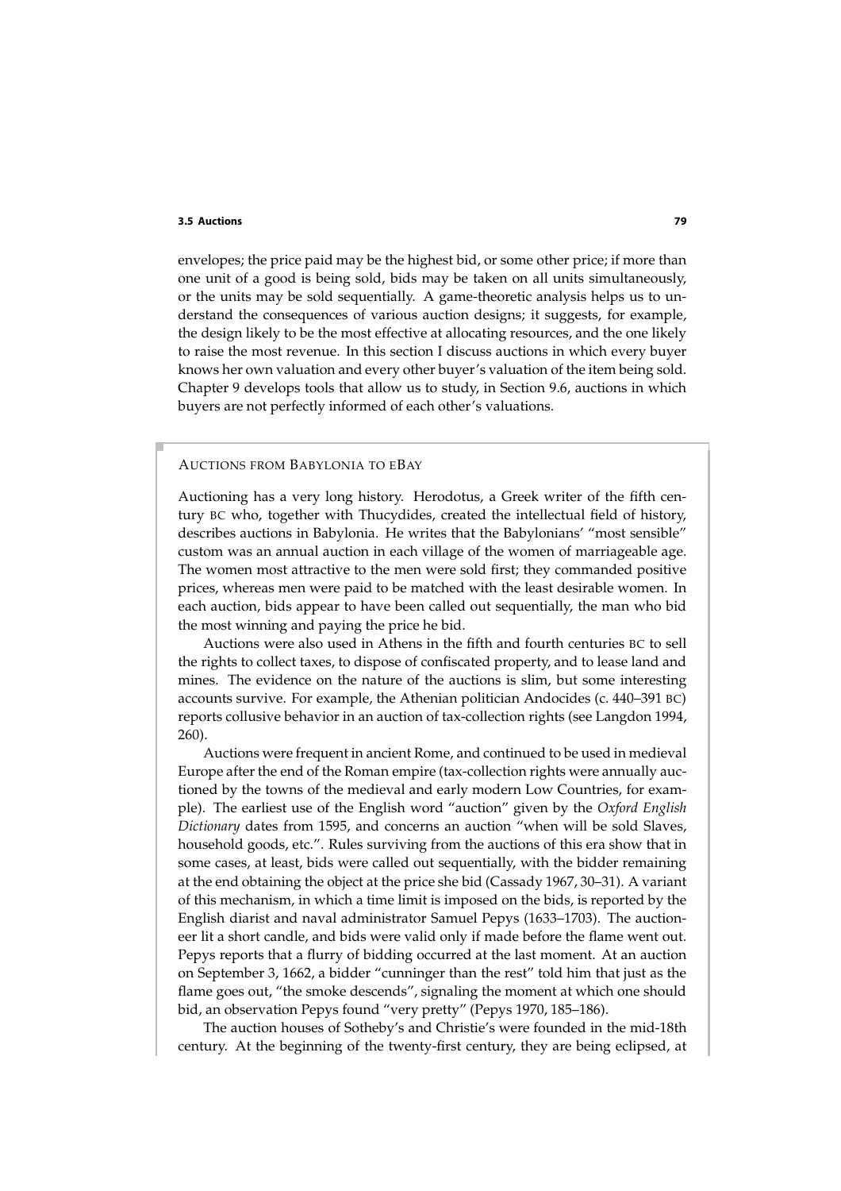envelopes; the price paid may be the highest bid, or some other price; if more than one unit of a good is being sold, bids may be taken on all units simultaneously, or the units may be sold sequentially. A game-theoretic analysis helps us to understand the consequences of various auction designs; it suggests, for example, the design likely to be the most effective at allocating resources, and the one likely to raise the most revenue. In this section I discuss auctions in which every buyer knows her own valuation and every other buyer's valuation of the item being sold. Chapter 9 develops tools that allow us to study, in Section 9.6, auctions in which buyers are not perfectly informed of each other's valuations.

### AUCTIONS FROM BABYLONIA TO EBAY

Auctioning has a very long history. Herodotus, a Greek writer of the fifth century BC who, together with Thucydides, created the intellectual field of history, describes auctions in Babylonia. He writes that the Babylonians' "most sensible" custom was an annual auction in each village of the women of marriageable age. The women most attractive to the men were sold first; they commanded positive prices, whereas men were paid to be matched with the least desirable women. In each auction, bids appear to have been called out sequentially, the man who bid the most winning and paying the price he bid.

Auctions were also used in Athens in the fifth and fourth centuries BC to sell the rights to collect taxes, to dispose of confiscated property, and to lease land and mines. The evidence on the nature of the auctions is slim, but some interesting accounts survive. For example, the Athenian politician Andocides (c. 440–391 BC) reports collusive behavior in an auction of tax-collection rights (see Langdon 1994, 260).

Auctions were frequent in ancient Rome, and continued to be used in medieval Europe after the end of the Roman empire (tax-collection rights were annually auctioned by the towns of the medieval and early modern Low Countries, for example). The earliest use of the English word "auction" given by the *Oxford English Dictionary* dates from 1595, and concerns an auction "when will be sold Slaves, household goods, etc.". Rules surviving from the auctions of this era show that in some cases, at least, bids were called out sequentially, with the bidder remaining at the end obtaining the object at the price she bid (Cassady 1967, 30–31). A variant of this mechanism, in which a time limit is imposed on the bids, is reported by the English diarist and naval administrator Samuel Pepys (1633–1703). The auctioneer lit a short candle, and bids were valid only if made before the flame went out. Pepys reports that a flurry of bidding occurred at the last moment. At an auction on September 3, 1662, a bidder "cunninger than the rest" told him that just as the flame goes out, "the smoke descends", signaling the moment at which one should bid, an observation Pepys found "very pretty" (Pepys 1970, 185–186).

The auction houses of Sotheby's and Christie's were founded in the mid-18th century. At the beginning of the twenty-first century, they are being eclipsed, at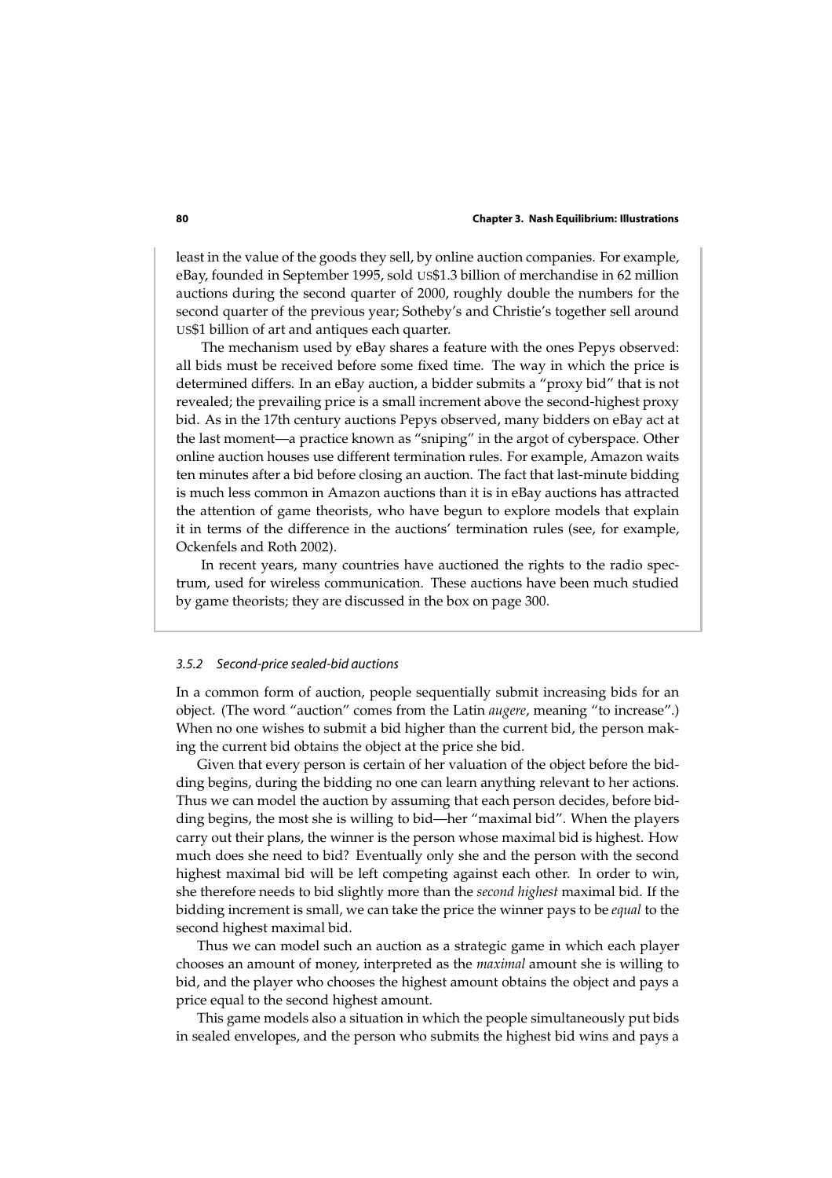least in the value of the goods they sell, by online auction companies. For example, eBay, founded in September 1995, sold US$1.3 billion of merchandise in 62 million auctions during the second quarter of 2000, roughly double the numbers for the second quarter of the previous year; Sotheby's and Christie's together sell around US$1 billion of art and antiques each quarter.

The mechanism used by eBay shares a feature with the ones Pepys observed: all bids must be received before some fixed time. The way in which the price is determined differs. In an eBay auction, a bidder submits a "proxy bid" that is not revealed; the prevailing price is a small increment above the second-highest proxy bid. As in the 17th century auctions Pepys observed, many bidders on eBay act at the last moment—a practice known as "sniping" in the argot of cyberspace. Other online auction houses use different termination rules. For example, Amazon waits ten minutes after a bid before closing an auction. The fact that last-minute bidding is much less common in Amazon auctions than it is in eBay auctions has attracted the attention of game theorists, who have begun to explore models that explain it in terms of the difference in the auctions' termination rules (see, for example, Ockenfels and Roth 2002).

In recent years, many countries have auctioned the rights to the radio spectrum, used for wireless communication. These auctions have been much studied by game theorists; they are discussed in the box on page 300.

### *3.5.2 Second-price sealed-bid auctions*

In a common form of auction, people sequentially submit increasing bids for an object. (The word "auction" comes from the Latin *augere*, meaning "to increase".) When no one wishes to submit a bid higher than the current bid, the person making the current bid obtains the object at the price she bid.

Given that every person is certain of her valuation of the object before the bidding begins, during the bidding no one can learn anything relevant to her actions. Thus we can model the auction by assuming that each person decides, before bidding begins, the most she is willing to bid—her "maximal bid". When the players carry out their plans, the winner is the person whose maximal bid is highest. How much does she need to bid? Eventually only she and the person with the second highest maximal bid will be left competing against each other. In order to win, she therefore needs to bid slightly more than the *second highest* maximal bid. If the bidding increment is small, we can take the price the winner pays to be *equal* to the second highest maximal bid.

Thus we can model such an auction as a strategic game in which each player chooses an amount of money, interpreted as the *maximal* amount she is willing to bid, and the player who chooses the highest amount obtains the object and pays a price equal to the second highest amount.

This game models also a situation in which the people simultaneously put bids in sealed envelopes, and the person who submits the highest bid wins and pays a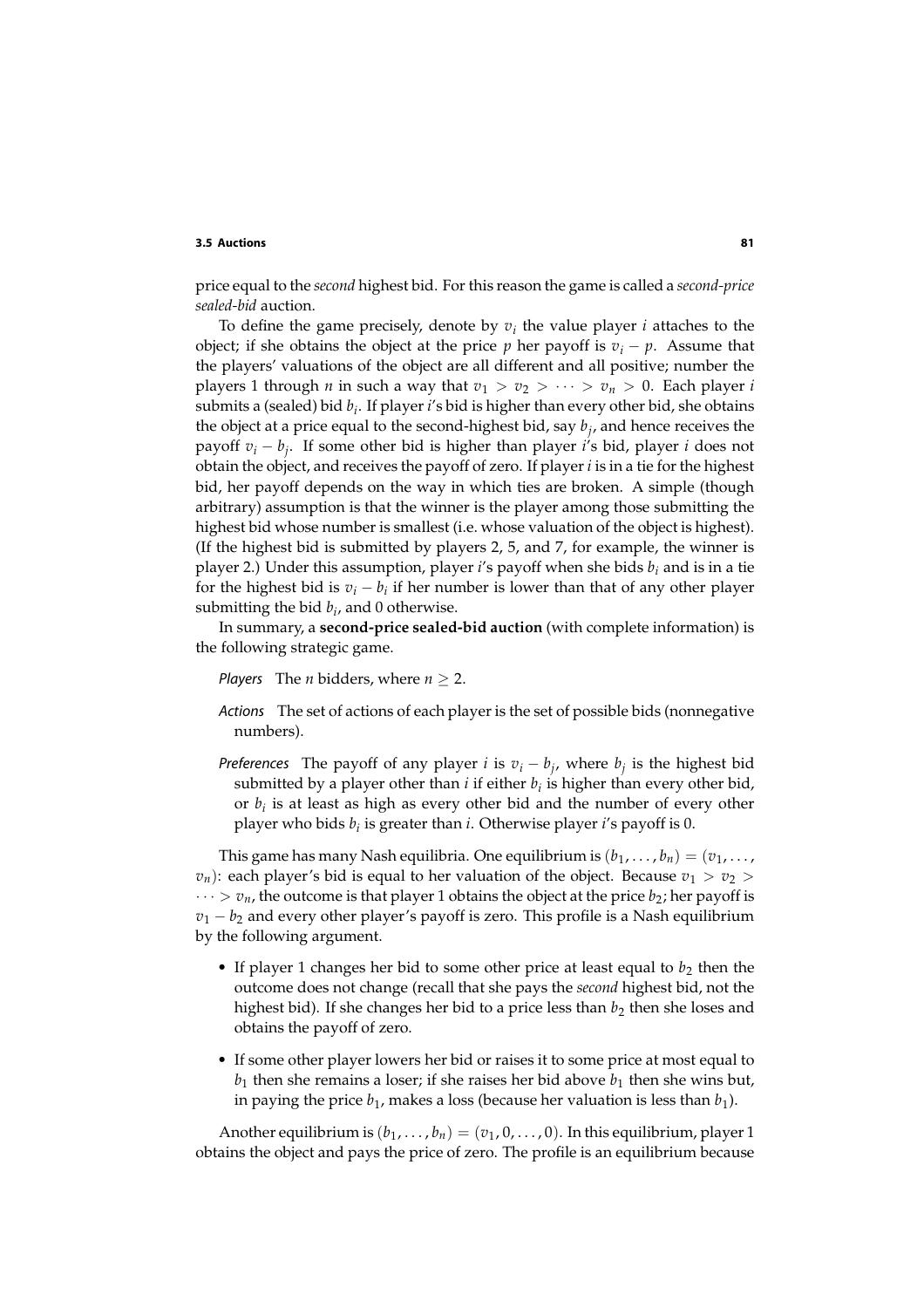price equal to the *second* highest bid. For this reason the game is called a *second-price sealed-bid* auction.

To define the game precisely, denote by $v_i$ the value player $i$ attaches to the object; if she obtains the object at the price $p$ her payoff is $v_i - p$. Assume that the players' valuations of the object are all different and all positive; number the players 1 through $n$ in such a way that $v_1 > v_2 > \cdots > v_n > 0$. Each player $i$ submits a (sealed) bid $b_i$. If player $i$'s bid is higher than every other bid, she obtains the object at a price equal to the second-highest bid, say $b_j$, and hence receives the payoff $v_i - b_j$. If some other bid is higher than player $i$'s bid, player $i$ does not obtain the object, and receives the payoff of zero. If player $i$ is in a tie for the highest bid, her payoff depends on the way in which ties are broken. A simple (though arbitrary) assumption is that the winner is the player among those submitting the highest bid whose number is smallest (i.e. whose valuation of the object is highest). (If the highest bid is submitted by players 2, 5, and 7, for example, the winner is player 2.) Under this assumption, player $i$'s payoff when she bids $b_i$ and is in a tie for the highest bid is $v_i - b_i$ if her number is lower than that of any other player submitting the bid $b_i$, and 0 otherwise.

In summary, a **second-price sealed-bid auction** (with complete information) is the following strategic game.

*Players* The $n$ bidders, where $n \geq 2$.

*Actions* The set of actions of each player is the set of possible bids (nonnegative numbers).

*Preferences* The payoff of any player $i$ is $v_i - b_j$, where $b_j$ is the highest bid submitted by a player other than $i$ if either $b_i$ is higher than every other bid, or $b_i$ is at least as high as every other bid and the number of every other player who bids $b_i$ is greater than $i$. Otherwise player $i$'s payoff is 0.

This game has many Nash equilibria. One equilibrium is $(b_1, \ldots, b_n) = (v_1, \ldots, v_n)$: each player's bid is equal to her valuation of the object. Because $v_1 > v_2 > \cdots > v_n$, the outcome is that player 1 obtains the object at the price $b_2$; her payoff is $v_1 - b_2$ and every other player's payoff is zero. This profile is a Nash equilibrium by the following argument.

- If player 1 changes her bid to some other price at least equal to $b_2$ then the outcome does not change (recall that she pays the *second* highest bid, not the highest bid). If she changes her bid to a price less than $b_2$ then she loses and obtains the payoff of zero.
- If some other player lowers her bid or raises it to some price at most equal to $b_1$ then she remains a loser; if she raises her bid above $b_1$ then she wins but, in paying the price $b_1$, makes a loss (because her valuation is less than $b_1$).

Another equilibrium is $(b_1, \ldots, b_n) = (v_1, 0, \ldots, 0)$. In this equilibrium, player 1 obtains the object and pays the price of zero. The profile is an equilibrium because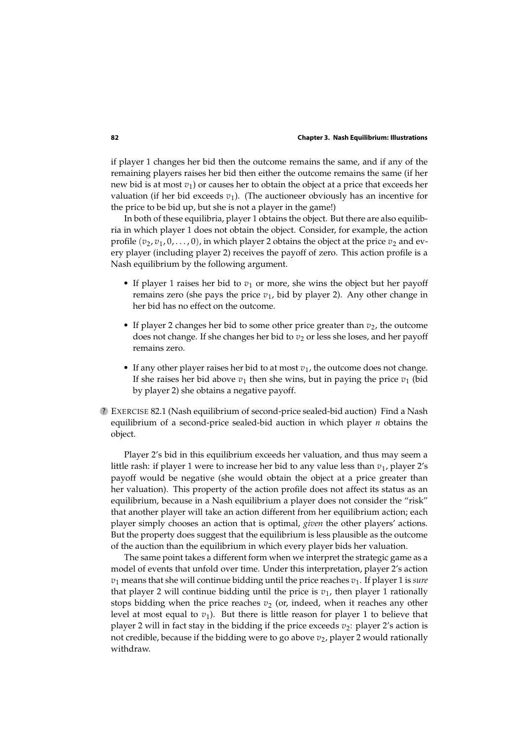if player 1 changes her bid then the outcome remains the same, and if any of the remaining players raises her bid then either the outcome remains the same (if her new bid is at most $v_1$) or causes her to obtain the object at a price that exceeds her valuation (if her bid exceeds $v_1$). (The auctioneer obviously has an incentive for the price to be bid up, but she is not a player in the game!)

In both of these equilibria, player 1 obtains the object. But there are also equilibria in which player 1 does not obtain the object. Consider, for example, the action profile $(v_2, v_1, 0, \ldots, 0)$, in which player 2 obtains the object at the price $v_2$ and every player (including player 2) receives the payoff of zero. This action profile is a Nash equilibrium by the following argument.

- If player 1 raises her bid to $v_1$ or more, she wins the object but her payoff remains zero (she pays the price $v_1$, bid by player 2). Any other change in her bid has no effect on the outcome.
- If player 2 changes her bid to some other price greater than $v_2$, the outcome does not change. If she changes her bid to $v_2$ or less she loses, and her payoff remains zero.
- If any other player raises her bid to at most $v_1$, the outcome does not change. If she raises her bid above $v_1$ then she wins, but in paying the price $v_1$ (bid by player 2) she obtains a negative payoff.

? EXERCISE 82.1 (Nash equilibrium of second-price sealed-bid auction) Find a Nash equilibrium of a second-price sealed-bid auction in which player $n$ obtains the object.

Player 2's bid in this equilibrium exceeds her valuation, and thus may seem a little rash: if player 1 were to increase her bid to any value less than $v_1$, player 2's payoff would be negative (she would obtain the object at a price greater than her valuation). This property of the action profile does not affect its status as an equilibrium, because in a Nash equilibrium a player does not consider the "risk" that another player will take an action different from her equilibrium action; each player simply chooses an action that is optimal, *given* the other players' actions. But the property does suggest that the equilibrium is less plausible as the outcome of the auction than the equilibrium in which every player bids her valuation.

The same point takes a different form when we interpret the strategic game as a model of events that unfold over time. Under this interpretation, player 2's action $v_1$ means that she will continue bidding until the price reaches $v_1$. If player 1 is *sure* that player 2 will continue bidding until the price is $v_1$, then player 1 rationally stops bidding when the price reaches $v_2$ (or, indeed, when it reaches any other level at most equal to $v_1$). But there is little reason for player 1 to believe that player 2 will in fact stay in the bidding if the price exceeds $v_2$: player 2's action is not credible, because if the bidding were to go above $v_2$, player 2 would rationally withdraw.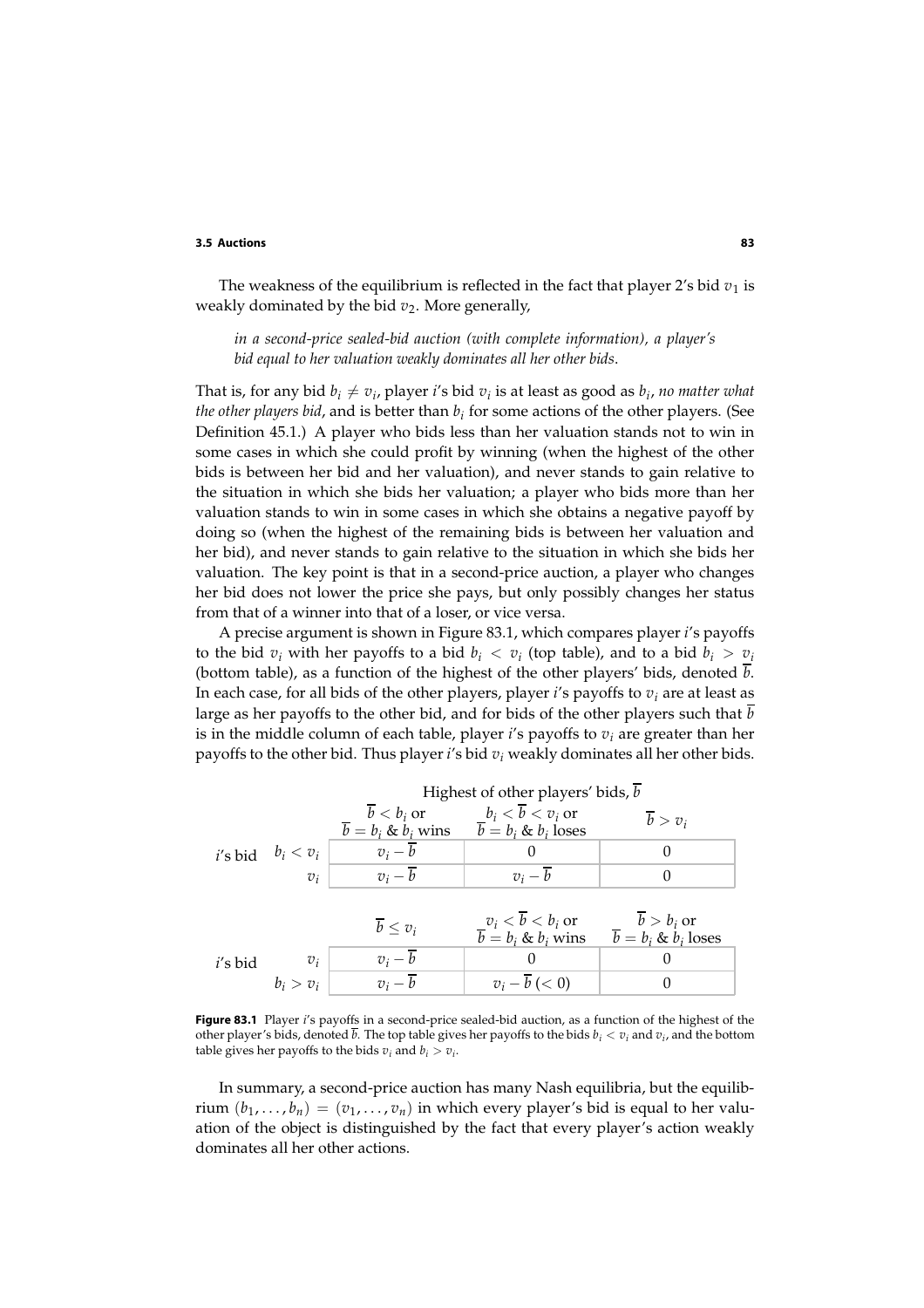The weakness of the equilibrium is reflected in the fact that player 2's bid $v_1$ is weakly dominated by the bid $v_2$. More generally,

> *in a second-price sealed-bid auction (with complete information), a player's bid equal to her valuation weakly dominates all her other bids.*

That is, for any bid $b_i \neq v_i$, player $i$'s bid $v_i$ is at least as good as $b_i$, *no matter what the other players bid*, and is better than $b_i$ for some actions of the other players. (See Definition 45.1.) A player who bids less than her valuation stands not to win in some cases in which she could profit by winning (when the highest of the other bids is between her bid and her valuation), and never stands to gain relative to the situation in which she bids her valuation; a player who bids more than her valuation stands to win in some cases in which she obtains a negative payoff by doing so (when the highest of the remaining bids is between her valuation and her bid), and never stands to gain relative to the situation in which she bids her valuation. The key point is that in a second-price auction, a player who changes her bid does not lower the price she pays, but only possibly changes her status from that of a winner into that of a loser, or vice versa.

A precise argument is shown in Figure 83.1, which compares player $i$'s payoffs to the bid $v_i$ with her payoffs to a bid $b_i < v_i$ (top table), and to a bid $b_i > v_i$ (bottom table), as a function of the highest of the other players' bids, denoted $\overline{b}$. In each case, for all bids of the other players, player $i$'s payoffs to $v_i$ are at least as large as her payoffs to the other bid, and for bids of the other players such that $\overline{b}$ is in the middle column of each table, player $i$'s payoffs to $v_i$ are greater than her payoffs to the other bid. Thus player $i$'s bid $v_i$ weakly dominates all her other bids.

| | | Highest of other players' bids, $\overline{b}$ | | |
|---|---|---|---|---|
| | | $\overline{b} < b_i$ or $\overline{b} = b_i$ & $b_i$ wins | $b_i < \overline{b} < v_i$ or $\overline{b} = b_i$ & $b_i$ loses | $\overline{b} > v_i$ |
| $i$'s bid | $b_i < v_i$ | $v_i - \overline{b}$ | $0$ | $0$ |
| | $v_i$ | $v_i - \overline{b}$ | $v_i - \overline{b}$ | $0$ |

| | | $\overline{b} \leq v_i$ | $v_i < \overline{b} < b_i$ or $\overline{b} = b_i$ & $b_i$ wins | $\overline{b} > b_i$ or $\overline{b} = b_i$ & $b_i$ loses |
|---|---|---|---|---|
| $i$'s bid | $v_i$ | $v_i - \overline{b}$ | $0$ | $0$ |
| | $b_i > v_i$ | $v_i - \overline{b}$ | $v_i - \overline{b}$ $(< 0)$ | $0$ |

**Figure 83.1** Player $i$'s payoffs in a second-price sealed-bid auction, as a function of the highest of the other player's bids, denoted $\overline{b}$. The top table gives her payoffs to the bids $b_i < v_i$ and $v_i$, and the bottom table gives her payoffs to the bids $v_i$ and $b_i > v_i$.

In summary, a second-price auction has many Nash equilibria, but the equilibrium $(b_1, \ldots, b_n) = (v_1, \ldots, v_n)$ in which every player's bid is equal to her valuation of the object is distinguished by the fact that every player's action weakly dominates all her other actions.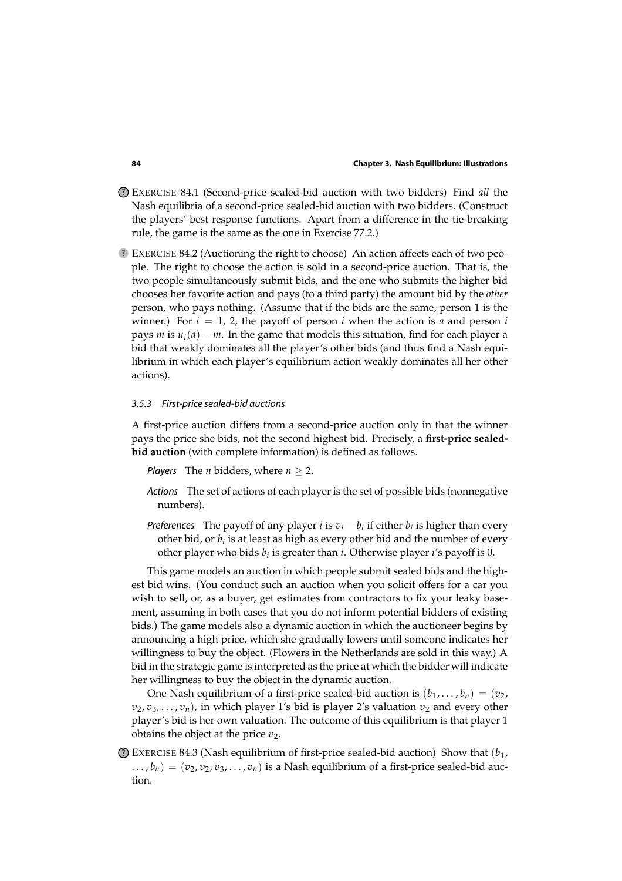? EXERCISE 84.1 (Second-price sealed-bid auction with two bidders) Find *all* the Nash equilibria of a second-price sealed-bid auction with two bidders. (Construct the players' best response functions. Apart from a difference in the tie-breaking rule, the game is the same as the one in Exercise 77.2.)

? EXERCISE 84.2 (Auctioning the right to choose) An action affects each of two people. The right to choose the action is sold in a second-price auction. That is, the two people simultaneously submit bids, and the one who submits the higher bid chooses her favorite action and pays (to a third party) the amount bid by the *other* person, who pays nothing. (Assume that if the bids are the same, person 1 is the winner.) For $i = 1, 2$, the payoff of person $i$ when the action is $a$ and person $i$ pays $m$ is $u_i(a) - m$. In the game that models this situation, find for each player a bid that weakly dominates all the player's other bids (and thus find a Nash equilibrium in which each player's equilibrium action weakly dominates all her other actions).

### *3.5.3 First-price sealed-bid auctions*

A first-price auction differs from a second-price auction only in that the winner pays the price she bids, not the second highest bid. Precisely, a **first-price sealed-bid auction** (with complete information) is defined as follows.

*Players* The $n$ bidders, where $n \geq 2$.

*Actions* The set of actions of each player is the set of possible bids (nonnegative numbers).

*Preferences* The payoff of any player $i$ is $v_i - b_i$ if either $b_i$ is higher than every other bid, or $b_i$ is at least as high as every other bid and the number of every other player who bids $b_i$ is greater than $i$. Otherwise player $i$'s payoff is 0.

This game models an auction in which people submit sealed bids and the highest bid wins. (You conduct such an auction when you solicit offers for a car you wish to sell, or, as a buyer, get estimates from contractors to fix your leaky basement, assuming in both cases that you do not inform potential bidders of existing bids.) The game models also a dynamic auction in which the auctioneer begins by announcing a high price, which she gradually lowers until someone indicates her willingness to buy the object. (Flowers in the Netherlands are sold in this way.) A bid in the strategic game is interpreted as the price at which the bidder will indicate her willingness to buy the object in the dynamic auction.

One Nash equilibrium of a first-price sealed-bid auction is $(b_1, \ldots, b_n) = (v_2, v_2, v_3, \ldots, v_n)$, in which player 1's bid is player 2's valuation $v_2$ and every other player's bid is her own valuation. The outcome of this equilibrium is that player 1 obtains the object at the price $v_2$.

? EXERCISE 84.3 (Nash equilibrium of first-price sealed-bid auction) Show that $(b_1, \ldots, b_n) = (v_2, v_2, v_3, \ldots, v_n)$ is a Nash equilibrium of a first-price sealed-bid auction.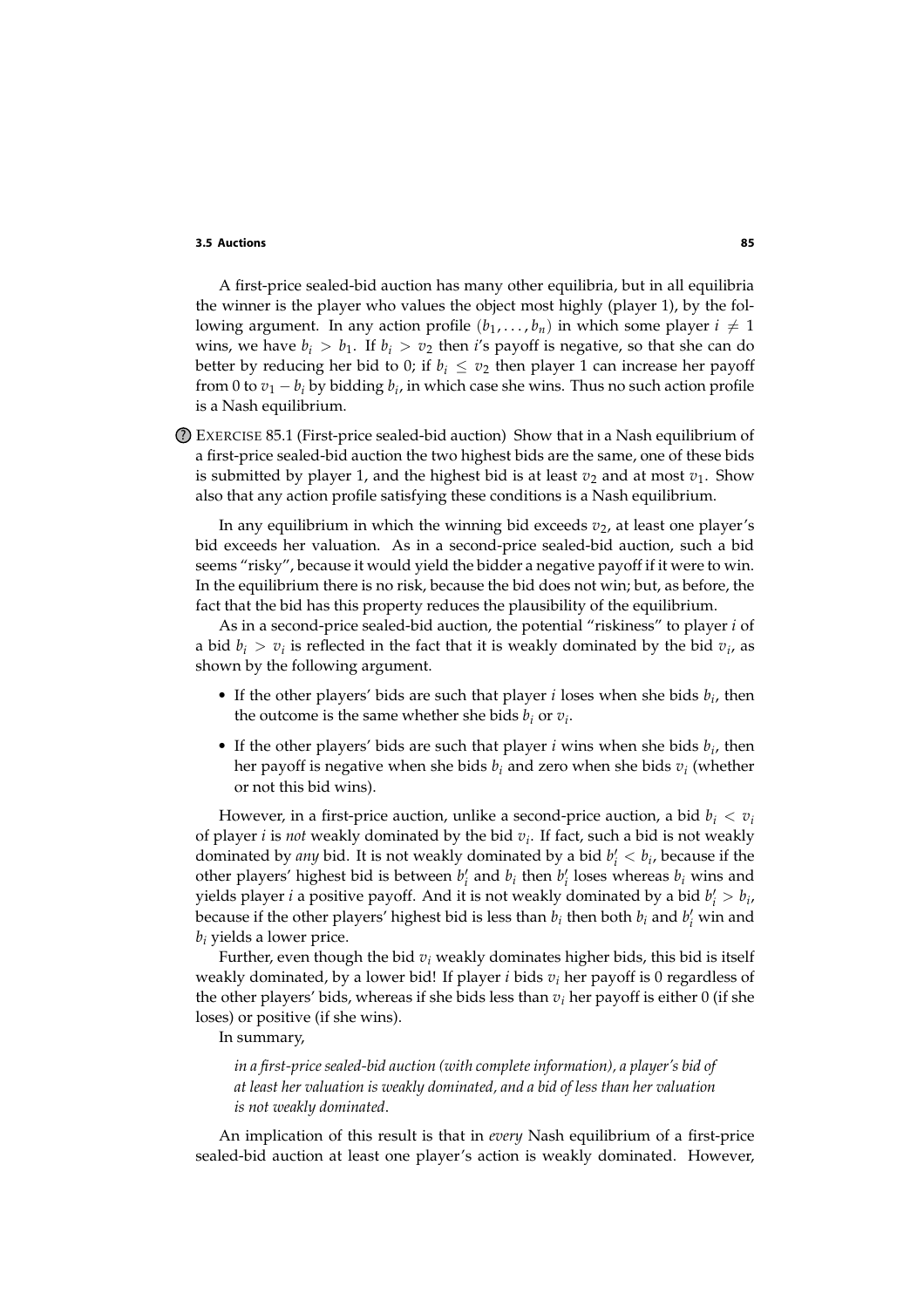A first-price sealed-bid auction has many other equilibria, but in all equilibria the winner is the player who values the object most highly (player 1), by the following argument. In any action profile $(b_1, \ldots, b_n)$ in which some player $i \neq 1$ wins, we have $b_i > b_1$. If $b_i > v_2$ then $i$'s payoff is negative, so that she can do better by reducing her bid to 0; if $b_i \leq v_2$ then player 1 can increase her payoff from 0 to $v_1 - b_i$ by bidding $b_i$, in which case she wins. Thus no such action profile is a Nash equilibrium.

? EXERCISE 85.1 (First-price sealed-bid auction) Show that in a Nash equilibrium of a first-price sealed-bid auction the two highest bids are the same, one of these bids is submitted by player 1, and the highest bid is at least $v_2$ and at most $v_1$. Show also that any action profile satisfying these conditions is a Nash equilibrium.

In any equilibrium in which the winning bid exceeds $v_2$, at least one player's bid exceeds her valuation. As in a second-price sealed-bid auction, such a bid seems "risky", because it would yield the bidder a negative payoff if it were to win. In the equilibrium there is no risk, because the bid does not win; but, as before, the fact that the bid has this property reduces the plausibility of the equilibrium.

As in a second-price sealed-bid auction, the potential "riskiness" to player $i$ of a bid $b_i > v_i$ is reflected in the fact that it is weakly dominated by the bid $v_i$, as shown by the following argument.

- If the other players' bids are such that player $i$ loses when she bids $b_i$, then the outcome is the same whether she bids $b_i$ or $v_i$.
- If the other players' bids are such that player $i$ wins when she bids $b_i$, then her payoff is negative when she bids $b_i$ and zero when she bids $v_i$ (whether or not this bid wins).

However, in a first-price auction, unlike a second-price auction, a bid $b_i < v_i$ of player $i$ is *not* weakly dominated by the bid $v_i$. If fact, such a bid is not weakly dominated by *any* bid. It is not weakly dominated by a bid $b_i' < b_i$, because if the other players' highest bid is between $b_i'$ and $b_i$ then $b_i'$ loses whereas $b_i$ wins and yields player $i$ a positive payoff. And it is not weakly dominated by a bid $b_i' > b_i$, because if the other players' highest bid is less than $b_i$ then both $b_i$ and $b_i'$ win and $b_i$ yields a lower price.

Further, even though the bid $v_i$ weakly dominates higher bids, this bid is itself weakly dominated, by a lower bid! If player $i$ bids $v_i$ her payoff is 0 regardless of the other players' bids, whereas if she bids less than $v_i$ her payoff is either 0 (if she loses) or positive (if she wins).

In summary,

*in a first-price sealed-bid auction (with complete information), a player's bid of at least her valuation is weakly dominated, and a bid of less than her valuation is not weakly dominated.*

An implication of this result is that in *every* Nash equilibrium of a first-price sealed-bid auction at least one player's action is weakly dominated. However,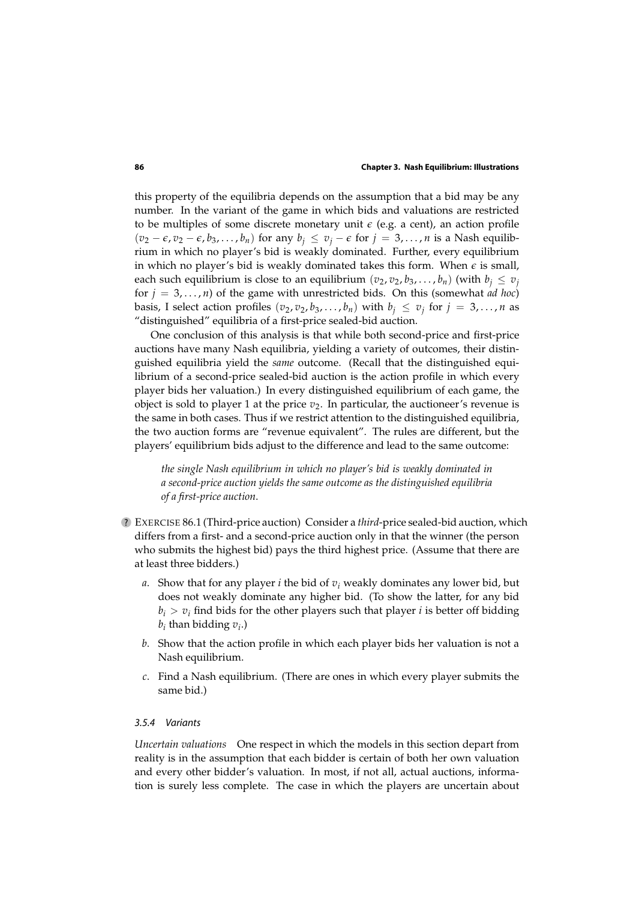this property of the equilibria depends on the assumption that a bid may be any number. In the variant of the game in which bids and valuations are restricted to be multiples of some discrete monetary unit $\epsilon$ (e.g. a cent), an action profile $(v_2 - \epsilon, v_2 - \epsilon, b_3, \ldots, b_n)$ for any $b_j \leq v_j - \epsilon$ for $j = 3, \ldots, n$ is a Nash equilibrium in which no player's bid is weakly dominated. Further, every equilibrium in which no player's bid is weakly dominated takes this form. When $\epsilon$ is small, each such equilibrium is close to an equilibrium $(v_2, v_2, b_3, \ldots, b_n)$ (with $b_j \leq v_j$ for $j = 3, \ldots, n$) of the game with unrestricted bids. On this (somewhat *ad hoc*) basis, I select action profiles $(v_2, v_2, b_3, \ldots, b_n)$ with $b_j \leq v_j$ for $j = 3, \ldots, n$ as "distinguished" equilibria of a first-price sealed-bid auction.

One conclusion of this analysis is that while both second-price and first-price auctions have many Nash equilibria, yielding a variety of outcomes, their distinguished equilibria yield the *same* outcome. (Recall that the distinguished equilibrium of a second-price sealed-bid auction is the action profile in which every player bids her valuation.) In every distinguished equilibrium of each game, the object is sold to player 1 at the price $v_2$. In particular, the auctioneer's revenue is the same in both cases. Thus if we restrict attention to the distinguished equilibria, the two auction forms are "revenue equivalent". The rules are different, but the players' equilibrium bids adjust to the difference and lead to the same outcome:

> *the single Nash equilibrium in which no player's bid is weakly dominated in a second-price auction yields the same outcome as the distinguished equilibria of a first-price auction.*

? EXERCISE 86.1 (Third-price auction) Consider a *third*-price sealed-bid auction, which differs from a first- and a second-price auction only in that the winner (the person who submits the highest bid) pays the third highest price. (Assume that there are at least three bidders.)

*a.* Show that for any player $i$ the bid of $v_i$ weakly dominates any lower bid, but does not weakly dominate any higher bid. (To show the latter, for any bid $b_i > v_i$ find bids for the other players such that player $i$ is better off bidding $b_i$ than bidding $v_i$.)

*b.* Show that the action profile in which each player bids her valuation is not a Nash equilibrium.

*c.* Find a Nash equilibrium. (There are ones in which every player submits the same bid.)

### *3.5.4 Variants*

*Uncertain valuations* One respect in which the models in this section depart from reality is in the assumption that each bidder is certain of both her own valuation and every other bidder's valuation. In most, if not all, actual auctions, information is surely less complete. The case in which the players are uncertain about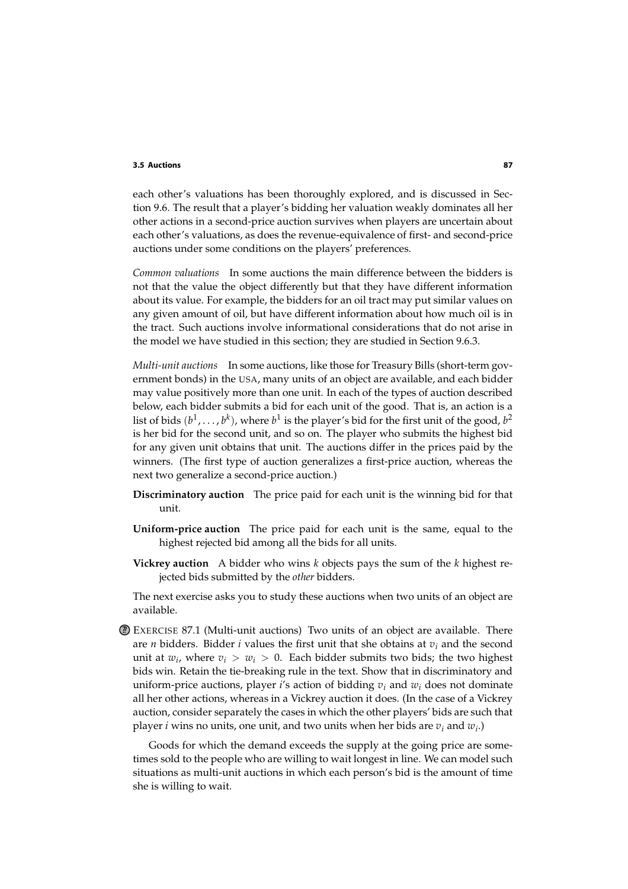each other's valuations has been thoroughly explored, and is discussed in Section 9.6. The result that a player's bidding her valuation weakly dominates all her other actions in a second-price auction survives when players are uncertain about each other's valuations, as does the revenue-equivalence of first- and second-price auctions under some conditions on the players' preferences.

*Common valuations* In some auctions the main difference between the bidders is not that the value the object differently but that they have different information about its value. For example, the bidders for an oil tract may put similar values on any given amount of oil, but have different information about how much oil is in the tract. Such auctions involve informational considerations that do not arise in the model we have studied in this section; they are studied in Section 9.6.3.

*Multi-unit auctions* In some auctions, like those for Treasury Bills (short-term government bonds) in the USA, many units of an object are available, and each bidder may value positively more than one unit. In each of the types of auction described below, each bidder submits a bid for each unit of the good. That is, an action is a list of bids $(b^1, \ldots, b^k)$, where $b^1$ is the player's bid for the first unit of the good, $b^2$ is her bid for the second unit, and so on. The player who submits the highest bid for any given unit obtains that unit. The auctions differ in the prices paid by the winners. (The first type of auction generalizes a first-price auction, whereas the next two generalize a second-price auction.)

**Discriminatory auction** The price paid for each unit is the winning bid for that unit.

**Uniform-price auction** The price paid for each unit is the same, equal to the highest rejected bid among all the bids for all units.

**Vickrey auction** A bidder who wins $k$ objects pays the sum of the $k$ highest rejected bids submitted by the *other* bidders.

The next exercise asks you to study these auctions when two units of an object are available.

? EXERCISE 87.1 (Multi-unit auctions) Two units of an object are available. There are $n$ bidders. Bidder $i$ values the first unit that she obtains at $v_i$ and the second unit at $w_i$, where $v_i > w_i > 0$. Each bidder submits two bids; the two highest bids win. Retain the tie-breaking rule in the text. Show that in discriminatory and uniform-price auctions, player $i$'s action of bidding $v_i$ and $w_i$ does not dominate all her other actions, whereas in a Vickrey auction it does. (In the case of a Vickrey auction, consider separately the cases in which the other players' bids are such that player $i$ wins no units, one unit, and two units when her bids are $v_i$ and $w_i$.)

Goods for which the demand exceeds the supply at the going price are sometimes sold to the people who are willing to wait longest in line. We can model such situations as multi-unit auctions in which each person's bid is the amount of time she is willing to wait.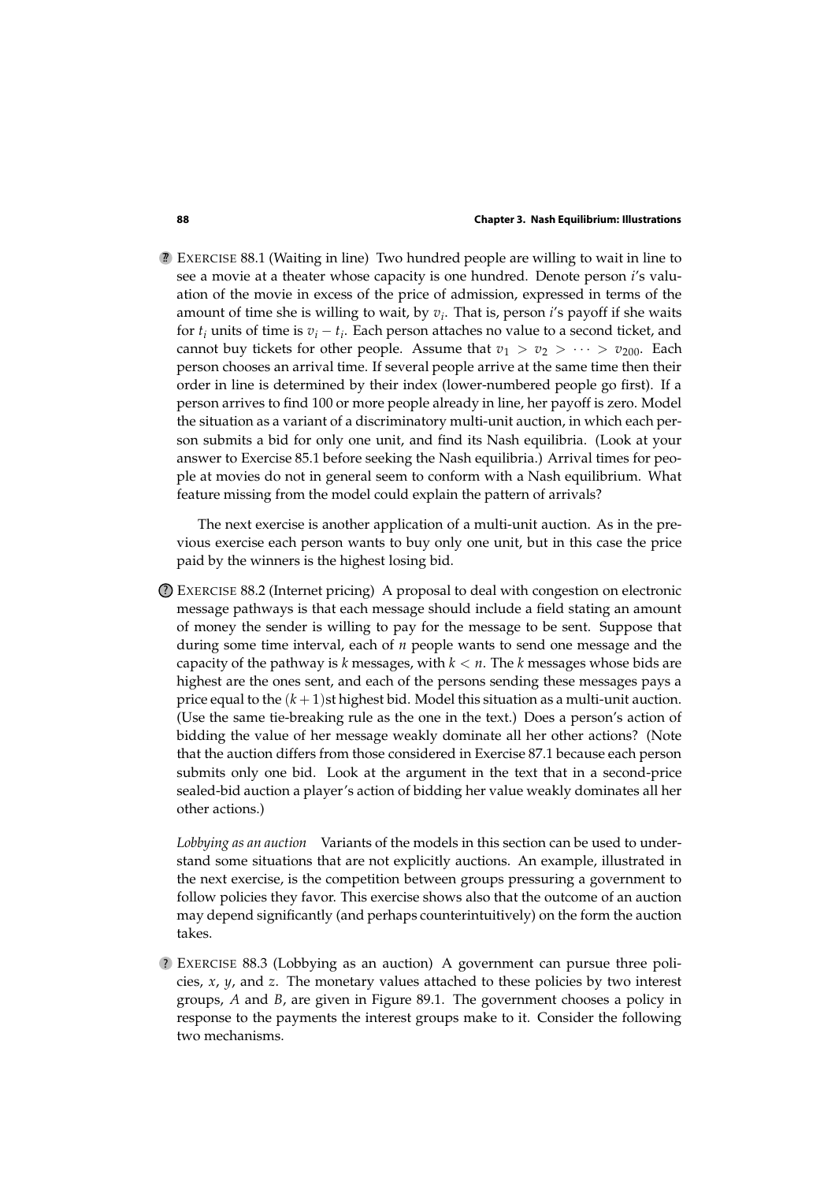**EXERCISE 88.1** (Waiting in line) Two hundred people are willing to wait in line to see a movie at a theater whose capacity is one hundred. Denote person $i$'s valuation of the movie in excess of the price of admission, expressed in terms of the amount of time she is willing to wait, by $v_i$. That is, person $i$'s payoff if she waits for $t_i$ units of time is $v_i - t_i$. Each person attaches no value to a second ticket, and cannot buy tickets for other people. Assume that $v_1 > v_2 > \cdots > v_{200}$. Each person chooses an arrival time. If several people arrive at the same time then their order in line is determined by their index (lower-numbered people go first). If a person arrives to find 100 or more people already in line, her payoff is zero. Model the situation as a variant of a discriminatory multi-unit auction, in which each person submits a bid for only one unit, and find its Nash equilibria. (Look at your answer to Exercise 85.1 before seeking the Nash equilibria.) Arrival times for people at movies do not in general seem to conform with a Nash equilibrium. What feature missing from the model could explain the pattern of arrivals?

The next exercise is another application of a multi-unit auction. As in the previous exercise each person wants to buy only one unit, but in this case the price paid by the winners is the highest losing bid.

**EXERCISE 88.2** (Internet pricing) A proposal to deal with congestion on electronic message pathways is that each message should include a field stating an amount of money the sender is willing to pay for the message to be sent. Suppose that during some time interval, each of $n$ people wants to send one message and the capacity of the pathway is $k$ messages, with $k < n$. The $k$ messages whose bids are highest are the ones sent, and each of the persons sending these messages pays a price equal to the $(k+1)$st highest bid. Model this situation as a multi-unit auction. (Use the same tie-breaking rule as the one in the text.) Does a person's action of bidding the value of her message weakly dominate all her other actions? (Note that the auction differs from those considered in Exercise 87.1 because each person submits only one bid. Look at the argument in the text that in a second-price sealed-bid auction a player's action of bidding her value weakly dominates all her other actions.)

*Lobbying as an auction* Variants of the models in this section can be used to understand some situations that are not explicitly auctions. An example, illustrated in the next exercise, is the competition between groups pressuring a government to follow policies they favor. This exercise shows also that the outcome of an auction may depend significantly (and perhaps counterintuitively) on the form the auction takes.

**EXERCISE 88.3** (Lobbying as an auction) A government can pursue three policies, $x$, $y$, and $z$. The monetary values attached to these policies by two interest groups, $A$ and $B$, are given in Figure 89.1. The government chooses a policy in response to the payments the interest groups make to it. Consider the following two mechanisms.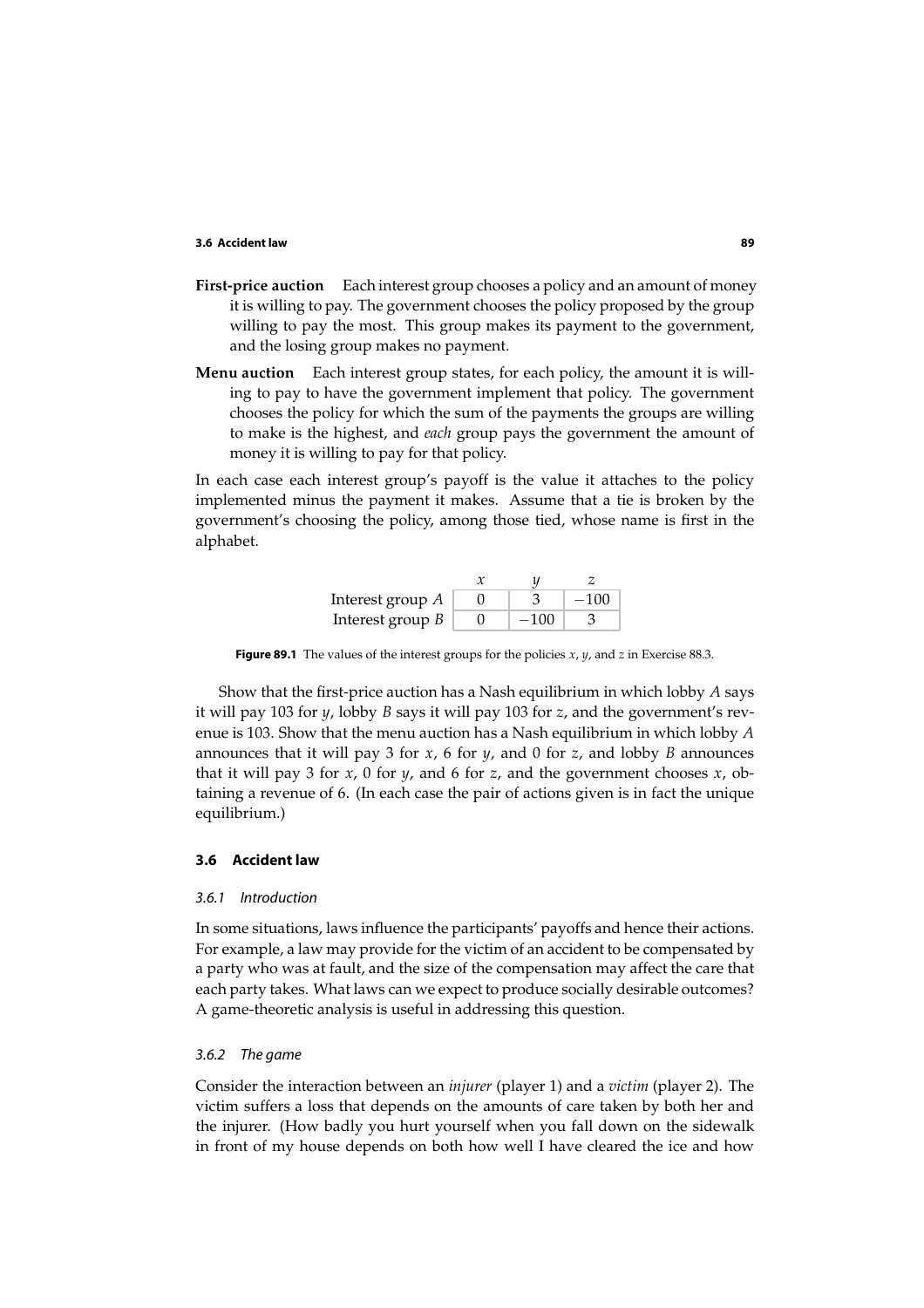**First-price auction** Each interest group chooses a policy and an amount of money it is willing to pay. The government chooses the policy proposed by the group willing to pay the most. This group makes its payment to the government, and the losing group makes no payment.

**Menu auction** Each interest group states, for each policy, the amount it is willing to pay to have the government implement that policy. The government chooses the policy for which the sum of the payments the groups are willing to make is the highest, and *each* group pays the government the amount of money it is willing to pay for that policy.

In each case each interest group's payoff is the value it attaches to the policy implemented minus the payment it makes. Assume that a tie is broken by the government's choosing the policy, among those tied, whose name is first in the alphabet.

| | $x$ | $y$ | $z$ |
|---|---|---|---|
| Interest group $A$ | 0 | 3 | $-100$ |
| Interest group $B$ | 0 | $-100$ | 3 |

**Figure 89.1** The values of the interest groups for the policies $x$, $y$, and $z$ in Exercise 88.3.

Show that the first-price auction has a Nash equilibrium in which lobby $A$ says it will pay 103 for $y$, lobby $B$ says it will pay 103 for $z$, and the government's revenue is 103. Show that the menu auction has a Nash equilibrium in which lobby $A$ announces that it will pay 3 for $x$, 6 for $y$, and 0 for $z$, and lobby $B$ announces that it will pay 3 for $x$, 0 for $y$, and 6 for $z$, and the government chooses $x$, obtaining a revenue of 6. (In each case the pair of actions given is in fact the unique equilibrium.)

## 3.6 Accident law

### 3.6.1 Introduction

In some situations, laws influence the participants' payoffs and hence their actions. For example, a law may provide for the victim of an accident to be compensated by a party who was at fault, and the size of the compensation may affect the care that each party takes. What laws can we expect to produce socially desirable outcomes? A game-theoretic analysis is useful in addressing this question.

### 3.6.2 The game

Consider the interaction between an *injurer* (player 1) and a *victim* (player 2). The victim suffers a loss that depends on the amounts of care taken by both her and the injurer. (How badly you hurt yourself when you fall down on the sidewalk in front of my house depends on both how well I have cleared the ice and how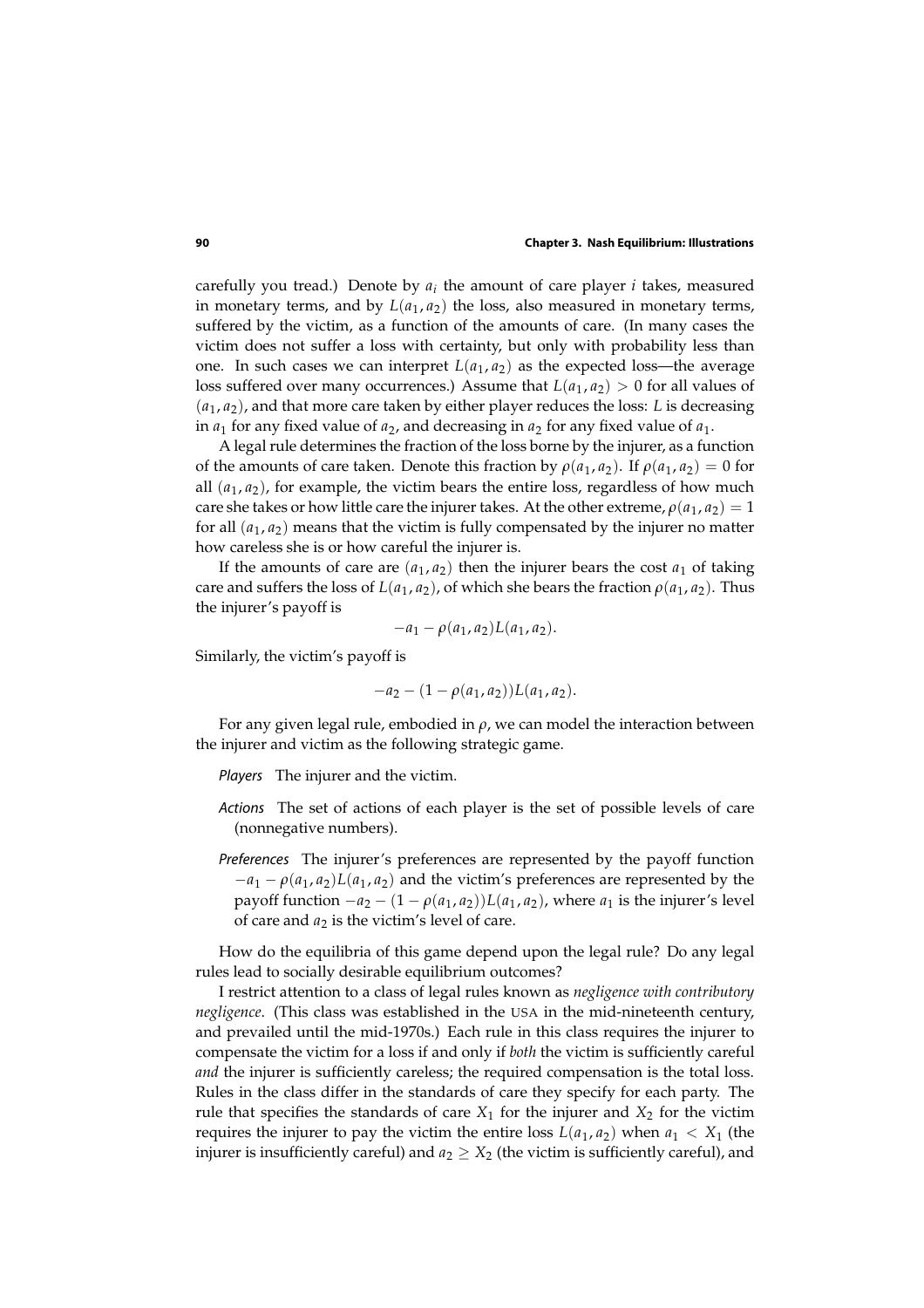carefully you tread.) Denote by $a_i$ the amount of care player $i$ takes, measured in monetary terms, and by $L(a_1, a_2)$ the loss, also measured in monetary terms, suffered by the victim, as a function of the amounts of care. (In many cases the victim does not suffer a loss with certainty, but only with probability less than one. In such cases we can interpret $L(a_1, a_2)$ as the expected loss—the average loss suffered over many occurrences.) Assume that $L(a_1, a_2) > 0$ for all values of $(a_1, a_2)$, and that more care taken by either player reduces the loss: $L$ is decreasing in $a_1$ for any fixed value of $a_2$, and decreasing in $a_2$ for any fixed value of $a_1$.

A legal rule determines the fraction of the loss borne by the injurer, as a function of the amounts of care taken. Denote this fraction by $\rho(a_1, a_2)$. If $\rho(a_1, a_2) = 0$ for all $(a_1, a_2)$, for example, the victim bears the entire loss, regardless of how much care she takes or how little care the injurer takes. At the other extreme, $\rho(a_1, a_2) = 1$ for all $(a_1, a_2)$ means that the victim is fully compensated by the injurer no matter how careless she is or how careful the injurer is.

If the amounts of care are $(a_1, a_2)$ then the injurer bears the cost $a_1$ of taking care and suffers the loss of $L(a_1, a_2)$, of which she bears the fraction $\rho(a_1, a_2)$. Thus the injurer's payoff is

$$-a_1 - \rho(a_1, a_2)L(a_1, a_2).$$

Similarly, the victim's payoff is

$$-a_2 - (1 - \rho(a_1, a_2))L(a_1, a_2).$$

For any given legal rule, embodied in $\rho$, we can model the interaction between the injurer and victim as the following strategic game.

*Players* The injurer and the victim.

*Actions* The set of actions of each player is the set of possible levels of care (nonnegative numbers).

*Preferences* The injurer's preferences are represented by the payoff function $-a_1 - \rho(a_1, a_2)L(a_1, a_2)$ and the victim's preferences are represented by the payoff function $-a_2 - (1 - \rho(a_1, a_2))L(a_1, a_2)$, where $a_1$ is the injurer's level of care and $a_2$ is the victim's level of care.

How do the equilibria of this game depend upon the legal rule? Do any legal rules lead to socially desirable equilibrium outcomes?

I restrict attention to a class of legal rules known as *negligence with contributory negligence*. (This class was established in the USA in the mid-nineteenth century, and prevailed until the mid-1970s.) Each rule in this class requires the injurer to compensate the victim for a loss if and only if *both* the victim is sufficiently careful *and* the injurer is sufficiently careless; the required compensation is the total loss. Rules in the class differ in the standards of care they specify for each party. The rule that specifies the standards of care $X_1$ for the injurer and $X_2$ for the victim requires the injurer to pay the victim the entire loss $L(a_1, a_2)$ when $a_1 < X_1$ (the injurer is insufficiently careful) and $a_2 \geq X_2$ (the victim is sufficiently careful), and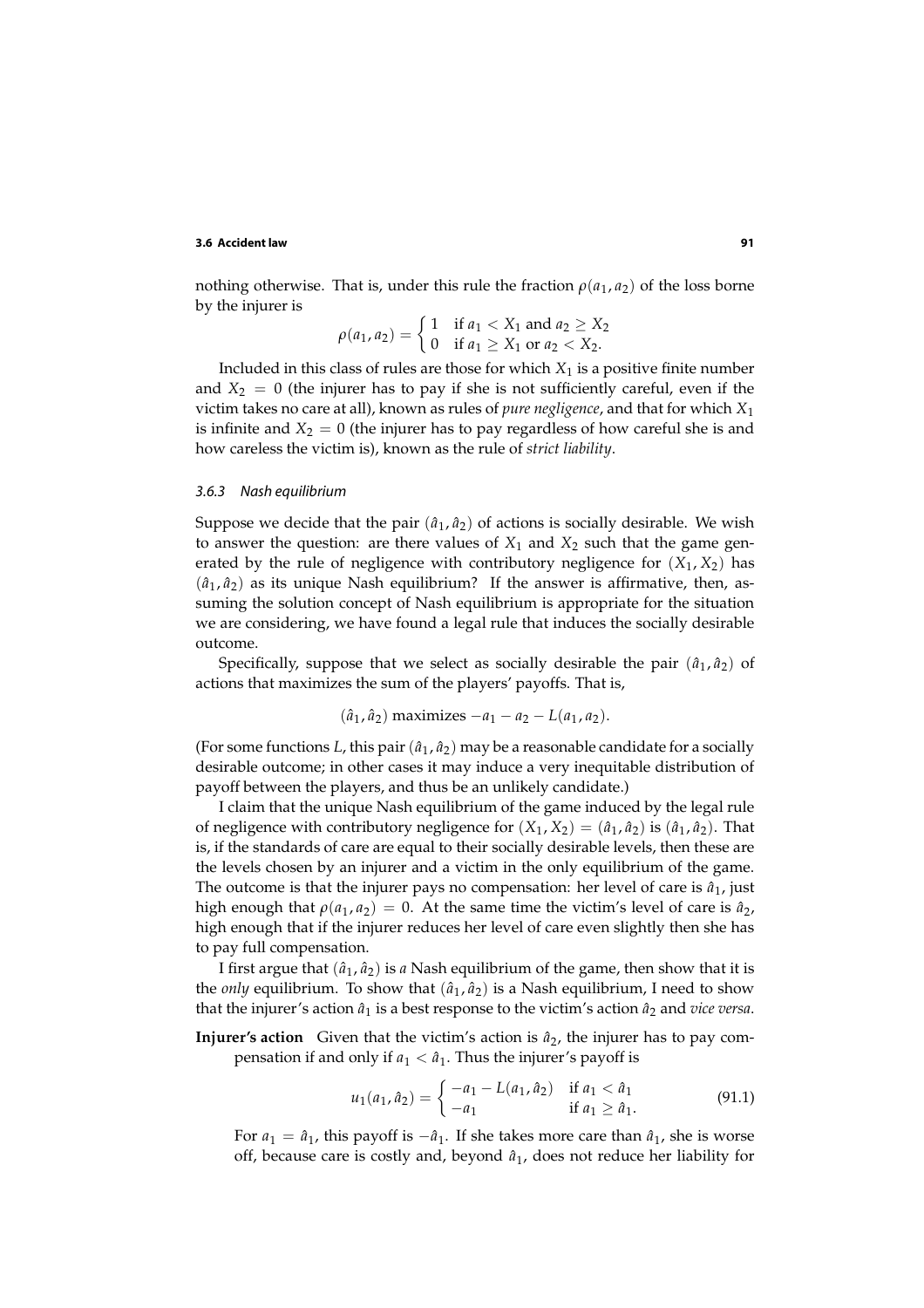nothing otherwise. That is, under this rule the fraction $\rho(a_1, a_2)$ of the loss borne by the injurer is

$$\rho(a_1, a_2) = \begin{cases} 1 & \text{if } a_1 < X_1 \text{ and } a_2 \geq X_2 \\ 0 & \text{if } a_1 \geq X_1 \text{ or } a_2 < X_2. \end{cases}$$

Included in this class of rules are those for which $X_1$ is a positive finite number and $X_2 = 0$ (the injurer has to pay if she is not sufficiently careful, even if the victim takes no care at all), known as rules of *pure negligence*, and that for which $X_1$ is infinite and $X_2 = 0$ (the injurer has to pay regardless of how careful she is and how careless the victim is), known as the rule of *strict liability*.

### 3.6.3 Nash equilibrium

Suppose we decide that the pair $(\hat{a}_1, \hat{a}_2)$ of actions is socially desirable. We wish to answer the question: are there values of $X_1$ and $X_2$ such that the game generated by the rule of negligence with contributory negligence for $(X_1, X_2)$ has $(\hat{a}_1, \hat{a}_2)$ as its unique Nash equilibrium? If the answer is affirmative, then, assuming the solution concept of Nash equilibrium is appropriate for the situation we are considering, we have found a legal rule that induces the socially desirable outcome.

Specifically, suppose that we select as socially desirable the pair $(\hat{a}_1, \hat{a}_2)$ of actions that maximizes the sum of the players' payoffs. That is,

$$(\hat{a}_1, \hat{a}_2) \text{ maximizes } -a_1 - a_2 - L(a_1, a_2).$$

(For some functions $L$, this pair $(\hat{a}_1, \hat{a}_2)$ may be a reasonable candidate for a socially desirable outcome; in other cases it may induce a very inequitable distribution of payoff between the players, and thus be an unlikely candidate.)

I claim that the unique Nash equilibrium of the game induced by the legal rule of negligence with contributory negligence for $(X_1, X_2) = (\hat{a}_1, \hat{a}_2)$ is $(\hat{a}_1, \hat{a}_2)$. That is, if the standards of care are equal to their socially desirable levels, then these are the levels chosen by an injurer and a victim in the only equilibrium of the game. The outcome is that the injurer pays no compensation: her level of care is $\hat{a}_1$, just high enough that $\rho(a_1, a_2) = 0$. At the same time the victim's level of care is $\hat{a}_2$, high enough that if the injurer reduces her level of care even slightly then she has to pay full compensation.

I first argue that $(\hat{a}_1, \hat{a}_2)$ is *a* Nash equilibrium of the game, then show that it is the *only* equilibrium. To show that $(\hat{a}_1, \hat{a}_2)$ is a Nash equilibrium, I need to show that the injurer's action $\hat{a}_1$ is a best response to the victim's action $\hat{a}_2$ and *vice versa*.

**Injurer's action** Given that the victim's action is $\hat{a}_2$, the injurer has to pay compensation if and only if $a_1 < \hat{a}_1$. Thus the injurer's payoff is

$$u_1(a_1, \hat{a}_2) = \begin{cases} -a_1 - L(a_1, \hat{a}_2) & \text{if } a_1 < \hat{a}_1 \\ -a_1 & \text{if } a_1 \geq \hat{a}_1. \end{cases} \tag{91.1}$$

For $a_1 = \hat{a}_1$, this payoff is $-\hat{a}_1$. If she takes more care than $\hat{a}_1$, she is worse off, because care is costly and, beyond $\hat{a}_1$, does not reduce her liability for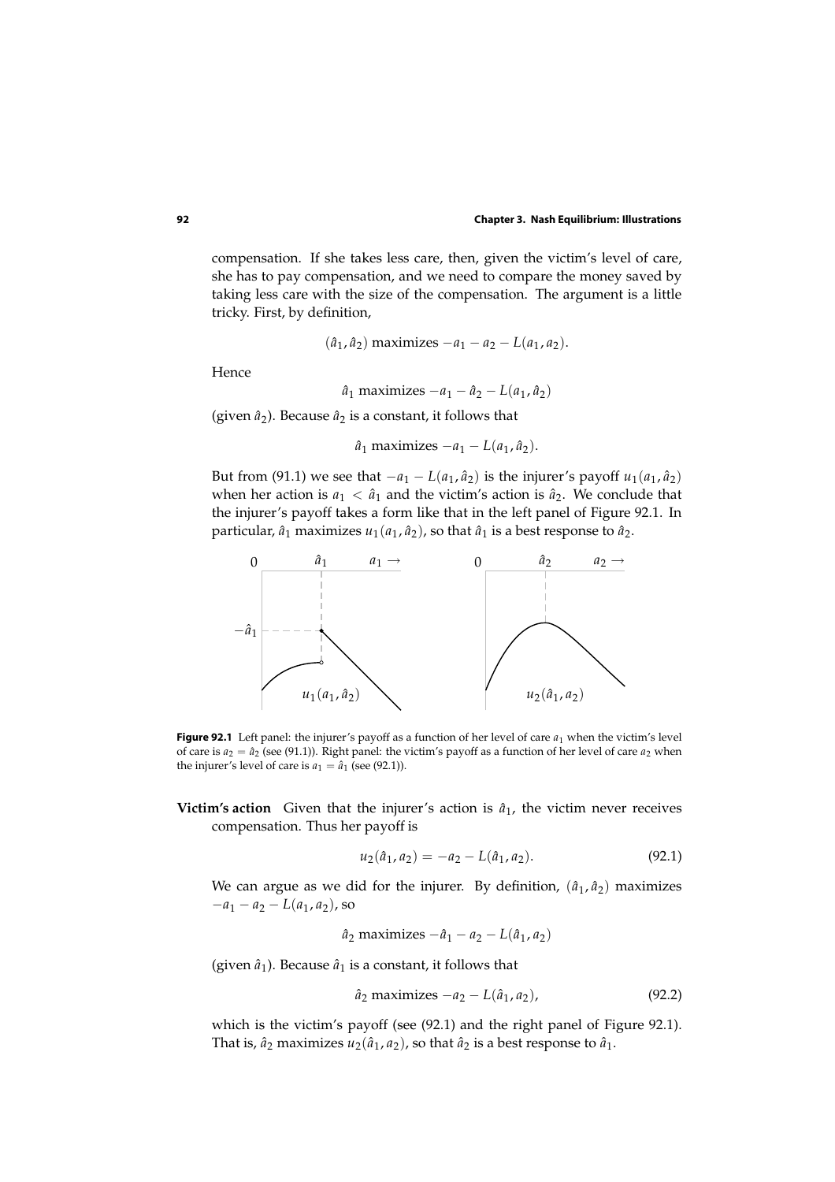compensation. If she takes less care, then, given the victim's level of care, she has to pay compensation, and we need to compare the money saved by taking less care with the size of the compensation. The argument is a little tricky. First, by definition,

$$(\hat{a}_1, \hat{a}_2) \text{ maximizes } -a_1 - a_2 - L(a_1, a_2).$$

Hence

$$\hat{a}_1 \text{ maximizes } -a_1 - \hat{a}_2 - L(a_1, \hat{a}_2)$$

(given $\hat{a}_2$). Because $\hat{a}_2$ is a constant, it follows that

$$\hat{a}_1 \text{ maximizes } -a_1 - L(a_1, \hat{a}_2).$$

But from (91.1) we see that $-a_1 - L(a_1, \hat{a}_2)$ is the injurer's payoff $u_1(a_1, \hat{a}_2)$ when her action is $a_1 < \hat{a}_1$ and the victim's action is $\hat{a}_2$. We conclude that the injurer's payoff takes a form like that in the left panel of Figure 92.1. In particular, $\hat{a}_1$ maximizes $u_1(a_1, \hat{a}_2)$, so that $\hat{a}_1$ is a best response to $\hat{a}_2$.

**Figure 92.1** Left panel: the injurer's payoff as a function of her level of care $a_1$ when the victim's level of care is $a_2 = \hat{a}_2$ (see (91.1)). Right panel: the victim's payoff as a function of her level of care $a_2$ when the injurer's level of care is $a_1 = \hat{a}_1$ (see (92.1)).

**Victim's action** Given that the injurer's action is $\hat{a}_1$, the victim never receives compensation. Thus her payoff is

$$u_2(\hat{a}_1, a_2) = -a_2 - L(\hat{a}_1, a_2). \tag{92.1}$$

We can argue as we did for the injurer. By definition, $(\hat{a}_1, \hat{a}_2)$ maximizes $-a_1 - a_2 - L(a_1, a_2)$, so

$$\hat{a}_2 \text{ maximizes } -\hat{a}_1 - a_2 - L(\hat{a}_1, a_2)$$

(given $\hat{a}_1$). Because $\hat{a}_1$ is a constant, it follows that

$$\hat{a}_2 \text{ maximizes } -a_2 - L(\hat{a}_1, a_2), \tag{92.2}$$

which is the victim's payoff (see (92.1) and the right panel of Figure 92.1). That is, $\hat{a}_2$ maximizes $u_2(\hat{a}_1, a_2)$, so that $\hat{a}_2$ is a best response to $\hat{a}_1$.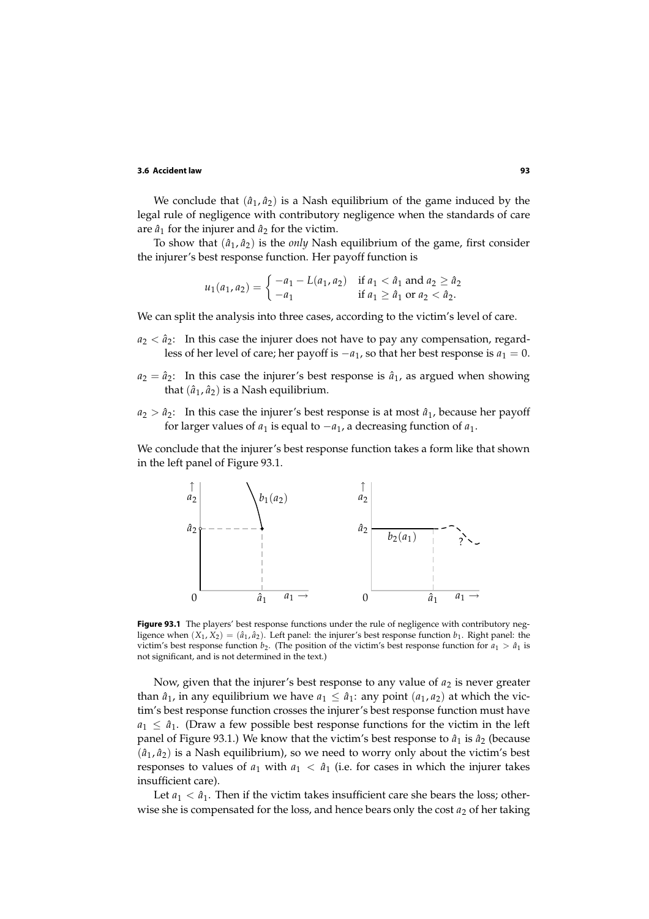We conclude that $(\hat{a}_1, \hat{a}_2)$ is a Nash equilibrium of the game induced by the legal rule of negligence with contributory negligence when the standards of care are $\hat{a}_1$ for the injurer and $\hat{a}_2$ for the victim.

To show that $(\hat{a}_1, \hat{a}_2)$ is the *only* Nash equilibrium of the game, first consider the injurer's best response function. Her payoff function is

$$u_1(a_1, a_2) = \begin{cases} -a_1 - L(a_1, a_2) & \text{if } a_1 < \hat{a}_1 \text{ and } a_2 \geq \hat{a}_2 \\ -a_1 & \text{if } a_1 \geq \hat{a}_1 \text{ or } a_2 < \hat{a}_2. \end{cases}$$

We can split the analysis into three cases, according to the victim's level of care.

$a_2 < \hat{a}_2$: In this case the injurer does not have to pay any compensation, regardless of her level of care; her payoff is $-a_1$, so that her best response is $a_1 = 0$.

$a_2 = \hat{a}_2$: In this case the injurer's best response is $\hat{a}_1$, as argued when showing that $(\hat{a}_1, \hat{a}_2)$ is a Nash equilibrium.

$a_2 > \hat{a}_2$: In this case the injurer's best response is at most $\hat{a}_1$, because her payoff for larger values of $a_1$ is equal to $-a_1$, a decreasing function of $a_1$.

We conclude that the injurer's best response function takes a form like that shown in the left panel of Figure 93.1.

**Figure 93.1** The players' best response functions under the rule of negligence with contributory negligence when $(X_1, X_2) = (\hat{a}_1, \hat{a}_2)$. Left panel: the injurer's best response function $b_1$. Right panel: the victim's best response function $b_2$. (The position of the victim's best response function for $a_1 > \hat{a}_1$ is not significant, and is not determined in the text.)

Now, given that the injurer's best response to any value of $a_2$ is never greater than $\hat{a}_1$, in any equilibrium we have $a_1 \leq \hat{a}_1$: any point $(a_1, a_2)$ at which the victim's best response function crosses the injurer's best response function must have $a_1 \leq \hat{a}_1$. (Draw a few possible best response functions for the victim in the left panel of Figure 93.1.) We know that the victim's best response to $\hat{a}_1$ is $\hat{a}_2$ (because $(\hat{a}_1, \hat{a}_2)$ is a Nash equilibrium), so we need to worry only about the victim's best responses to values of $a_1$ with $a_1 < \hat{a}_1$ (i.e. for cases in which the injurer takes insufficient care).

Let $a_1 < \hat{a}_1$. Then if the victim takes insufficient care she bears the loss; otherwise she is compensated for the loss, and hence bears only the cost $a_2$ of her taking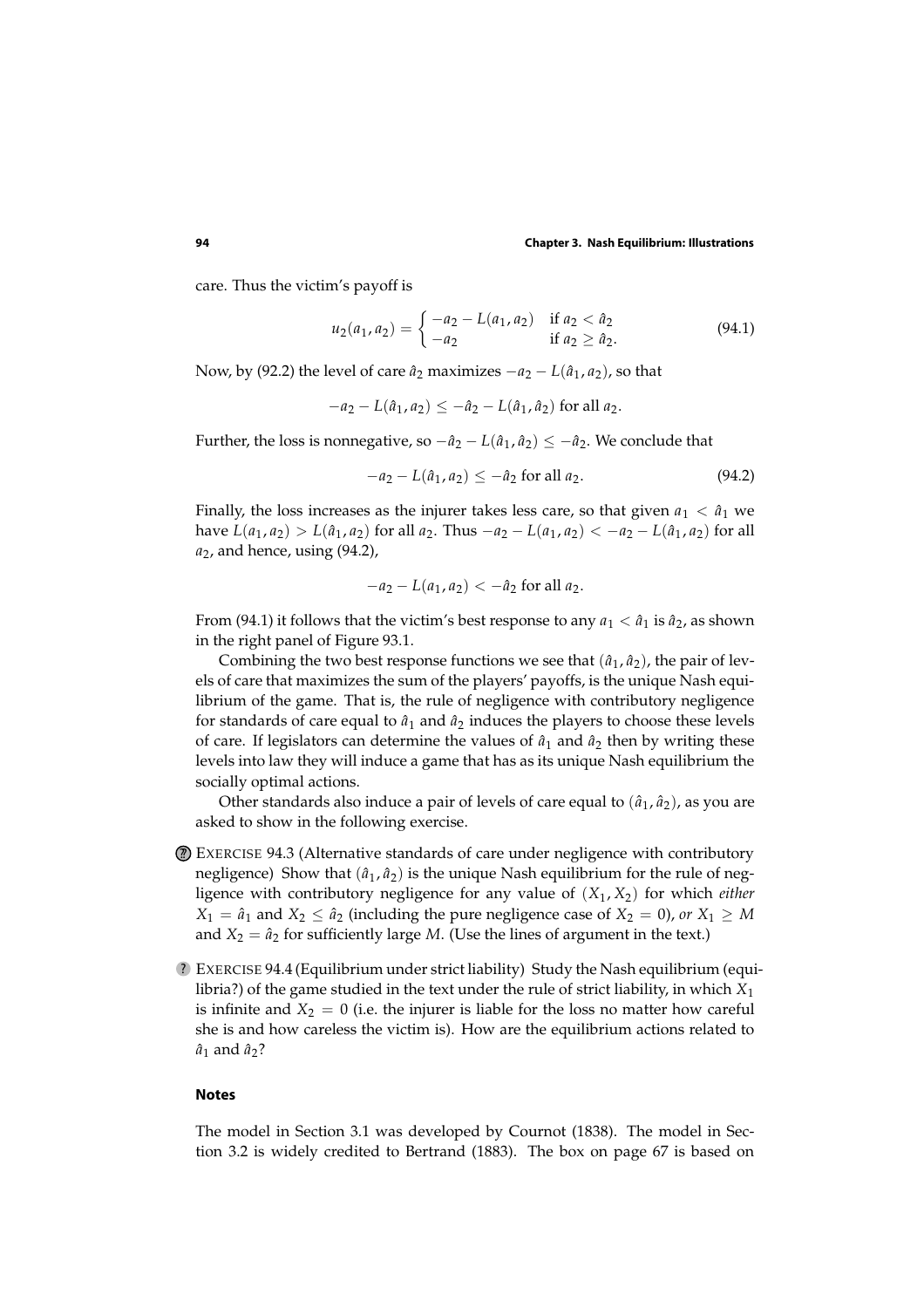care. Thus the victim's payoff is

$$u_2(a_1, a_2) = \begin{cases} -a_2 - L(a_1, a_2) & \text{if } a_2 < \hat{a}_2 \\ -a_2 & \text{if } a_2 \geq \hat{a}_2. \end{cases} \tag{94.1}$$

Now, by (92.2) the level of care $\hat{a}_2$ maximizes $-a_2 - L(\hat{a}_1, a_2)$, so that

$$-a_2 - L(\hat{a}_1, a_2) \leq -\hat{a}_2 - L(\hat{a}_1, \hat{a}_2) \text{ for all } a_2.$$

Further, the loss is nonnegative, so $-\hat{a}_2 - L(\hat{a}_1, \hat{a}_2) \leq -\hat{a}_2$. We conclude that

$$-a_2 - L(\hat{a}_1, a_2) \leq -\hat{a}_2 \text{ for all } a_2. \tag{94.2}$$

Finally, the loss increases as the injurer takes less care, so that given $a_1 < \hat{a}_1$ we have $L(a_1, a_2) > L(\hat{a}_1, a_2)$ for all $a_2$. Thus $-a_2 - L(a_1, a_2) < -a_2 - L(\hat{a}_1, a_2)$ for all $a_2$, and hence, using (94.2),

$$-a_2 - L(a_1, a_2) < -\hat{a}_2 \text{ for all } a_2.$$

From (94.1) it follows that the victim's best response to any $a_1 < \hat{a}_1$ is $\hat{a}_2$, as shown in the right panel of Figure 93.1.

Combining the two best response functions we see that $(\hat{a}_1, \hat{a}_2)$, the pair of levels of care that maximizes the sum of the players' payoffs, is the unique Nash equilibrium of the game. That is, the rule of negligence with contributory negligence for standards of care equal to $\hat{a}_1$ and $\hat{a}_2$ induces the players to choose these levels of care. If legislators can determine the values of $\hat{a}_1$ and $\hat{a}_2$ then by writing these levels into law they will induce a game that has as its unique Nash equilibrium the socially optimal actions.

Other standards also induce a pair of levels of care equal to $(\hat{a}_1, \hat{a}_2)$, as you are asked to show in the following exercise.

?? EXERCISE 94.3 (Alternative standards of care under negligence with contributory negligence) Show that $(\hat{a}_1, \hat{a}_2)$ is the unique Nash equilibrium for the rule of negligence with contributory negligence for any value of $(X_1, X_2)$ for which *either* $X_1 = \hat{a}_1$ and $X_2 \leq \hat{a}_2$ (including the pure negligence case of $X_2 = 0$), *or* $X_1 \geq M$ and $X_2 = \hat{a}_2$ for sufficiently large $M$. (Use the lines of argument in the text.)

? EXERCISE 94.4 (Equilibrium under strict liability) Study the Nash equilibrium (equilibria?) of the game studied in the text under the rule of strict liability, in which $X_1$ is infinite and $X_2 = 0$ (i.e. the injurer is liable for the loss no matter how careful she is and how careless the victim is). How are the equilibrium actions related to $\hat{a}_1$ and $\hat{a}_2$?

## Notes

The model in Section 3.1 was developed by Cournot (1838). The model in Section 3.2 is widely credited to Bertrand (1883). The box on page 67 is based on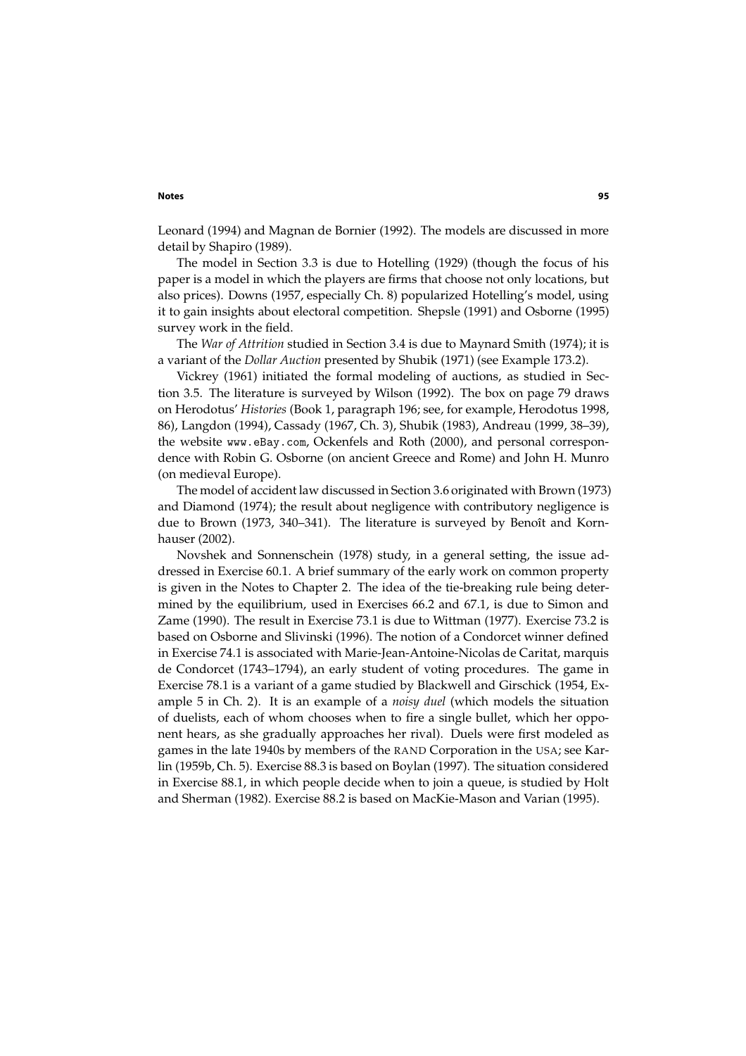Leonard (1994) and Magnan de Bornier (1992). The models are discussed in more detail by Shapiro (1989).

The model in Section 3.3 is due to Hotelling (1929) (though the focus of his paper is a model in which the players are firms that choose not only locations, but also prices). Downs (1957, especially Ch. 8) popularized Hotelling's model, using it to gain insights about electoral competition. Shepsle (1991) and Osborne (1995) survey work in the field.

The *War of Attrition* studied in Section 3.4 is due to Maynard Smith (1974); it is a variant of the *Dollar Auction* presented by Shubik (1971) (see Example 173.2).

Vickrey (1961) initiated the formal modeling of auctions, as studied in Section 3.5. The literature is surveyed by Wilson (1992). The box on page 79 draws on Herodotus' *Histories* (Book 1, paragraph 196; see, for example, Herodotus 1998, 86), Langdon (1994), Cassady (1967, Ch. 3), Shubik (1983), Andreau (1999, 38–39), the website `www.eBay.com`, Ockenfels and Roth (2000), and personal correspondence with Robin G. Osborne (on ancient Greece and Rome) and John H. Munro (on medieval Europe).

The model of accident law discussed in Section 3.6 originated with Brown (1973) and Diamond (1974); the result about negligence with contributory negligence is due to Brown (1973, 340–341). The literature is surveyed by Benoît and Kornhauser (2002).

Novshek and Sonnenschein (1978) study, in a general setting, the issue addressed in Exercise 60.1. A brief summary of the early work on common property is given in the Notes to Chapter 2. The idea of the tie-breaking rule being determined by the equilibrium, used in Exercises 66.2 and 67.1, is due to Simon and Zame (1990). The result in Exercise 73.1 is due to Wittman (1977). Exercise 73.2 is based on Osborne and Slivinski (1996). The notion of a Condorcet winner defined in Exercise 74.1 is associated with Marie-Jean-Antoine-Nicolas de Caritat, marquis de Condorcet (1743–1794), an early student of voting procedures. The game in Exercise 78.1 is a variant of a game studied by Blackwell and Girschick (1954, Example 5 in Ch. 2). It is an example of a *noisy duel* (which models the situation of duelists, each of whom chooses when to fire a single bullet, which her opponent hears, as she gradually approaches her rival). Duels were first modeled as games in the late 1940s by members of the RAND Corporation in the USA; see Karlin (1959b, Ch. 5). Exercise 88.3 is based on Boylan (1997). The situation considered in Exercise 88.1, in which people decide when to join a queue, is studied by Holt and Sherman (1982). Exercise 88.2 is based on MacKie-Mason and Varian (1995).